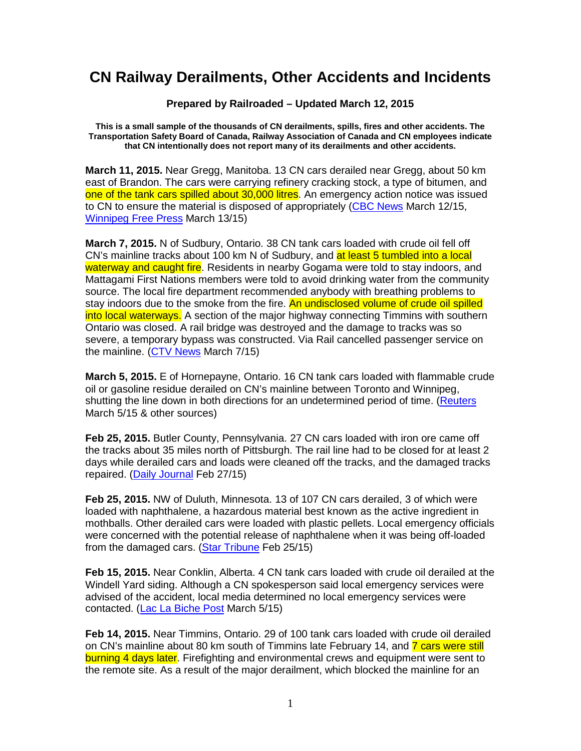# CN Railway Derailments, Other Accidents and Incidents

**Prepared by Railroaded – Updated March 12, 2015**

**This is a small sample of the thousands of CN derailments, spills, fires and other accidents. The Transportation Safety Board of Canada, Railway Association of Canada and CN employees indicate that CN intentionally does not report many of its derailments and other accidents.**

**March 11, 2015.** Near Gregg, Manitoba. 13 CN cars derailed near Gregg, about 50 km east of Brandon. The cars were carrying refinery cracking stock, a type of bitumen, and one of the tank cars spilled about 30,000 litres. An emergency action notice was issued to CN to ensure the material is disposed of appropriately (CBC News March 12/15, Winnipeg Free Press March 13/15)

**March 7, 2015.** N of Sudbury, Ontario. 38 CN tank cars loaded with crude oil fell off CN's mainline tracks about 100 km N of Sudbury, and at least 5 tumbled into a local waterway and caught fire. Residents in nearby Gogama were told to stay indoors, and Mattagami First Nations members were told to avoid drinking water from the community source. The local fire department recommended anybody with breathing problems to stay indoors due to the smoke from the fire. An undisclosed volume of crude oil spilled into local waterways. A section of the major highway connecting Timmins with southern Ontario was closed. A rail bridge was destroyed and the damage to tracks was so severe, a temporary bypass was constructed. Via Rail cancelled passenger service on the mainline. (CTV News March 7/15)

**March 5, 2015.** E of Hornepayne, Ontario. 16 CN tank cars loaded with flammable crude oil or gasoline residue derailed on CN's mainline between Toronto and Winnipeg, shutting the line down in both directions for an undetermined period of time. (Reuters March 5/15 & other sources)

**Feb 25, 2015.** Butler County, Pennsylvania. 27 CN cars loaded with iron ore came off the tracks about 35 miles north of Pittsburgh. The rail line had to be closed for at least 2 days while derailed cars and loads were cleaned off the tracks, and the damaged tracks repaired. (Daily Journal Feb 27/15)

**Feb 25, 2015.** NW of Duluth, Minnesota. 13 of 107 CN cars derailed, 3 of which were loaded with naphthalene, a hazardous material best known as the active ingredient in mothballs. Other derailed cars were loaded with plastic pellets. Local emergency officials were concerned with the potential release of naphthalene when it was being off-loaded from the damaged cars. (Star Tribune Feb 25/15)

**Feb 15, 2015.** Near Conklin, Alberta. 4 CN tank cars loaded with crude oil derailed at the Windell Yard siding. Although a CN spokesperson said local emergency services were advised of the accident, local media determined no local emergency services were contacted. (Lac La Biche Post March 5/15)

**Feb 14, 2015.** Near Timmins, Ontario. 29 of 100 tank cars loaded with crude oil derailed on CN's mainline about 80 km south of Timmins late February 14, and 7 cars were still burning 4 days later. Firefighting and environmental crews and equipment were sent to the remote site. As a result of the major derailment, which blocked the mainline for an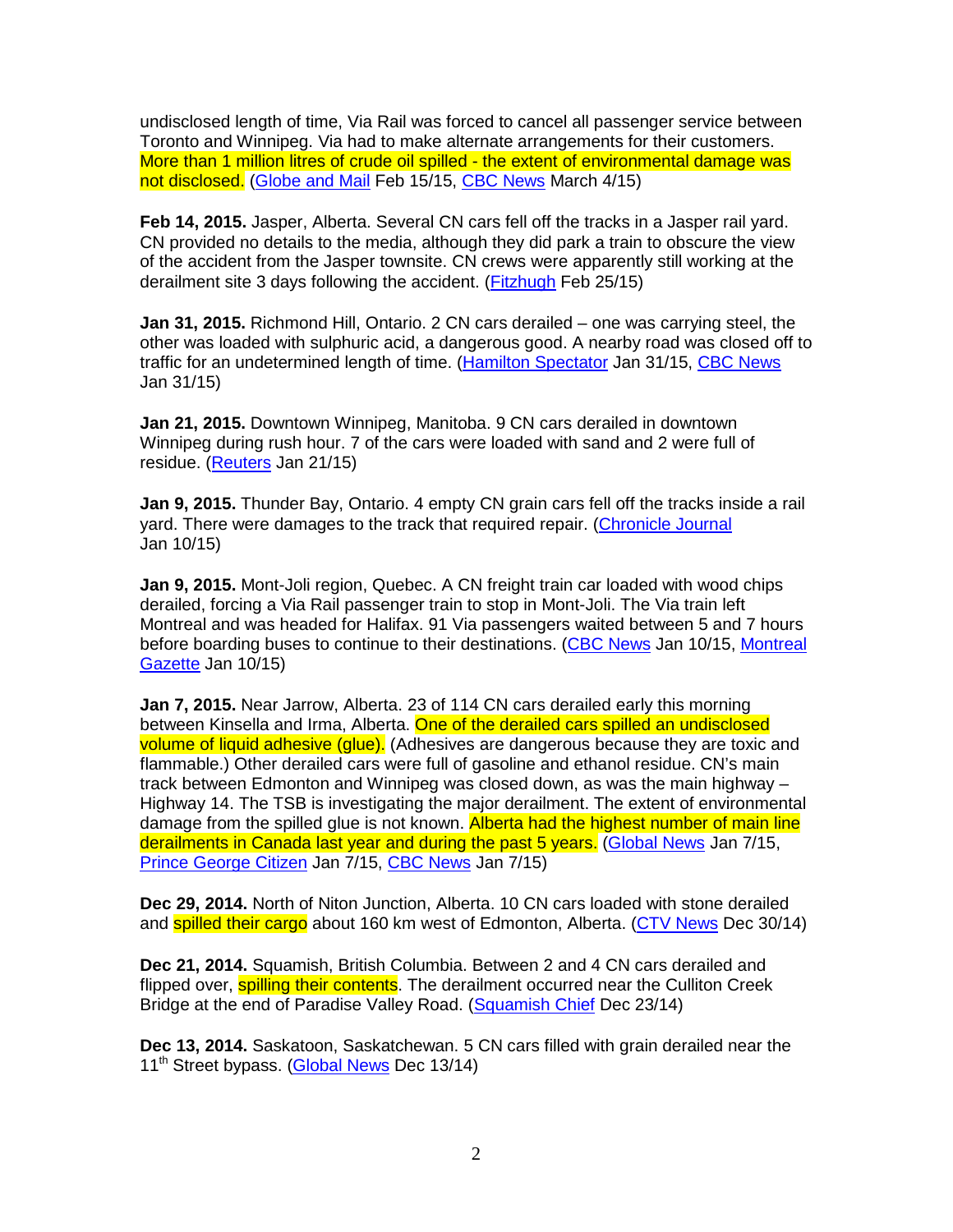undisclosed length of time, Via Rail was forced to cancel all passenger service between Toronto and Winnipeg. Via had to make alternate arrangements for their customers. More than 1 million litres of crude oil spilled - the extent of environmental damage was not disclosed. (Globe and Mail Feb 15/15, CBC News March 4/15)

**Feb 14, 2015.** Jasper, Alberta. Several CN cars fell off the tracks in a Jasper rail yard. CN provided no details to the media, although they did park a train to obscure the view of the accident from the Jasper townsite. CN crews were apparently still working at the derailment site 3 days following the accident. (Fitzhugh Feb 25/15)

**Jan 31, 2015.** Richmond Hill, Ontario. 2 CN cars derailed – one was carrying steel, the other was loaded with sulphuric acid, a dangerous good. A nearby road was closed off to traffic for an undetermined length of time. (Hamilton Spectator Jan 31/15, CBC News Jan 31/15)

**Jan 21, 2015.** Downtown Winnipeg, Manitoba. 9 CN cars derailed in downtown Winnipeg during rush hour. 7 of the cars were loaded with sand and 2 were full of residue. (Reuters Jan 21/15)

**Jan 9, 2015.** Thunder Bay, Ontario. 4 empty CN grain cars fell off the tracks inside a rail yard. There were damages to the track that required repair. (Chronicle Journal Jan 10/15)

**Jan 9, 2015.** Mont-Joli region, Quebec. A CN freight train car loaded with wood chips derailed, forcing a Via Rail passenger train to stop in Mont-Joli. The Via train left Montreal and was headed for Halifax. 91 Via passengers waited between 5 and 7 hours before boarding buses to continue to their destinations. (CBC News Jan 10/15, Montreal Gazette Jan 10/15)

**Jan 7, 2015.** Near Jarrow, Alberta. 23 of 114 CN cars derailed early this morning between Kinsella and Irma, Alberta. One of the derailed cars spilled an undisclosed volume of liquid adhesive (glue). (Adhesives are dangerous because they are toxic and flammable.) Other derailed cars were full of gasoline and ethanol residue. CN's main track between Edmonton and Winnipeg was closed down, as was the main highway – Highway 14. The TSB is investigating the major derailment. The extent of environmental damage from the spilled glue is not known. Alberta had the highest number of main line derailments in Canada last year and during the past 5 years. (Global News Jan 7/15, Prince George Citizen Jan 7/15, CBC News Jan 7/15)

**Dec 29, 2014.** North of Niton Junction, Alberta. 10 CN cars loaded with stone derailed and spilled their cargo about 160 km west of Edmonton, Alberta. (CTV News Dec 30/14)

**Dec 21, 2014.** Squamish, British Columbia. Between 2 and 4 CN cars derailed and flipped over, spilling their contents. The derailment occurred near the Culliton Creek Bridge at the end of Paradise Valley Road. (Squamish Chief Dec 23/14)

**Dec 13, 2014.** Saskatoon, Saskatchewan. 5 CN cars filled with grain derailed near the 11th Street bypass. (Global News Dec 13/14)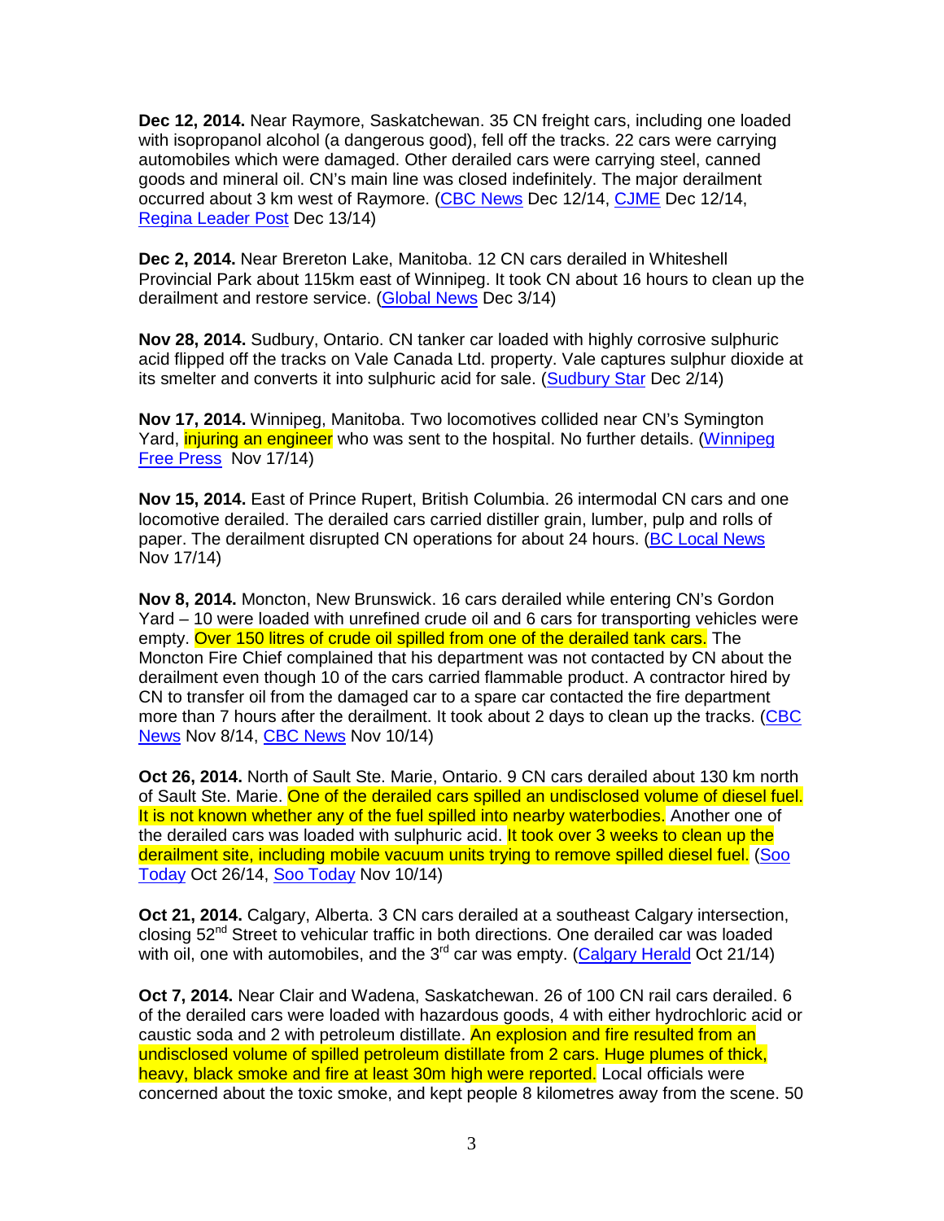**Dec 12, 2014.** Near Raymore, Saskatchewan. 35 CN freight cars, including one loaded with isopropanol alcohol (a dangerous good), fell off the tracks. 22 cars were carrying automobiles which were damaged. Other derailed cars were carrying steel, canned goods and mineral oil. CN's main line was closed indefinitely. The major derailment occurred about 3 km west of Raymore. (CBC News Dec 12/14, CJME Dec 12/14, Regina Leader Post Dec 13/14)

**Dec 2, 2014.** Near Brereton Lake, Manitoba. 12 CN cars derailed in Whiteshell Provincial Park about 115km east of Winnipeg. It took CN about 16 hours to clean up the derailment and restore service. (Global News Dec 3/14)

**Nov 28, 2014.** Sudbury, Ontario. CN tanker car loaded with highly corrosive sulphuric acid flipped off the tracks on Vale Canada Ltd. property. Vale captures sulphur dioxide at its smelter and converts it into sulphuric acid for sale. (Sudbury Star Dec 2/14)

**Nov 17, 2014.** Winnipeg, Manitoba. Two locomotives collided near CN's Symington Yard, injuring an engineer who was sent to the hospital. No further details. (Winnipeg Free Press Nov 17/14)

**Nov 15, 2014.** East of Prince Rupert, British Columbia. 26 intermodal CN cars and one locomotive derailed. The derailed cars carried distiller grain, lumber, pulp and rolls of paper. The derailment disrupted CN operations for about 24 hours. (BC Local News Nov 17/14)

**Nov 8, 2014.** Moncton, New Brunswick. 16 cars derailed while entering CN's Gordon Yard – 10 were loaded with unrefined crude oil and 6 cars for transporting vehicles were empty. Over 150 litres of crude oil spilled from one of the derailed tank cars. The Moncton Fire Chief complained that his department was not contacted by CN about the derailment even though 10 of the cars carried flammable product. A contractor hired by CN to transfer oil from the damaged car to a spare car contacted the fire department more than 7 hours after the derailment. It took about 2 days to clean up the tracks. (CBC News Nov 8/14, CBC News Nov 10/14)

**Oct 26, 2014.** North of Sault Ste. Marie, Ontario. 9 CN cars derailed about 130 km north of Sault Ste. Marie. One of the derailed cars spilled an undisclosed volume of diesel fuel. It is not known whether any of the fuel spilled into nearby waterbodies. Another one of the derailed cars was loaded with sulphuric acid. It took over 3 weeks to clean up the derailment site, including mobile vacuum units trying to remove spilled diesel fuel. (Soo Today Oct 26/14, Soo Today Nov 10/14)

**Oct 21, 2014.** Calgary, Alberta. 3 CN cars derailed at a southeast Calgary intersection, closing 52nd Street to vehicular traffic in both directions. One derailed car was loaded with oil, one with automobiles, and the 3rd car was empty. (Calgary Herald Oct 21/14)

**Oct 7, 2014.** Near Clair and Wadena, Saskatchewan. 26 of 100 CN rail cars derailed. 6 of the derailed cars were loaded with hazardous goods, 4 with either hydrochloric acid or caustic soda and 2 with petroleum distillate. An explosion and fire resulted from an undisclosed volume of spilled petroleum distillate from 2 cars. Huge plumes of thick, heavy, black smoke and fire at least 30m high were reported. Local officials were concerned about the toxic smoke, and kept people 8 kilometres away from the scene. 50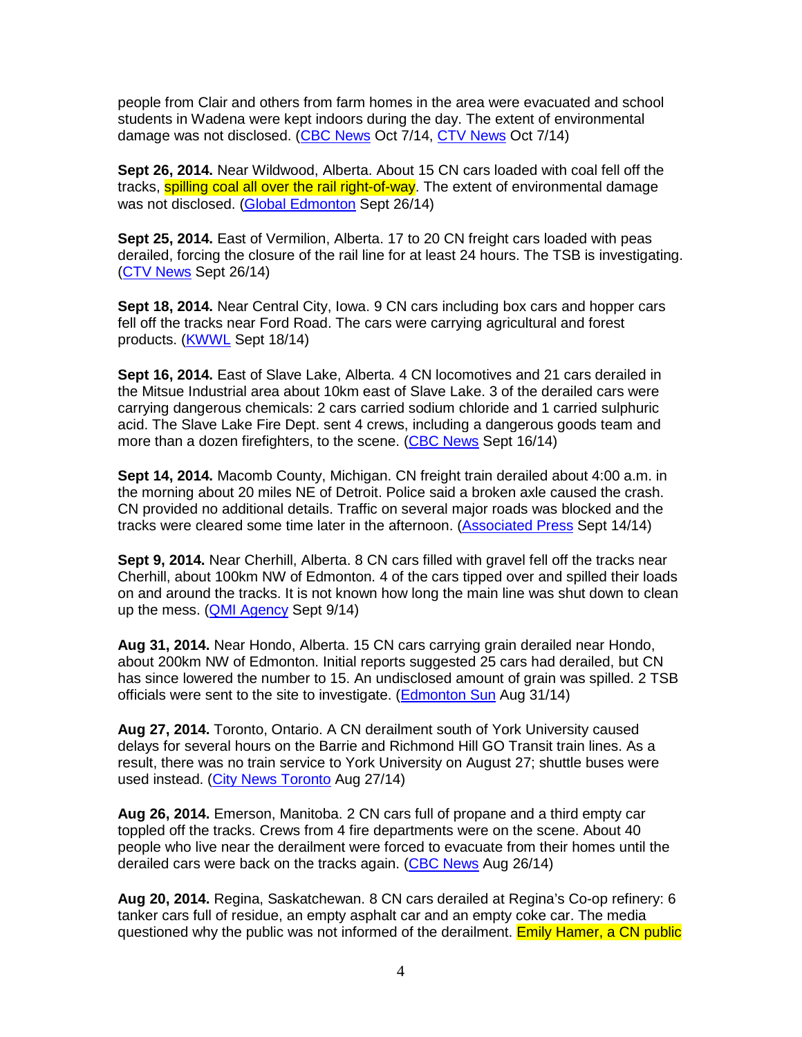people from Clair and others from farm homes in the area were evacuated and school students in Wadena were kept indoors during the day. The extent of environmental damage was not disclosed. (CBC News Oct 7/14, CTV News Oct 7/14)

**Sept 26, 2014.** Near Wildwood, Alberta. About 15 CN cars loaded with coal fell off the tracks, spilling coal all over the rail right-of-way. The extent of environmental damage was not disclosed. (Global Edmonton Sept 26/14)

**Sept 25, 2014.** East of Vermilion, Alberta. 17 to 20 CN freight cars loaded with peas derailed, forcing the closure of the rail line for at least 24 hours. The TSB is investigating. (CTV News Sept 26/14)

**Sept 18, 2014.** Near Central City, Iowa. 9 CN cars including box cars and hopper cars fell off the tracks near Ford Road. The cars were carrying agricultural and forest products. (KWWL Sept 18/14)

**Sept 16, 2014.** East of Slave Lake, Alberta. 4 CN locomotives and 21 cars derailed in the Mitsue Industrial area about 10km east of Slave Lake. 3 of the derailed cars were carrying dangerous chemicals: 2 cars carried sodium chloride and 1 carried sulphuric acid. The Slave Lake Fire Dept. sent 4 crews, including a dangerous goods team and more than a dozen firefighters, to the scene. (CBC News Sept 16/14)

**Sept 14, 2014.** Macomb County, Michigan. CN freight train derailed about 4:00 a.m. in the morning about 20 miles NE of Detroit. Police said a broken axle caused the crash. CN provided no additional details. Traffic on several major roads was blocked and the tracks were cleared some time later in the afternoon. (Associated Press Sept 14/14)

**Sept 9, 2014.** Near Cherhill, Alberta. 8 CN cars filled with gravel fell off the tracks near Cherhill, about 100km NW of Edmonton. 4 of the cars tipped over and spilled their loads on and around the tracks. It is not known how long the main line was shut down to clean up the mess. (QMI Agency Sept 9/14)

**Aug 31, 2014.** Near Hondo, Alberta. 15 CN cars carrying grain derailed near Hondo, about 200km NW of Edmonton. Initial reports suggested 25 cars had derailed, but CN has since lowered the number to 15. An undisclosed amount of grain was spilled. 2 TSB officials were sent to the site to investigate. (Edmonton Sun Aug 31/14)

**Aug 27, 2014.** Toronto, Ontario. A CN derailment south of York University caused delays for several hours on the Barrie and Richmond Hill GO Transit train lines. As a result, there was no train service to York University on August 27; shuttle buses were used instead. (City News Toronto Aug 27/14)

**Aug 26, 2014.** Emerson, Manitoba. 2 CN cars full of propane and a third empty car toppled off the tracks. Crews from 4 fire departments were on the scene. About 40 people who live near the derailment were forced to evacuate from their homes until the derailed cars were back on the tracks again. (CBC News Aug 26/14)

**Aug 20, 2014.** Regina, Saskatchewan. 8 CN cars derailed at Regina's Co-op refinery: 6 tanker cars full of residue, an empty asphalt car and an empty coke car. The media questioned why the public was not informed of the derailment. Emily Hamer, a CN public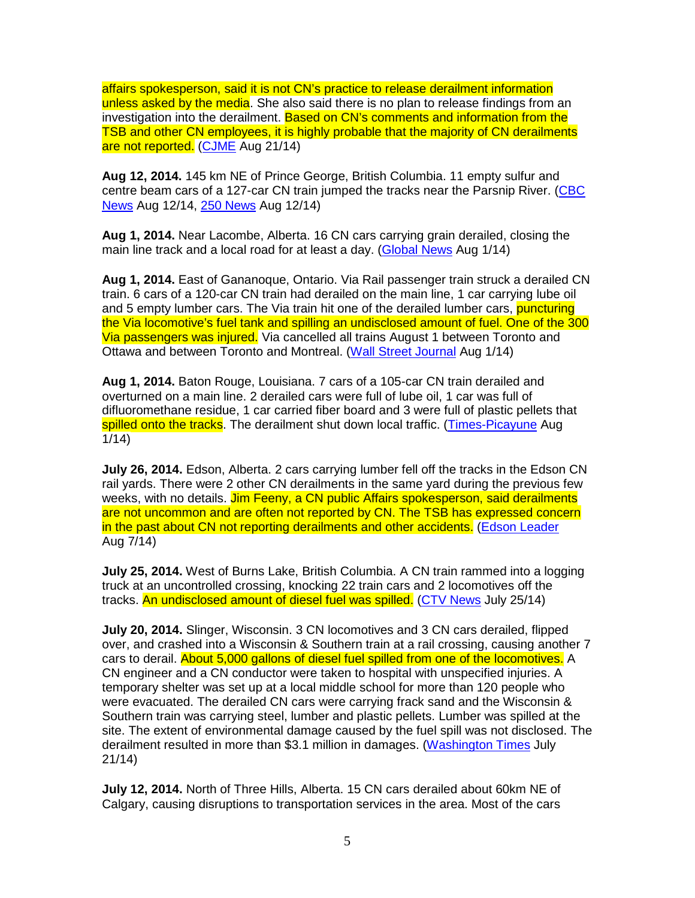affairs spokesperson, said it is not CN's practice to release derailment information unless asked by the media. She also said there is no plan to release findings from an investigation into the derailment. Based on CN's comments and information from the TSB and other CN employees, it is highly probable that the majority of CN derailments are not reported. (CJME Aug 21/14)

**Aug 12, 2014.** 145 km NE of Prince George, British Columbia. 11 empty sulfur and centre beam cars of a 127-car CN train jumped the tracks near the Parsnip River. (CBC News Aug 12/14, 250 News Aug 12/14)

**Aug 1, 2014.** Near Lacombe, Alberta. 16 CN cars carrying grain derailed, closing the main line track and a local road for at least a day. (Global News Aug 1/14)

**Aug 1, 2014.** East of Gananoque, Ontario. Via Rail passenger train struck a derailed CN train. 6 cars of a 120-car CN train had derailed on the main line, 1 car carrying lube oil and 5 empty lumber cars. The Via train hit one of the derailed lumber cars, puncturing the Via locomotive's fuel tank and spilling an undisclosed amount of fuel. One of the 300 Via passengers was injured. Via cancelled all trains August 1 between Toronto and Ottawa and between Toronto and Montreal. (Wall Street Journal Aug 1/14)

**Aug 1, 2014.** Baton Rouge, Louisiana. 7 cars of a 105-car CN train derailed and overturned on a main line. 2 derailed cars were full of lube oil, 1 car was full of difluoromethane residue, 1 car carried fiber board and 3 were full of plastic pellets that spilled onto the tracks. The derailment shut down local traffic. (Times-Picayune Aug 1/14)

**July 26, 2014.** Edson, Alberta. 2 cars carrying lumber fell off the tracks in the Edson CN rail yards. There were 2 other CN derailments in the same yard during the previous few weeks, with no details. Jim Feeny, a CN public Affairs spokesperson, said derailments are not uncommon and are often not reported by CN. The TSB has expressed concern in the past about CN not reporting derailments and other accidents. (Edson Leader Aug 7/14)

**July 25, 2014.** West of Burns Lake, British Columbia. A CN train rammed into a logging truck at an uncontrolled crossing, knocking 22 train cars and 2 locomotives off the tracks. An undisclosed amount of diesel fuel was spilled. (CTV News July 25/14)

**July 20, 2014.** Slinger, Wisconsin. 3 CN locomotives and 3 CN cars derailed, flipped over, and crashed into a Wisconsin & Southern train at a rail crossing, causing another 7 cars to derail. About 5,000 gallons of diesel fuel spilled from one of the locomotives. A CN engineer and a CN conductor were taken to hospital with unspecified injuries. A temporary shelter was set up at a local middle school for more than 120 people who were evacuated. The derailed CN cars were carrying frack sand and the Wisconsin & Southern train was carrying steel, lumber and plastic pellets. Lumber was spilled at the site. The extent of environmental damage caused by the fuel spill was not disclosed. The derailment resulted in more than $3.1 million in damages. (Washington Times July 21/14)

**July 12, 2014.** North of Three Hills, Alberta. 15 CN cars derailed about 60km NE of Calgary, causing disruptions to transportation services in the area. Most of the cars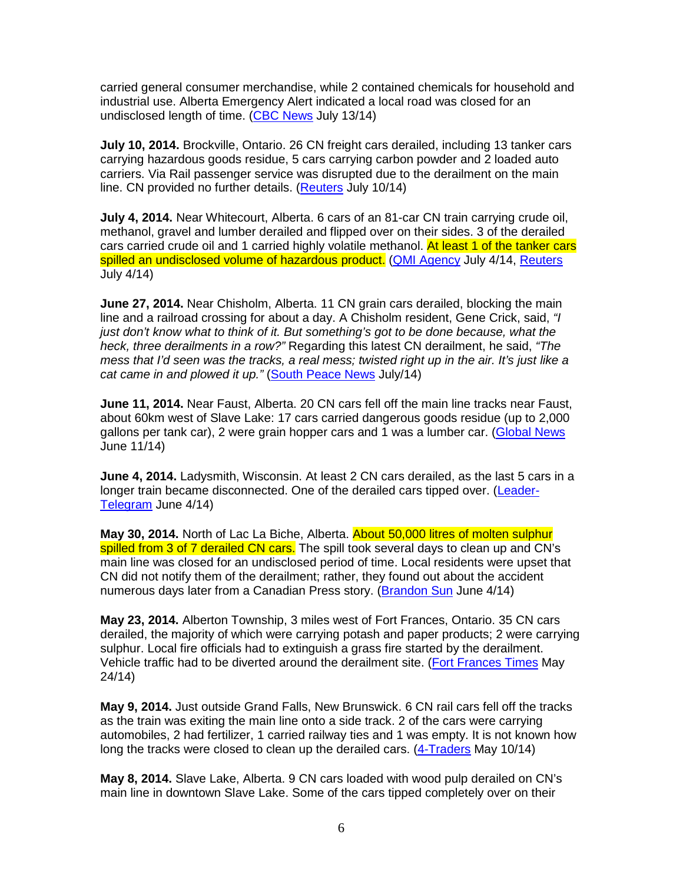carried general consumer merchandise, while 2 contained chemicals for household and industrial use. Alberta Emergency Alert indicated a local road was closed for an undisclosed length of time. (CBC News July 13/14)

**July 10, 2014.** Brockville, Ontario. 26 CN freight cars derailed, including 13 tanker cars carrying hazardous goods residue, 5 cars carrying carbon powder and 2 loaded auto carriers. Via Rail passenger service was disrupted due to the derailment on the main line. CN provided no further details. (Reuters July 10/14)

**July 4, 2014.** Near Whitecourt, Alberta. 6 cars of an 81-car CN train carrying crude oil, methanol, gravel and lumber derailed and flipped over on their sides. 3 of the derailed cars carried crude oil and 1 carried highly volatile methanol. At least 1 of the tanker cars spilled an undisclosed volume of hazardous product. (QMI Agency July 4/14, Reuters July 4/14)

**June 27, 2014.** Near Chisholm, Alberta. 11 CN grain cars derailed, blocking the main line and a railroad crossing for about a day. A Chisholm resident, Gene Crick, said, *"I just don't know what to think of it. But something's got to be done because, what the heck, three derailments in a row?"* Regarding this latest CN derailment, he said, *"The mess that I'd seen was the tracks, a real mess; twisted right up in the air. It's just like a cat came in and plowed it up."* (South Peace News July/14)

**June 11, 2014.** Near Faust, Alberta. 20 CN cars fell off the main line tracks near Faust, about 60km west of Slave Lake: 17 cars carried dangerous goods residue (up to 2,000 gallons per tank car), 2 were grain hopper cars and 1 was a lumber car. (Global News June 11/14)

**June 4, 2014.** Ladysmith, Wisconsin. At least 2 CN cars derailed, as the last 5 cars in a longer train became disconnected. One of the derailed cars tipped over. (Leader-Telegram June 4/14)

**May 30, 2014.** North of Lac La Biche, Alberta. About 50,000 litres of molten sulphur spilled from 3 of 7 derailed CN cars. The spill took several days to clean up and CN's main line was closed for an undisclosed period of time. Local residents were upset that CN did not notify them of the derailment; rather, they found out about the accident numerous days later from a Canadian Press story. (Brandon Sun June 4/14)

**May 23, 2014.** Alberton Township, 3 miles west of Fort Frances, Ontario. 35 CN cars derailed, the majority of which were carrying potash and paper products; 2 were carrying sulphur. Local fire officials had to extinguish a grass fire started by the derailment. Vehicle traffic had to be diverted around the derailment site. (Fort Frances Times May 24/14)

**May 9, 2014.** Just outside Grand Falls, New Brunswick. 6 CN rail cars fell off the tracks as the train was exiting the main line onto a side track. 2 of the cars were carrying automobiles, 2 had fertilizer, 1 carried railway ties and 1 was empty. It is not known how long the tracks were closed to clean up the derailed cars. (4-Traders May 10/14)

**May 8, 2014.** Slave Lake, Alberta. 9 CN cars loaded with wood pulp derailed on CN's main line in downtown Slave Lake. Some of the cars tipped completely over on their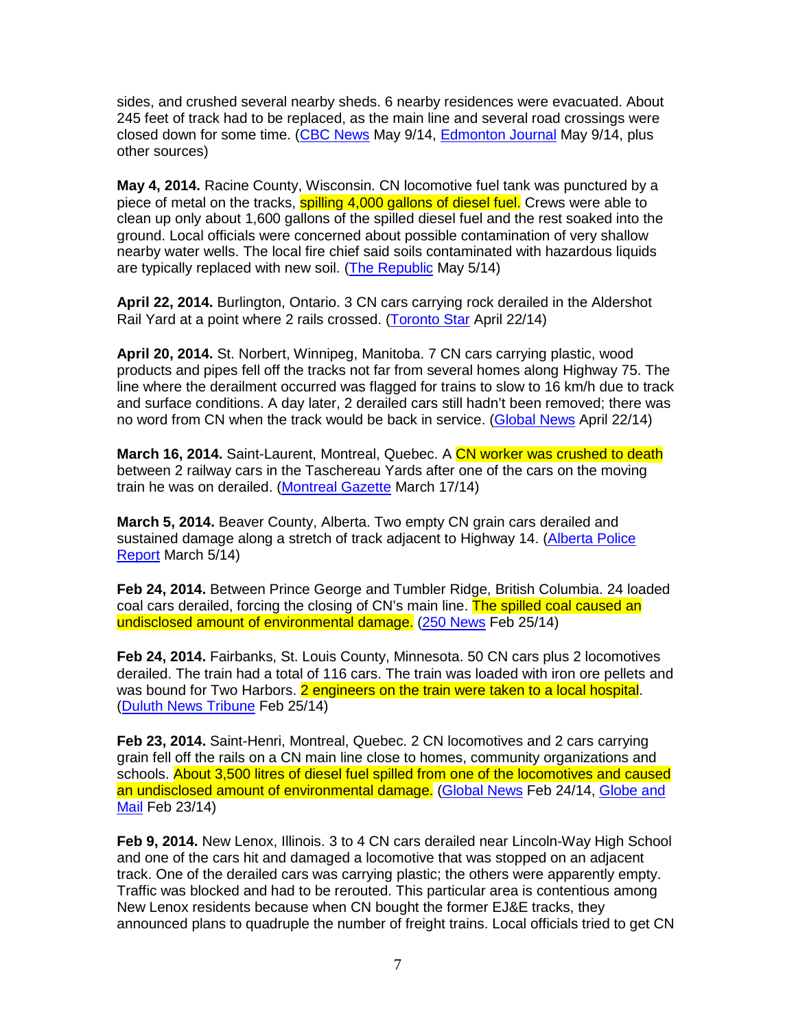sides, and crushed several nearby sheds. 6 nearby residences were evacuated. About 245 feet of track had to be replaced, as the main line and several road crossings were closed down for some time. (CBC News May 9/14, Edmonton Journal May 9/14, plus other sources)

**May 4, 2014.** Racine County, Wisconsin. CN locomotive fuel tank was punctured by a piece of metal on the tracks, spilling 4,000 gallons of diesel fuel. Crews were able to clean up only about 1,600 gallons of the spilled diesel fuel and the rest soaked into the ground. Local officials were concerned about possible contamination of very shallow nearby water wells. The local fire chief said soils contaminated with hazardous liquids are typically replaced with new soil. (The Republic May 5/14)

**April 22, 2014.** Burlington, Ontario. 3 CN cars carrying rock derailed in the Aldershot Rail Yard at a point where 2 rails crossed. (Toronto Star April 22/14)

**April 20, 2014.** St. Norbert, Winnipeg, Manitoba. 7 CN cars carrying plastic, wood products and pipes fell off the tracks not far from several homes along Highway 75. The line where the derailment occurred was flagged for trains to slow to 16 km/h due to track and surface conditions. A day later, 2 derailed cars still hadn't been removed; there was no word from CN when the track would be back in service. (Global News April 22/14)

**March 16, 2014.** Saint-Laurent, Montreal, Quebec. A CN worker was crushed to death between 2 railway cars in the Taschereau Yards after one of the cars on the moving train he was on derailed. (Montreal Gazette March 17/14)

**March 5, 2014.** Beaver County, Alberta. Two empty CN grain cars derailed and sustained damage along a stretch of track adjacent to Highway 14. (Alberta Police Report March 5/14)

**Feb 24, 2014.** Between Prince George and Tumbler Ridge, British Columbia. 24 loaded coal cars derailed, forcing the closing of CN's main line. The spilled coal caused an undisclosed amount of environmental damage. (250 News Feb 25/14)

**Feb 24, 2014.** Fairbanks, St. Louis County, Minnesota. 50 CN cars plus 2 locomotives derailed. The train had a total of 116 cars. The train was loaded with iron ore pellets and was bound for Two Harbors. 2 engineers on the train were taken to a local hospital. (Duluth News Tribune Feb 25/14)

**Feb 23, 2014.** Saint-Henri, Montreal, Quebec. 2 CN locomotives and 2 cars carrying grain fell off the rails on a CN main line close to homes, community organizations and schools. About 3,500 litres of diesel fuel spilled from one of the locomotives and caused an undisclosed amount of environmental damage. (Global News Feb 24/14, Globe and Mail Feb 23/14)

**Feb 9, 2014.** New Lenox, Illinois. 3 to 4 CN cars derailed near Lincoln-Way High School and one of the cars hit and damaged a locomotive that was stopped on an adjacent track. One of the derailed cars was carrying plastic; the others were apparently empty. Traffic was blocked and had to be rerouted. This particular area is contentious among New Lenox residents because when CN bought the former EJ&E tracks, they announced plans to quadruple the number of freight trains. Local officials tried to get CN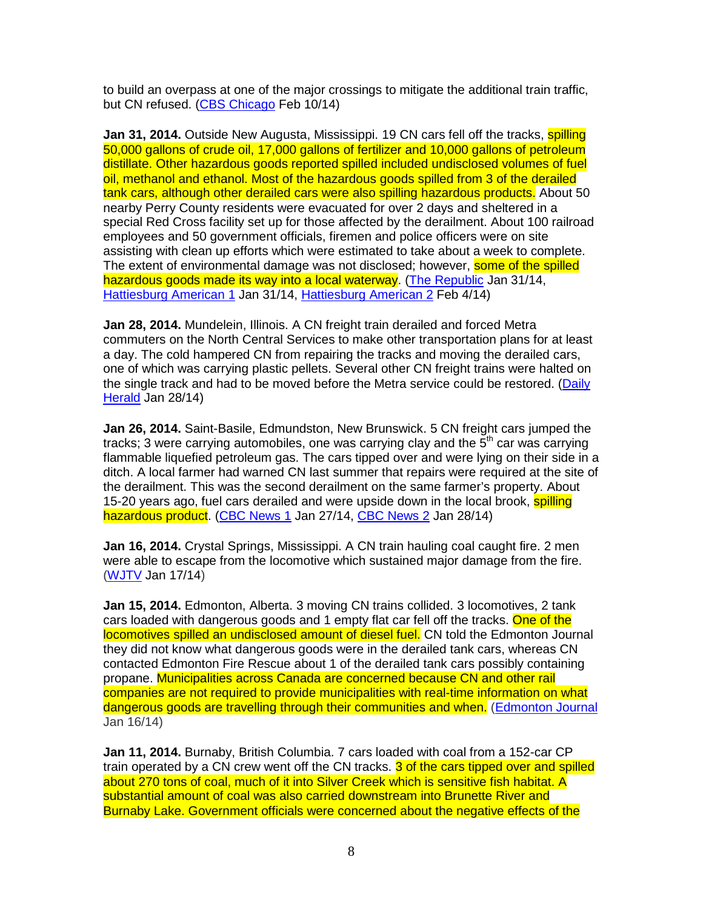to build an overpass at one of the major crossings to mitigate the additional train traffic, but CN refused. (CBS Chicago Feb 10/14)

**Jan 31, 2014.** Outside New Augusta, Mississippi. 19 CN cars fell off the tracks, spilling 50,000 gallons of crude oil, 17,000 gallons of fertilizer and 10,000 gallons of petroleum distillate. Other hazardous goods reported spilled included undisclosed volumes of fuel oil, methanol and ethanol. Most of the hazardous goods spilled from 3 of the derailed tank cars, although other derailed cars were also spilling hazardous products. About 50 nearby Perry County residents were evacuated for over 2 days and sheltered in a special Red Cross facility set up for those affected by the derailment. About 100 railroad employees and 50 government officials, firemen and police officers were on site assisting with clean up efforts which were estimated to take about a week to complete. The extent of environmental damage was not disclosed; however, some of the spilled hazardous goods made its way into a local waterway. (The Republic Jan 31/14, Hattiesburg American 1 Jan 31/14, Hattiesburg American 2 Feb 4/14)

**Jan 28, 2014.** Mundelein, Illinois. A CN freight train derailed and forced Metra commuters on the North Central Services to make other transportation plans for at least a day. The cold hampered CN from repairing the tracks and moving the derailed cars, one of which was carrying plastic pellets. Several other CN freight trains were halted on the single track and had to be moved before the Metra service could be restored. (Daily Herald Jan 28/14)

**Jan 26, 2014.** Saint-Basile, Edmundston, New Brunswick. 5 CN freight cars jumped the tracks; 3 were carrying automobiles, one was carrying clay and the 5th car was carrying flammable liquefied petroleum gas. The cars tipped over and were lying on their side in a ditch. A local farmer had warned CN last summer that repairs were required at the site of the derailment. This was the second derailment on the same farmer's property. About 15-20 years ago, fuel cars derailed and were upside down in the local brook, spilling hazardous product. (CBC News 1 Jan 27/14, CBC News 2 Jan 28/14)

**Jan 16, 2014.** Crystal Springs, Mississippi. A CN train hauling coal caught fire. 2 men were able to escape from the locomotive which sustained major damage from the fire. (WJTV Jan 17/14)

**Jan 15, 2014.** Edmonton, Alberta. 3 moving CN trains collided. 3 locomotives, 2 tank cars loaded with dangerous goods and 1 empty flat car fell off the tracks. One of the locomotives spilled an undisclosed amount of diesel fuel. CN told the Edmonton Journal they did not know what dangerous goods were in the derailed tank cars, whereas CN contacted Edmonton Fire Rescue about 1 of the derailed tank cars possibly containing propane. Municipalities across Canada are concerned because CN and other rail companies are not required to provide municipalities with real-time information on what dangerous goods are travelling through their communities and when. (Edmonton Journal Jan 16/14)

**Jan 11, 2014.** Burnaby, British Columbia. 7 cars loaded with coal from a 152-car CP train operated by a CN crew went off the CN tracks. 3 of the cars tipped over and spilled about 270 tons of coal, much of it into Silver Creek which is sensitive fish habitat. A substantial amount of coal was also carried downstream into Brunette River and Burnaby Lake. Government officials were concerned about the negative effects of the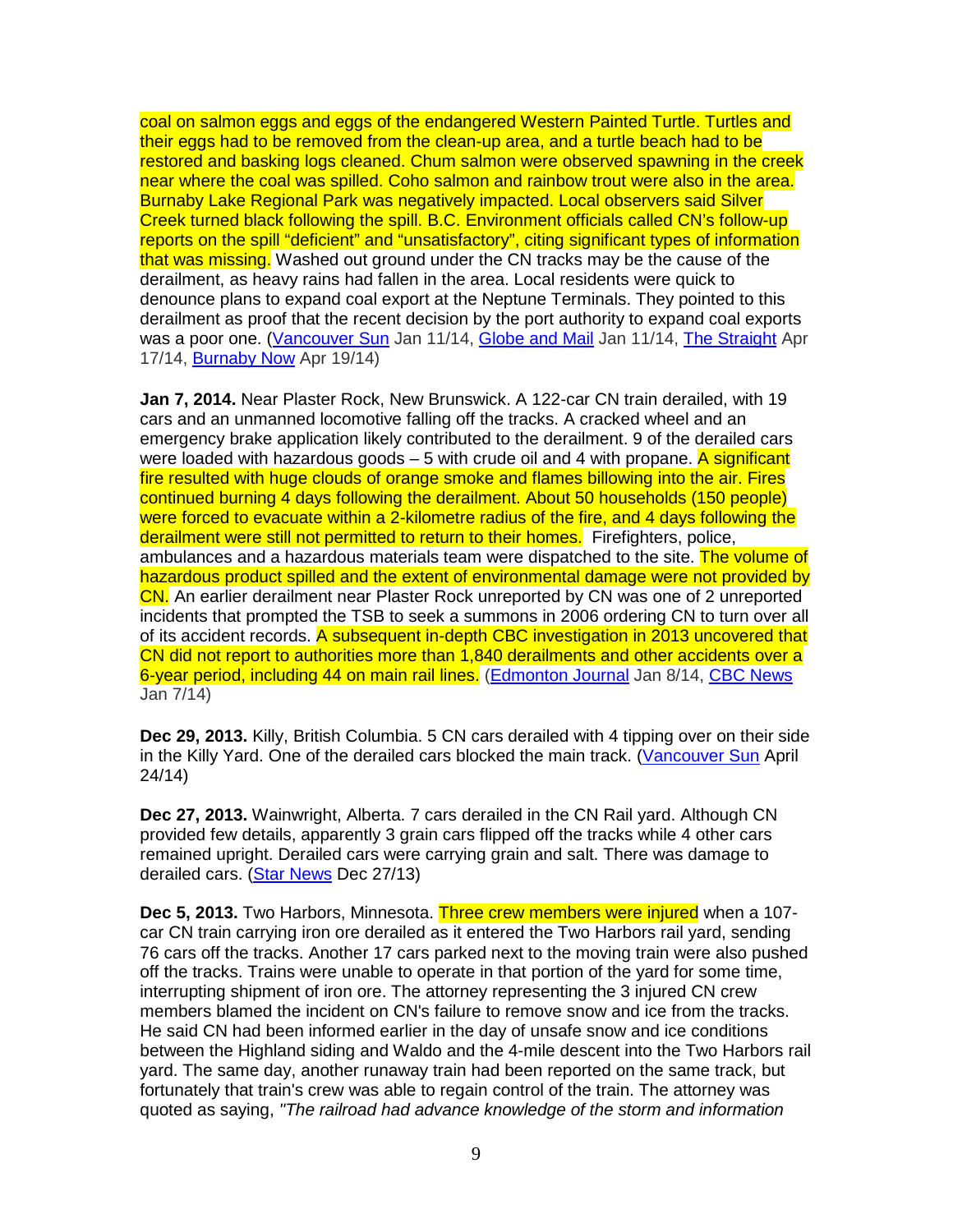coal on salmon eggs and eggs of the endangered Western Painted Turtle. Turtles and their eggs had to be removed from the clean-up area, and a turtle beach had to be restored and basking logs cleaned. Chum salmon were observed spawning in the creek near where the coal was spilled. Coho salmon and rainbow trout were also in the area. Burnaby Lake Regional Park was negatively impacted. Local observers said Silver Creek turned black following the spill. B.C. Environment officials called CN's follow-up reports on the spill "deficient" and "unsatisfactory", citing significant types of information that was missing. Washed out ground under the CN tracks may be the cause of the derailment, as heavy rains had fallen in the area. Local residents were quick to denounce plans to expand coal export at the Neptune Terminals. They pointed to this derailment as proof that the recent decision by the port authority to expand coal exports was a poor one. (Vancouver Sun Jan 11/14, Globe and Mail Jan 11/14, The Straight Apr 17/14, Burnaby Now Apr 19/14)

**Jan 7, 2014.** Near Plaster Rock, New Brunswick. A 122-car CN train derailed, with 19 cars and an unmanned locomotive falling off the tracks. A cracked wheel and an emergency brake application likely contributed to the derailment. 9 of the derailed cars were loaded with hazardous goods – 5 with crude oil and 4 with propane. A significant fire resulted with huge clouds of orange smoke and flames billowing into the air. Fires continued burning 4 days following the derailment. About 50 households (150 people) were forced to evacuate within a 2-kilometre radius of the fire, and 4 days following the derailment were still not permitted to return to their homes. Firefighters, police, ambulances and a hazardous materials team were dispatched to the site. The volume of hazardous product spilled and the extent of environmental damage were not provided by CN. An earlier derailment near Plaster Rock unreported by CN was one of 2 unreported incidents that prompted the TSB to seek a summons in 2006 ordering CN to turn over all of its accident records. A subsequent in-depth CBC investigation in 2013 uncovered that CN did not report to authorities more than 1,840 derailments and other accidents over a 6-year period, including 44 on main rail lines. (Edmonton Journal Jan 8/14, CBC News Jan 7/14)

**Dec 29, 2013.** Killy, British Columbia. 5 CN cars derailed with 4 tipping over on their side in the Killy Yard. One of the derailed cars blocked the main track. (Vancouver Sun April 24/14)

**Dec 27, 2013.** Wainwright, Alberta. 7 cars derailed in the CN Rail yard. Although CN provided few details, apparently 3 grain cars flipped off the tracks while 4 other cars remained upright. Derailed cars were carrying grain and salt. There was damage to derailed cars. (Star News Dec 27/13)

**Dec 5, 2013.** Two Harbors, Minnesota. Three crew members were injured when a 107-car CN train carrying iron ore derailed as it entered the Two Harbors rail yard, sending 76 cars off the tracks. Another 17 cars parked next to the moving train were also pushed off the tracks. Trains were unable to operate in that portion of the yard for some time, interrupting shipment of iron ore. The attorney representing the 3 injured CN crew members blamed the incident on CN's failure to remove snow and ice from the tracks. He said CN had been informed earlier in the day of unsafe snow and ice conditions between the Highland siding and Waldo and the 4-mile descent into the Two Harbors rail yard. The same day, another runaway train had been reported on the same track, but fortunately that train's crew was able to regain control of the train. The attorney was quoted as saying, *"The railroad had advance knowledge of the storm and information*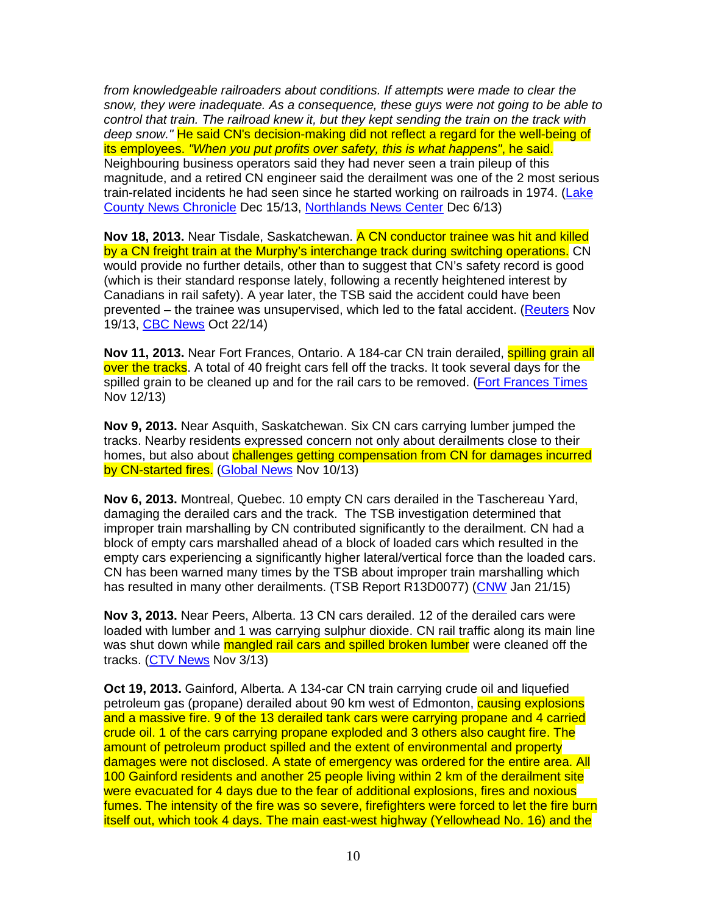*from knowledgeable railroaders about conditions. If attempts were made to clear the snow, they were inadequate. As a consequence, these guys were not going to be able to control that train. The railroad knew it, but they kept sending the train on the track with deep snow."* He said CN's decision-making did not reflect a regard for the well-being of its employees. *"When you put profits over safety, this is what happens"*, he said. Neighbouring business operators said they had never seen a train pileup of this magnitude, and a retired CN engineer said the derailment was one of the 2 most serious train-related incidents he had seen since he started working on railroads in 1974. (Lake County News Chronicle Dec 15/13, Northlands News Center Dec 6/13)

**Nov 18, 2013.** Near Tisdale, Saskatchewan. A CN conductor trainee was hit and killed by a CN freight train at the Murphy's interchange track during switching operations. CN would provide no further details, other than to suggest that CN's safety record is good (which is their standard response lately, following a recently heightened interest by Canadians in rail safety). A year later, the TSB said the accident could have been prevented – the trainee was unsupervised, which led to the fatal accident. (Reuters Nov 19/13, CBC News Oct 22/14)

**Nov 11, 2013.** Near Fort Frances, Ontario. A 184-car CN train derailed, spilling grain all over the tracks. A total of 40 freight cars fell off the tracks. It took several days for the spilled grain to be cleaned up and for the rail cars to be removed. (Fort Frances Times Nov 12/13)

**Nov 9, 2013.** Near Asquith, Saskatchewan. Six CN cars carrying lumber jumped the tracks. Nearby residents expressed concern not only about derailments close to their homes, but also about challenges getting compensation from CN for damages incurred by CN-started fires. (Global News Nov 10/13)

**Nov 6, 2013.** Montreal, Quebec. 10 empty CN cars derailed in the Taschereau Yard, damaging the derailed cars and the track. The TSB investigation determined that improper train marshalling by CN contributed significantly to the derailment. CN had a block of empty cars marshalled ahead of a block of loaded cars which resulted in the empty cars experiencing a significantly higher lateral/vertical force than the loaded cars. CN has been warned many times by the TSB about improper train marshalling which has resulted in many other derailments. (TSB Report R13D0077) (CNW Jan 21/15)

**Nov 3, 2013.** Near Peers, Alberta. 13 CN cars derailed. 12 of the derailed cars were loaded with lumber and 1 was carrying sulphur dioxide. CN rail traffic along its main line was shut down while mangled rail cars and spilled broken lumber were cleaned off the tracks. (CTV News Nov 3/13)

**Oct 19, 2013.** Gainford, Alberta. A 134-car CN train carrying crude oil and liquefied petroleum gas (propane) derailed about 90 km west of Edmonton, causing explosions and a massive fire. 9 of the 13 derailed tank cars were carrying propane and 4 carried crude oil. 1 of the cars carrying propane exploded and 3 others also caught fire. The amount of petroleum product spilled and the extent of environmental and property damages were not disclosed. A state of emergency was ordered for the entire area. All 100 Gainford residents and another 25 people living within 2 km of the derailment site were evacuated for 4 days due to the fear of additional explosions, fires and noxious fumes. The intensity of the fire was so severe, firefighters were forced to let the fire burn itself out, which took 4 days. The main east-west highway (Yellowhead No. 16) and the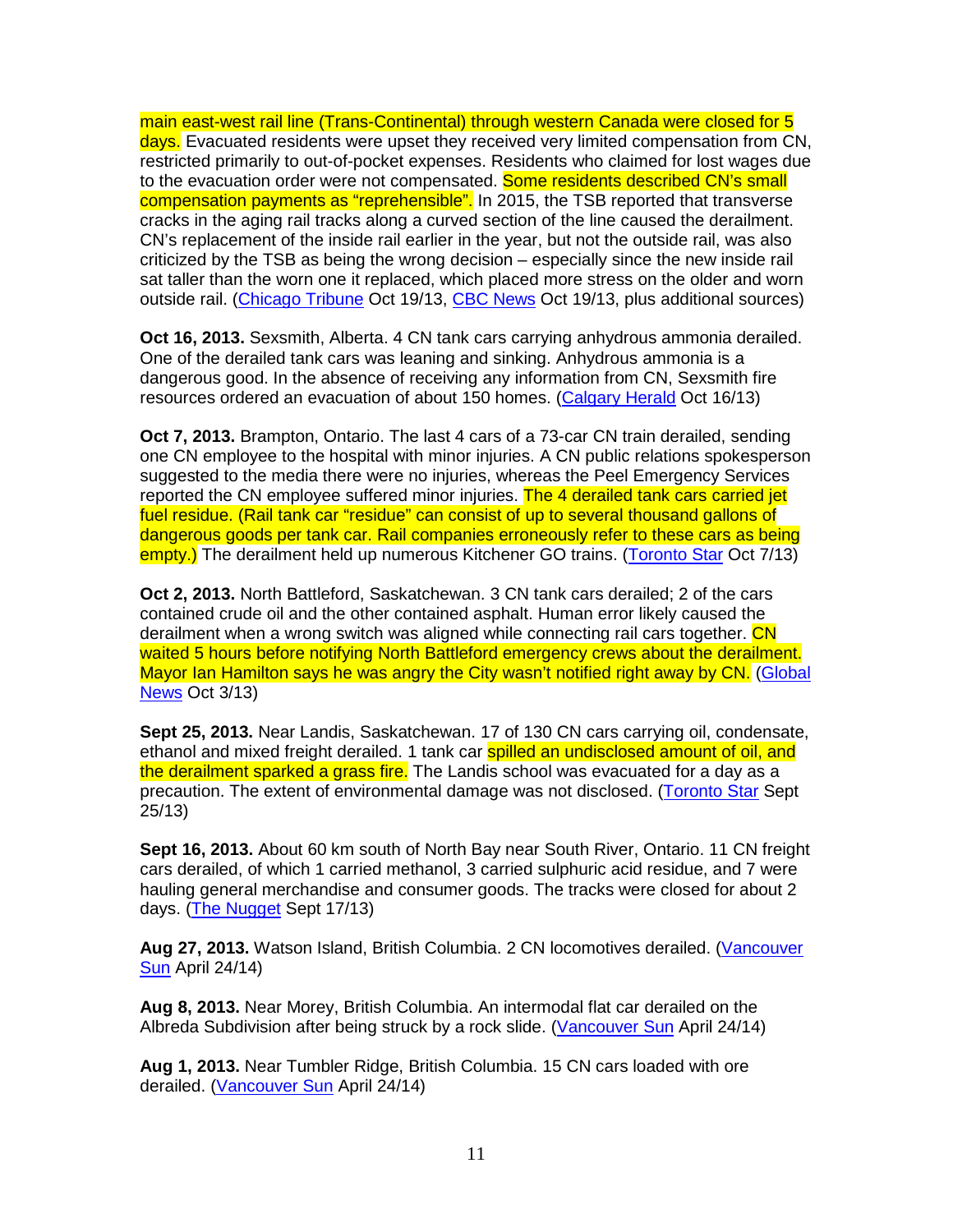main east-west rail line (Trans-Continental) through western Canada were closed for 5 days. Evacuated residents were upset they received very limited compensation from CN, restricted primarily to out-of-pocket expenses. Residents who claimed for lost wages due to the evacuation order were not compensated. Some residents described CN's small compensation payments as "reprehensible". In 2015, the TSB reported that transverse cracks in the aging rail tracks along a curved section of the line caused the derailment. CN's replacement of the inside rail earlier in the year, but not the outside rail, was also criticized by the TSB as being the wrong decision – especially since the new inside rail sat taller than the worn one it replaced, which placed more stress on the older and worn outside rail. (Chicago Tribune Oct 19/13, CBC News Oct 19/13, plus additional sources)

**Oct 16, 2013.** Sexsmith, Alberta. 4 CN tank cars carrying anhydrous ammonia derailed. One of the derailed tank cars was leaning and sinking. Anhydrous ammonia is a dangerous good. In the absence of receiving any information from CN, Sexsmith fire resources ordered an evacuation of about 150 homes. (Calgary Herald Oct 16/13)

**Oct 7, 2013.** Brampton, Ontario. The last 4 cars of a 73-car CN train derailed, sending one CN employee to the hospital with minor injuries. A CN public relations spokesperson suggested to the media there were no injuries, whereas the Peel Emergency Services reported the CN employee suffered minor injuries. The 4 derailed tank cars carried jet fuel residue. (Rail tank car "residue" can consist of up to several thousand gallons of dangerous goods per tank car. Rail companies erroneously refer to these cars as being empty.) The derailment held up numerous Kitchener GO trains. (Toronto Star Oct 7/13)

**Oct 2, 2013.** North Battleford, Saskatchewan. 3 CN tank cars derailed; 2 of the cars contained crude oil and the other contained asphalt. Human error likely caused the derailment when a wrong switch was aligned while connecting rail cars together. CN waited 5 hours before notifying North Battleford emergency crews about the derailment. Mayor Ian Hamilton says he was angry the City wasn't notified right away by CN. (Global News Oct 3/13)

**Sept 25, 2013.** Near Landis, Saskatchewan. 17 of 130 CN cars carrying oil, condensate, ethanol and mixed freight derailed. 1 tank car spilled an undisclosed amount of oil, and the derailment sparked a grass fire. The Landis school was evacuated for a day as a precaution. The extent of environmental damage was not disclosed. (Toronto Star Sept 25/13)

**Sept 16, 2013.** About 60 km south of North Bay near South River, Ontario. 11 CN freight cars derailed, of which 1 carried methanol, 3 carried sulphuric acid residue, and 7 were hauling general merchandise and consumer goods. The tracks were closed for about 2 days. (The Nugget Sept 17/13)

**Aug 27, 2013.** Watson Island, British Columbia. 2 CN locomotives derailed. (Vancouver Sun April 24/14)

**Aug 8, 2013.** Near Morey, British Columbia. An intermodal flat car derailed on the Albreda Subdivision after being struck by a rock slide. (Vancouver Sun April 24/14)

**Aug 1, 2013.** Near Tumbler Ridge, British Columbia. 15 CN cars loaded with ore derailed. (Vancouver Sun April 24/14)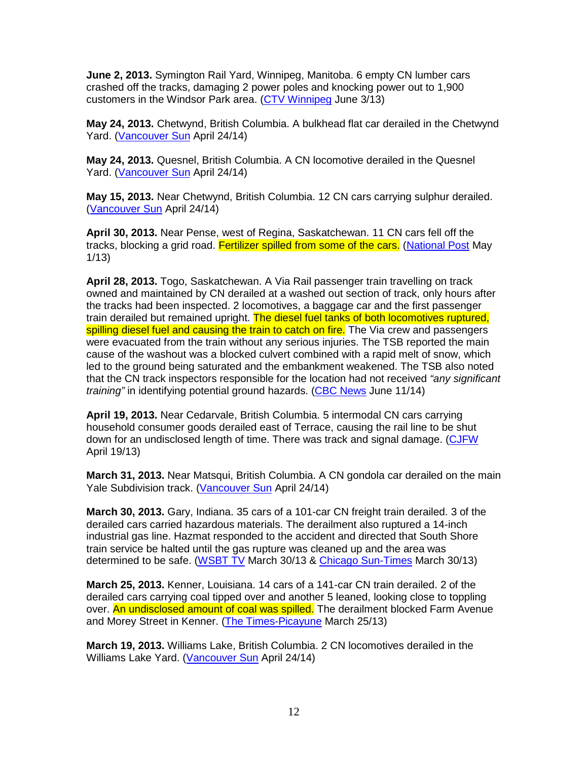**June 2, 2013.** Symington Rail Yard, Winnipeg, Manitoba. 6 empty CN lumber cars crashed off the tracks, damaging 2 power poles and knocking power out to 1,900 customers in the Windsor Park area. (CTV Winnipeg June 3/13)

**May 24, 2013.** Chetwynd, British Columbia. A bulkhead flat car derailed in the Chetwynd Yard. (Vancouver Sun April 24/14)

**May 24, 2013.** Quesnel, British Columbia. A CN locomotive derailed in the Quesnel Yard. (Vancouver Sun April 24/14)

**May 15, 2013.** Near Chetwynd, British Columbia. 12 CN cars carrying sulphur derailed. (Vancouver Sun April 24/14)

**April 30, 2013.** Near Pense, west of Regina, Saskatchewan. 11 CN cars fell off the tracks, blocking a grid road. Fertilizer spilled from some of the cars. (National Post May 1/13)

**April 28, 2013.** Togo, Saskatchewan. A Via Rail passenger train travelling on track owned and maintained by CN derailed at a washed out section of track, only hours after the tracks had been inspected. 2 locomotives, a baggage car and the first passenger train derailed but remained upright. The diesel fuel tanks of both locomotives ruptured, spilling diesel fuel and causing the train to catch on fire. The Via crew and passengers were evacuated from the train without any serious injuries. The TSB reported the main cause of the washout was a blocked culvert combined with a rapid melt of snow, which led to the ground being saturated and the embankment weakened. The TSB also noted that the CN track inspectors responsible for the location had not received *"any significant training"* in identifying potential ground hazards. (CBC News June 11/14)

**April 19, 2013.** Near Cedarvale, British Columbia. 5 intermodal CN cars carrying household consumer goods derailed east of Terrace, causing the rail line to be shut down for an undisclosed length of time. There was track and signal damage. (CJFW April 19/13)

**March 31, 2013.** Near Matsqui, British Columbia. A CN gondola car derailed on the main Yale Subdivision track. (Vancouver Sun April 24/14)

**March 30, 2013.** Gary, Indiana. 35 cars of a 101-car CN freight train derailed. 3 of the derailed cars carried hazardous materials. The derailment also ruptured a 14-inch industrial gas line. Hazmat responded to the accident and directed that South Shore train service be halted until the gas rupture was cleaned up and the area was determined to be safe. (WSBT TV March 30/13 & Chicago Sun-Times March 30/13)

**March 25, 2013.** Kenner, Louisiana. 14 cars of a 141-car CN train derailed. 2 of the derailed cars carrying coal tipped over and another 5 leaned, looking close to toppling over. An undisclosed amount of coal was spilled. The derailment blocked Farm Avenue and Morey Street in Kenner. (The Times-Picayune March 25/13)

**March 19, 2013.** Williams Lake, British Columbia. 2 CN locomotives derailed in the Williams Lake Yard. (Vancouver Sun April 24/14)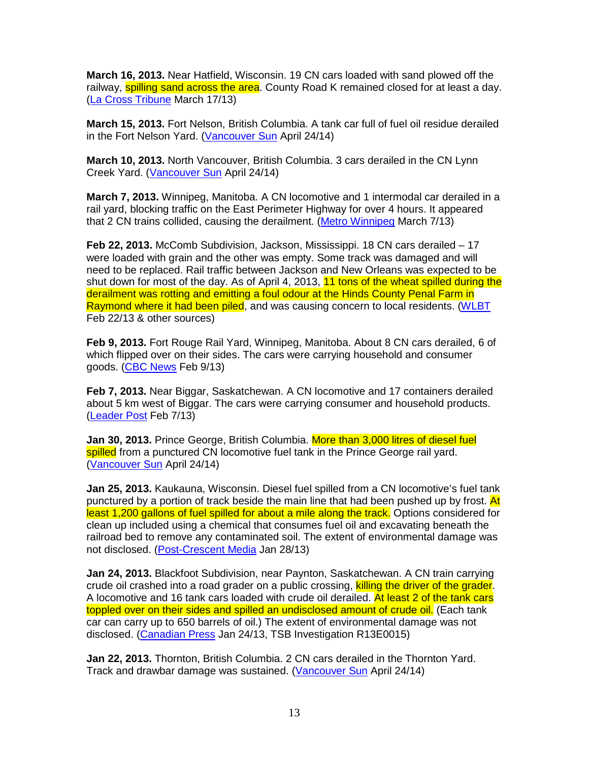**March 16, 2013.** Near Hatfield, Wisconsin. 19 CN cars loaded with sand plowed off the railway, spilling sand across the area. County Road K remained closed for at least a day. (La Cross Tribune March 17/13)

**March 15, 2013.** Fort Nelson, British Columbia. A tank car full of fuel oil residue derailed in the Fort Nelson Yard. (Vancouver Sun April 24/14)

**March 10, 2013.** North Vancouver, British Columbia. 3 cars derailed in the CN Lynn Creek Yard. (Vancouver Sun April 24/14)

**March 7, 2013.** Winnipeg, Manitoba. A CN locomotive and 1 intermodal car derailed in a rail yard, blocking traffic on the East Perimeter Highway for over 4 hours. It appeared that 2 CN trains collided, causing the derailment. (Metro Winnipeg March 7/13)

**Feb 22, 2013.** McComb Subdivision, Jackson, Mississippi. 18 CN cars derailed – 17 were loaded with grain and the other was empty. Some track was damaged and will need to be replaced. Rail traffic between Jackson and New Orleans was expected to be shut down for most of the day. As of April 4, 2013, 11 tons of the wheat spilled during the derailment was rotting and emitting a foul odour at the Hinds County Penal Farm in Raymond where it had been piled, and was causing concern to local residents. (WLBT Feb 22/13 & other sources)

**Feb 9, 2013.** Fort Rouge Rail Yard, Winnipeg, Manitoba. About 8 CN cars derailed, 6 of which flipped over on their sides. The cars were carrying household and consumer goods. (CBC News Feb 9/13)

**Feb 7, 2013.** Near Biggar, Saskatchewan. A CN locomotive and 17 containers derailed about 5 km west of Biggar. The cars were carrying consumer and household products. (Leader Post Feb 7/13)

**Jan 30, 2013.** Prince George, British Columbia. More than 3,000 litres of diesel fuel spilled from a punctured CN locomotive fuel tank in the Prince George rail yard. (Vancouver Sun April 24/14)

**Jan 25, 2013.** Kaukauna, Wisconsin. Diesel fuel spilled from a CN locomotive's fuel tank punctured by a portion of track beside the main line that had been pushed up by frost. At least 1,200 gallons of fuel spilled for about a mile along the track. Options considered for clean up included using a chemical that consumes fuel oil and excavating beneath the railroad bed to remove any contaminated soil. The extent of environmental damage was not disclosed. (Post-Crescent Media Jan 28/13)

**Jan 24, 2013.** Blackfoot Subdivision, near Paynton, Saskatchewan. A CN train carrying crude oil crashed into a road grader on a public crossing, killing the driver of the grader. A locomotive and 16 tank cars loaded with crude oil derailed. At least 2 of the tank cars toppled over on their sides and spilled an undisclosed amount of crude oil. (Each tank car can carry up to 650 barrels of oil.) The extent of environmental damage was not disclosed. (Canadian Press Jan 24/13, TSB Investigation R13E0015)

**Jan 22, 2013.** Thornton, British Columbia. 2 CN cars derailed in the Thornton Yard. Track and drawbar damage was sustained. (Vancouver Sun April 24/14)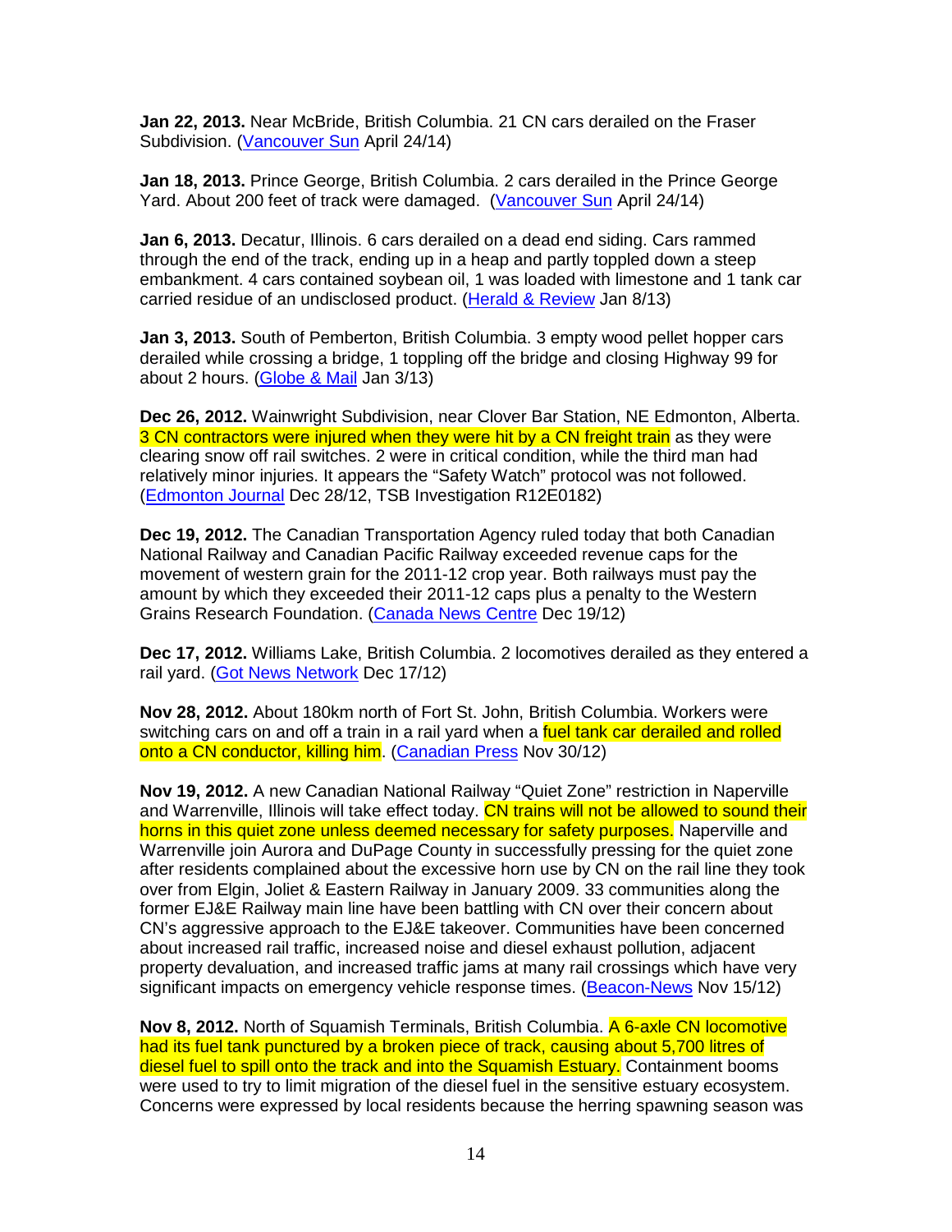**Jan 22, 2013.** Near McBride, British Columbia. 21 CN cars derailed on the Fraser Subdivision. (Vancouver Sun April 24/14)

**Jan 18, 2013.** Prince George, British Columbia. 2 cars derailed in the Prince George Yard. About 200 feet of track were damaged. (Vancouver Sun April 24/14)

**Jan 6, 2013.** Decatur, Illinois. 6 cars derailed on a dead end siding. Cars rammed through the end of the track, ending up in a heap and partly toppled down a steep embankment. 4 cars contained soybean oil, 1 was loaded with limestone and 1 tank car carried residue of an undisclosed product. (Herald & Review Jan 8/13)

**Jan 3, 2013.** South of Pemberton, British Columbia. 3 empty wood pellet hopper cars derailed while crossing a bridge, 1 toppling off the bridge and closing Highway 99 for about 2 hours. (Globe & Mail Jan 3/13)

**Dec 26, 2012.** Wainwright Subdivision, near Clover Bar Station, NE Edmonton, Alberta. 3 CN contractors were injured when they were hit by a CN freight train as they were clearing snow off rail switches. 2 were in critical condition, while the third man had relatively minor injuries. It appears the "Safety Watch" protocol was not followed. (Edmonton Journal Dec 28/12, TSB Investigation R12E0182)

**Dec 19, 2012.** The Canadian Transportation Agency ruled today that both Canadian National Railway and Canadian Pacific Railway exceeded revenue caps for the movement of western grain for the 2011-12 crop year. Both railways must pay the amount by which they exceeded their 2011-12 caps plus a penalty to the Western Grains Research Foundation. (Canada News Centre Dec 19/12)

**Dec 17, 2012.** Williams Lake, British Columbia. 2 locomotives derailed as they entered a rail yard. (Got News Network Dec 17/12)

**Nov 28, 2012.** About 180km north of Fort St. John, British Columbia. Workers were switching cars on and off a train in a rail yard when a fuel tank car derailed and rolled onto a CN conductor, killing him. (Canadian Press Nov 30/12)

**Nov 19, 2012.** A new Canadian National Railway "Quiet Zone" restriction in Naperville and Warrenville, Illinois will take effect today. CN trains will not be allowed to sound their horns in this quiet zone unless deemed necessary for safety purposes. Naperville and Warrenville join Aurora and DuPage County in successfully pressing for the quiet zone after residents complained about the excessive horn use by CN on the rail line they took over from Elgin, Joliet & Eastern Railway in January 2009. 33 communities along the former EJ&E Railway main line have been battling with CN over their concern about CN's aggressive approach to the EJ&E takeover. Communities have been concerned about increased rail traffic, increased noise and diesel exhaust pollution, adjacent property devaluation, and increased traffic jams at many rail crossings which have very significant impacts on emergency vehicle response times. (Beacon-News Nov 15/12)

**Nov 8, 2012.** North of Squamish Terminals, British Columbia. A 6-axle CN locomotive had its fuel tank punctured by a broken piece of track, causing about 5,700 litres of diesel fuel to spill onto the track and into the Squamish Estuary. Containment booms were used to try to limit migration of the diesel fuel in the sensitive estuary ecosystem. Concerns were expressed by local residents because the herring spawning season was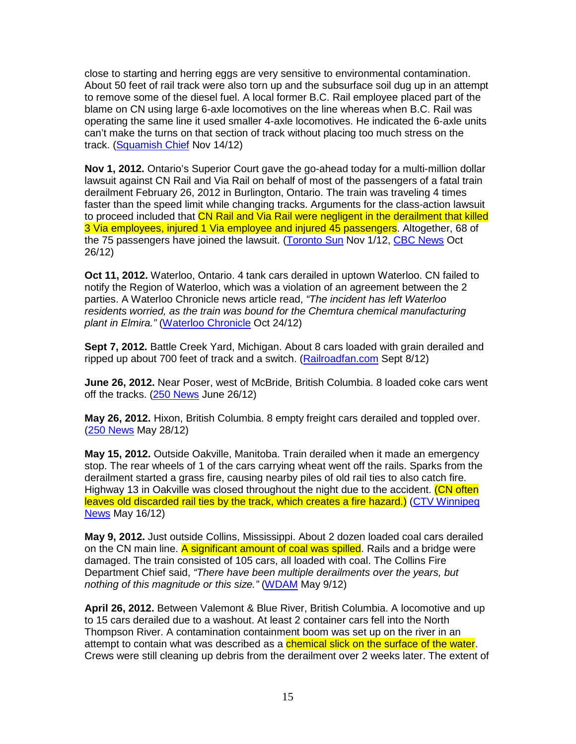close to starting and herring eggs are very sensitive to environmental contamination. About 50 feet of rail track were also torn up and the subsurface soil dug up in an attempt to remove some of the diesel fuel. A local former B.C. Rail employee placed part of the blame on CN using large 6-axle locomotives on the line whereas when B.C. Rail was operating the same line it used smaller 4-axle locomotives. He indicated the 6-axle units can't make the turns on that section of track without placing too much stress on the track. (Squamish Chief Nov 14/12)

**Nov 1, 2012.** Ontario's Superior Court gave the go-ahead today for a multi-million dollar lawsuit against CN Rail and Via Rail on behalf of most of the passengers of a fatal train derailment February 26, 2012 in Burlington, Ontario. The train was traveling 4 times faster than the speed limit while changing tracks. Arguments for the class-action lawsuit to proceed included that CN Rail and Via Rail were negligent in the derailment that killed 3 Via employees, injured 1 Via employee and injured 45 passengers. Altogether, 68 of the 75 passengers have joined the lawsuit. (Toronto Sun Nov 1/12, CBC News Oct 26/12)

**Oct 11, 2012.** Waterloo, Ontario. 4 tank cars derailed in uptown Waterloo. CN failed to notify the Region of Waterloo, which was a violation of an agreement between the 2 parties. A Waterloo Chronicle news article read, *"The incident has left Waterloo residents worried, as the train was bound for the Chemtura chemical manufacturing plant in Elmira."* (Waterloo Chronicle Oct 24/12)

**Sept 7, 2012.** Battle Creek Yard, Michigan. About 8 cars loaded with grain derailed and ripped up about 700 feet of track and a switch. (Railroadfan.com Sept 8/12)

**June 26, 2012.** Near Poser, west of McBride, British Columbia. 8 loaded coke cars went off the tracks. (250 News June 26/12)

**May 26, 2012.** Hixon, British Columbia. 8 empty freight cars derailed and toppled over. (250 News May 28/12)

**May 15, 2012.** Outside Oakville, Manitoba. Train derailed when it made an emergency stop. The rear wheels of 1 of the cars carrying wheat went off the rails. Sparks from the derailment started a grass fire, causing nearby piles of old rail ties to also catch fire. Highway 13 in Oakville was closed throughout the night due to the accident. (CN often leaves old discarded rail ties by the track, which creates a fire hazard.) (CTV Winnipeg News May 16/12)

**May 9, 2012.** Just outside Collins, Mississippi. About 2 dozen loaded coal cars derailed on the CN main line. A significant amount of coal was spilled. Rails and a bridge were damaged. The train consisted of 105 cars, all loaded with coal. The Collins Fire Department Chief said, *"There have been multiple derailments over the years, but nothing of this magnitude or this size."* (WDAM May 9/12)

**April 26, 2012.** Between Valemont & Blue River, British Columbia. A locomotive and up to 15 cars derailed due to a washout. At least 2 container cars fell into the North Thompson River. A contamination containment boom was set up on the river in an attempt to contain what was described as a chemical slick on the surface of the water. Crews were still cleaning up debris from the derailment over 2 weeks later. The extent of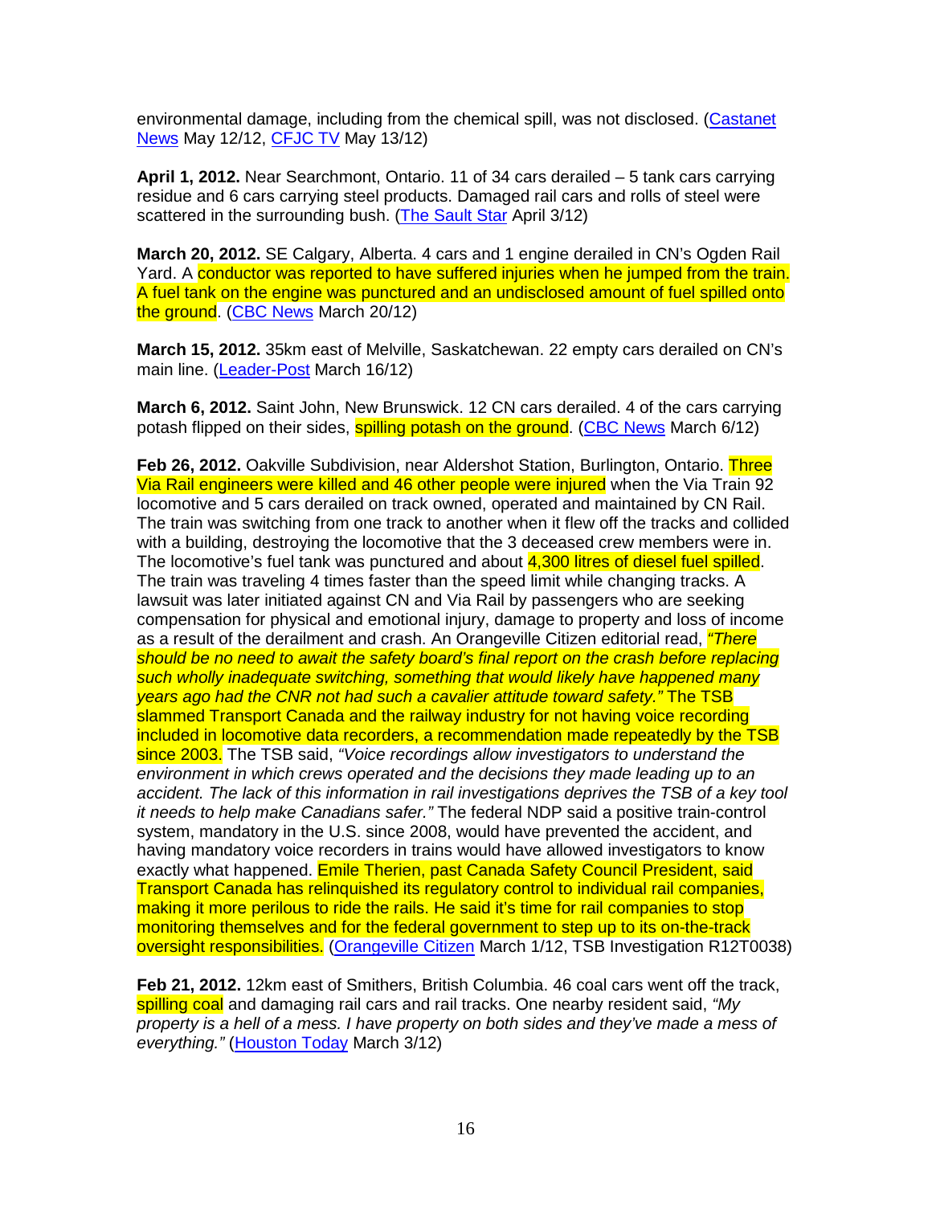environmental damage, including from the chemical spill, was not disclosed. (Castanet News May 12/12, CFJC TV May 13/12)

**April 1, 2012.** Near Searchmont, Ontario. 11 of 34 cars derailed – 5 tank cars carrying residue and 6 cars carrying steel products. Damaged rail cars and rolls of steel were scattered in the surrounding bush. (The Sault Star April 3/12)

**March 20, 2012.** SE Calgary, Alberta. 4 cars and 1 engine derailed in CN's Ogden Rail Yard. A conductor was reported to have suffered injuries when he jumped from the train. A fuel tank on the engine was punctured and an undisclosed amount of fuel spilled onto the ground. (CBC News March 20/12)

**March 15, 2012.** 35km east of Melville, Saskatchewan. 22 empty cars derailed on CN's main line. (Leader-Post March 16/12)

**March 6, 2012.** Saint John, New Brunswick. 12 CN cars derailed. 4 of the cars carrying potash flipped on their sides, spilling potash on the ground. (CBC News March 6/12)

**Feb 26, 2012.** Oakville Subdivision, near Aldershot Station, Burlington, Ontario. Three Via Rail engineers were killed and 46 other people were injured when the Via Train 92 locomotive and 5 cars derailed on track owned, operated and maintained by CN Rail. The train was switching from one track to another when it flew off the tracks and collided with a building, destroying the locomotive that the 3 deceased crew members were in. The locomotive's fuel tank was punctured and about 4,300 litres of diesel fuel spilled. The train was traveling 4 times faster than the speed limit while changing tracks. A lawsuit was later initiated against CN and Via Rail by passengers who are seeking compensation for physical and emotional injury, damage to property and loss of income as a result of the derailment and crash. An Orangeville Citizen editorial read, *"There should be no need to await the safety board's final report on the crash before replacing such wholly inadequate switching, something that would likely have happened many years ago had the CNR not had such a cavalier attitude toward safety."* The TSB slammed Transport Canada and the railway industry for not having voice recording included in locomotive data recorders, a recommendation made repeatedly by the TSB since 2003. The TSB said, *"Voice recordings allow investigators to understand the environment in which crews operated and the decisions they made leading up to an accident. The lack of this information in rail investigations deprives the TSB of a key tool it needs to help make Canadians safer."* The federal NDP said a positive train-control system, mandatory in the U.S. since 2008, would have prevented the accident, and having mandatory voice recorders in trains would have allowed investigators to know exactly what happened. Emile Therien, past Canada Safety Council President, said Transport Canada has relinquished its regulatory control to individual rail companies, making it more perilous to ride the rails. He said it's time for rail companies to stop monitoring themselves and for the federal government to step up to its on-the-track oversight responsibilities. (Orangeville Citizen March 1/12, TSB Investigation R12T0038)

**Feb 21, 2012.** 12km east of Smithers, British Columbia. 46 coal cars went off the track, spilling coal and damaging rail cars and rail tracks. One nearby resident said, *"My property is a hell of a mess. I have property on both sides and they've made a mess of everything."* (Houston Today March 3/12)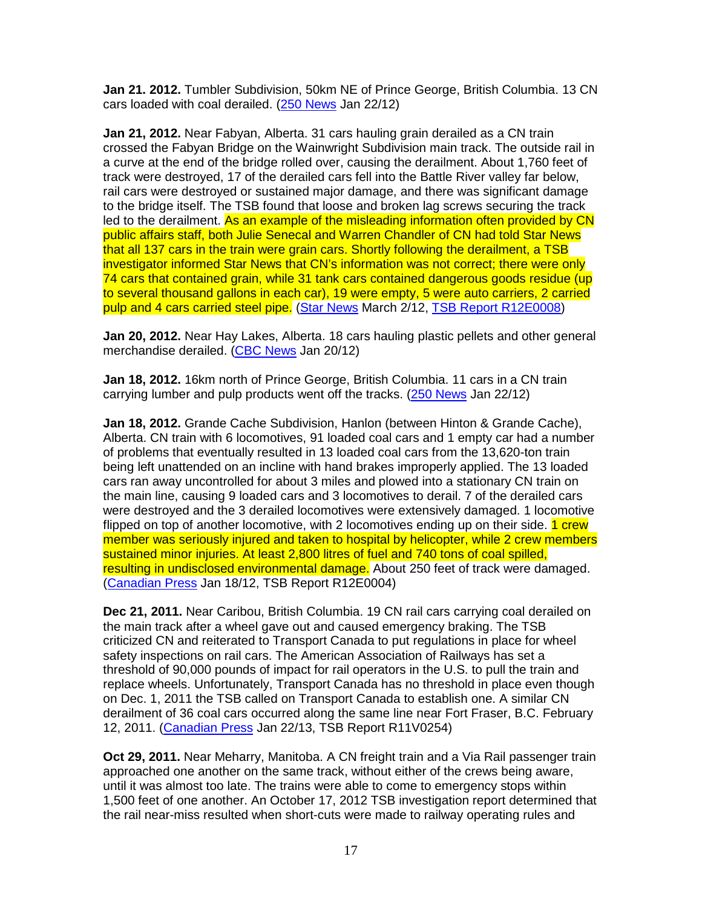**Jan 21. 2012.** Tumbler Subdivision, 50km NE of Prince George, British Columbia. 13 CN cars loaded with coal derailed. (250 News Jan 22/12)

**Jan 21, 2012.** Near Fabyan, Alberta. 31 cars hauling grain derailed as a CN train crossed the Fabyan Bridge on the Wainwright Subdivision main track. The outside rail in a curve at the end of the bridge rolled over, causing the derailment. About 1,760 feet of track were destroyed, 17 of the derailed cars fell into the Battle River valley far below, rail cars were destroyed or sustained major damage, and there was significant damage to the bridge itself. The TSB found that loose and broken lag screws securing the track led to the derailment. As an example of the misleading information often provided by CN public affairs staff, both Julie Senecal and Warren Chandler of CN had told Star News that all 137 cars in the train were grain cars. Shortly following the derailment, a TSB investigator informed Star News that CN's information was not correct; there were only 74 cars that contained grain, while 31 tank cars contained dangerous goods residue (up to several thousand gallons in each car), 19 were empty, 5 were auto carriers, 2 carried pulp and 4 cars carried steel pipe. (Star News March 2/12, TSB Report R12E0008)

**Jan 20, 2012.** Near Hay Lakes, Alberta. 18 cars hauling plastic pellets and other general merchandise derailed. (CBC News Jan 20/12)

**Jan 18, 2012.** 16km north of Prince George, British Columbia. 11 cars in a CN train carrying lumber and pulp products went off the tracks. (250 News Jan 22/12)

**Jan 18, 2012.** Grande Cache Subdivision, Hanlon (between Hinton & Grande Cache), Alberta. CN train with 6 locomotives, 91 loaded coal cars and 1 empty car had a number of problems that eventually resulted in 13 loaded coal cars from the 13,620-ton train being left unattended on an incline with hand brakes improperly applied. The 13 loaded cars ran away uncontrolled for about 3 miles and plowed into a stationary CN train on the main line, causing 9 loaded cars and 3 locomotives to derail. 7 of the derailed cars were destroyed and the 3 derailed locomotives were extensively damaged. 1 locomotive flipped on top of another locomotive, with 2 locomotives ending up on their side. 1 crew member was seriously injured and taken to hospital by helicopter, while 2 crew members sustained minor injuries. At least 2,800 litres of fuel and 740 tons of coal spilled, resulting in undisclosed environmental damage. About 250 feet of track were damaged. (Canadian Press Jan 18/12, TSB Report R12E0004)

**Dec 21, 2011.** Near Caribou, British Columbia. 19 CN rail cars carrying coal derailed on the main track after a wheel gave out and caused emergency braking. The TSB criticized CN and reiterated to Transport Canada to put regulations in place for wheel safety inspections on rail cars. The American Association of Railways has set a threshold of 90,000 pounds of impact for rail operators in the U.S. to pull the train and replace wheels. Unfortunately, Transport Canada has no threshold in place even though on Dec. 1, 2011 the TSB called on Transport Canada to establish one. A similar CN derailment of 36 coal cars occurred along the same line near Fort Fraser, B.C. February 12, 2011. (Canadian Press Jan 22/13, TSB Report R11V0254)

**Oct 29, 2011.** Near Meharry, Manitoba. A CN freight train and a Via Rail passenger train approached one another on the same track, without either of the crews being aware, until it was almost too late. The trains were able to come to emergency stops within 1,500 feet of one another. An October 17, 2012 TSB investigation report determined that the rail near-miss resulted when short-cuts were made to railway operating rules and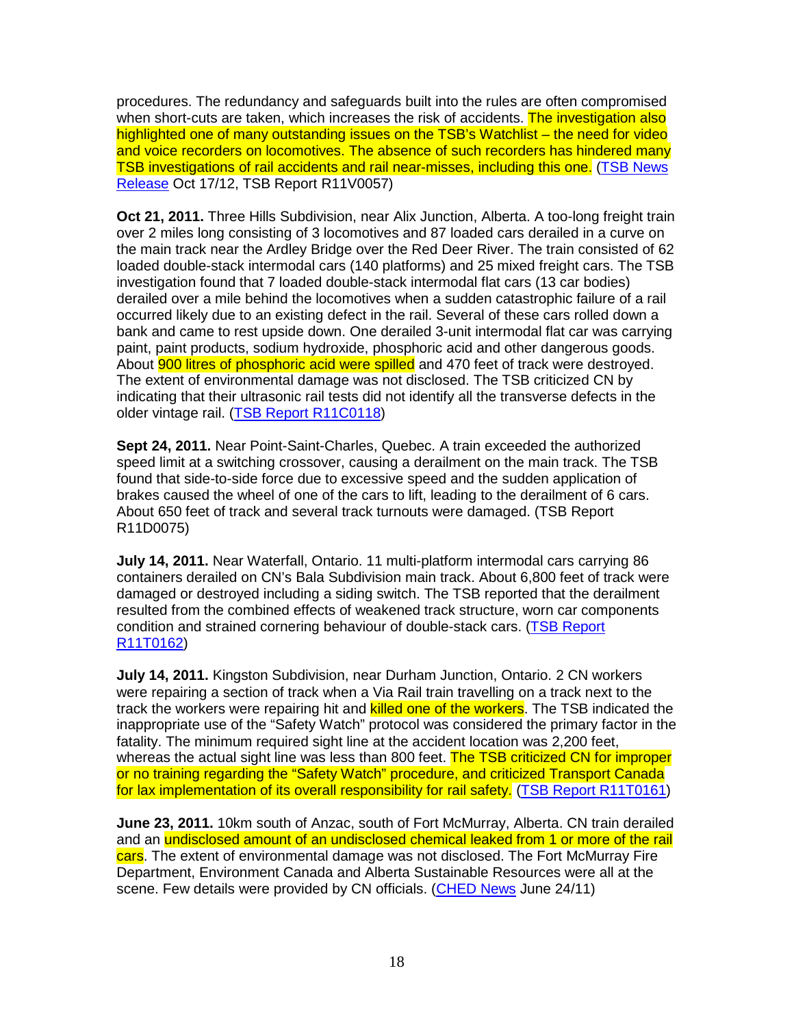procedures. The redundancy and safeguards built into the rules are often compromised when short-cuts are taken, which increases the risk of accidents. The investigation also highlighted one of many outstanding issues on the TSB's Watchlist – the need for video and voice recorders on locomotives. The absence of such recorders has hindered many TSB investigations of rail accidents and rail near-misses, including this one. ([TSB News Release](#) Oct 17/12, TSB Report R11V0057)

**Oct 21, 2011.** Three Hills Subdivision, near Alix Junction, Alberta. A too-long freight train over 2 miles long consisting of 3 locomotives and 87 loaded cars derailed in a curve on the main track near the Ardley Bridge over the Red Deer River. The train consisted of 62 loaded double-stack intermodal cars (140 platforms) and 25 mixed freight cars. The TSB investigation found that 7 loaded double-stack intermodal flat cars (13 car bodies) derailed over a mile behind the locomotives when a sudden catastrophic failure of a rail occurred likely due to an existing defect in the rail. Several of these cars rolled down a bank and came to rest upside down. One derailed 3-unit intermodal flat car was carrying paint, paint products, sodium hydroxide, phosphoric acid and other dangerous goods. About 900 litres of phosphoric acid were spilled and 470 feet of track were destroyed. The extent of environmental damage was not disclosed. The TSB criticized CN by indicating that their ultrasonic rail tests did not identify all the transverse defects in the older vintage rail. ([TSB Report R11C0118](#))

**Sept 24, 2011.** Near Point-Saint-Charles, Quebec. A train exceeded the authorized speed limit at a switching crossover, causing a derailment on the main track. The TSB found that side-to-side force due to excessive speed and the sudden application of brakes caused the wheel of one of the cars to lift, leading to the derailment of 6 cars. About 650 feet of track and several track turnouts were damaged. (TSB Report R11D0075)

**July 14, 2011.** Near Waterfall, Ontario. 11 multi-platform intermodal cars carrying 86 containers derailed on CN's Bala Subdivision main track. About 6,800 feet of track were damaged or destroyed including a siding switch. The TSB reported that the derailment resulted from the combined effects of weakened track structure, worn car components condition and strained cornering behaviour of double-stack cars. ([TSB Report R11T0162](#))

**July 14, 2011.** Kingston Subdivision, near Durham Junction, Ontario. 2 CN workers were repairing a section of track when a Via Rail train travelling on a track next to the track the workers were repairing hit and killed one of the workers. The TSB indicated the inappropriate use of the "Safety Watch" protocol was considered the primary factor in the fatality. The minimum required sight line at the accident location was 2,200 feet, whereas the actual sight line was less than 800 feet. The TSB criticized CN for improper or no training regarding the "Safety Watch" procedure, and criticized Transport Canada for lax implementation of its overall responsibility for rail safety. ([TSB Report R11T0161](#))

**June 23, 2011.** 10km south of Anzac, south of Fort McMurray, Alberta. CN train derailed and an undisclosed amount of an undisclosed chemical leaked from 1 or more of the rail cars. The extent of environmental damage was not disclosed. The Fort McMurray Fire Department, Environment Canada and Alberta Sustainable Resources were all at the scene. Few details were provided by CN officials. ([CHED News](#) June 24/11)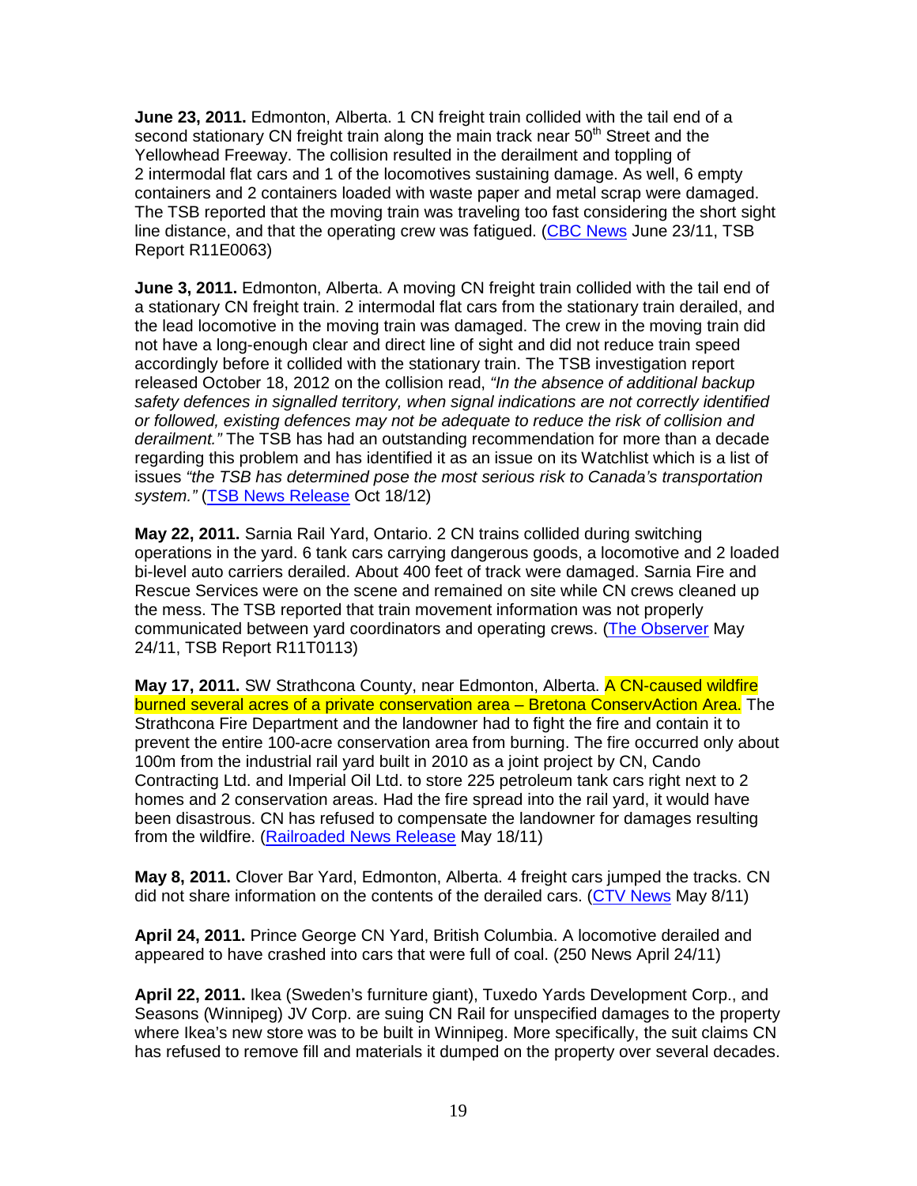**June 23, 2011.** Edmonton, Alberta. 1 CN freight train collided with the tail end of a second stationary CN freight train along the main track near 50th Street and the Yellowhead Freeway. The collision resulted in the derailment and toppling of 2 intermodal flat cars and 1 of the locomotives sustaining damage. As well, 6 empty containers and 2 containers loaded with waste paper and metal scrap were damaged. The TSB reported that the moving train was traveling too fast considering the short sight line distance, and that the operating crew was fatigued. (CBC News June 23/11, TSB Report R11E0063)

**June 3, 2011.** Edmonton, Alberta. A moving CN freight train collided with the tail end of a stationary CN freight train. 2 intermodal flat cars from the stationary train derailed, and the lead locomotive in the moving train was damaged. The crew in the moving train did not have a long-enough clear and direct line of sight and did not reduce train speed accordingly before it collided with the stationary train. The TSB investigation report released October 18, 2012 on the collision read, *"In the absence of additional backup safety defences in signalled territory, when signal indications are not correctly identified or followed, existing defences may not be adequate to reduce the risk of collision and derailment."* The TSB has had an outstanding recommendation for more than a decade regarding this problem and has identified it as an issue on its Watchlist which is a list of issues *"the TSB has determined pose the most serious risk to Canada's transportation system."* (TSB News Release Oct 18/12)

**May 22, 2011.** Sarnia Rail Yard, Ontario. 2 CN trains collided during switching operations in the yard. 6 tank cars carrying dangerous goods, a locomotive and 2 loaded bi-level auto carriers derailed. About 400 feet of track were damaged. Sarnia Fire and Rescue Services were on the scene and remained on site while CN crews cleaned up the mess. The TSB reported that train movement information was not properly communicated between yard coordinators and operating crews. (The Observer May 24/11, TSB Report R11T0113)

**May 17, 2011.** SW Strathcona County, near Edmonton, Alberta. A CN-caused wildfire burned several acres of a private conservation area – Bretona ConservAction Area. The Strathcona Fire Department and the landowner had to fight the fire and contain it to prevent the entire 100-acre conservation area from burning. The fire occurred only about 100m from the industrial rail yard built in 2010 as a joint project by CN, Cando Contracting Ltd. and Imperial Oil Ltd. to store 225 petroleum tank cars right next to 2 homes and 2 conservation areas. Had the fire spread into the rail yard, it would have been disastrous. CN has refused to compensate the landowner for damages resulting from the wildfire. (Railroaded News Release May 18/11)

**May 8, 2011.** Clover Bar Yard, Edmonton, Alberta. 4 freight cars jumped the tracks. CN did not share information on the contents of the derailed cars. (CTV News May 8/11)

**April 24, 2011.** Prince George CN Yard, British Columbia. A locomotive derailed and appeared to have crashed into cars that were full of coal. (250 News April 24/11)

**April 22, 2011.** Ikea (Sweden's furniture giant), Tuxedo Yards Development Corp., and Seasons (Winnipeg) JV Corp. are suing CN Rail for unspecified damages to the property where Ikea's new store was to be built in Winnipeg. More specifically, the suit claims CN has refused to remove fill and materials it dumped on the property over several decades.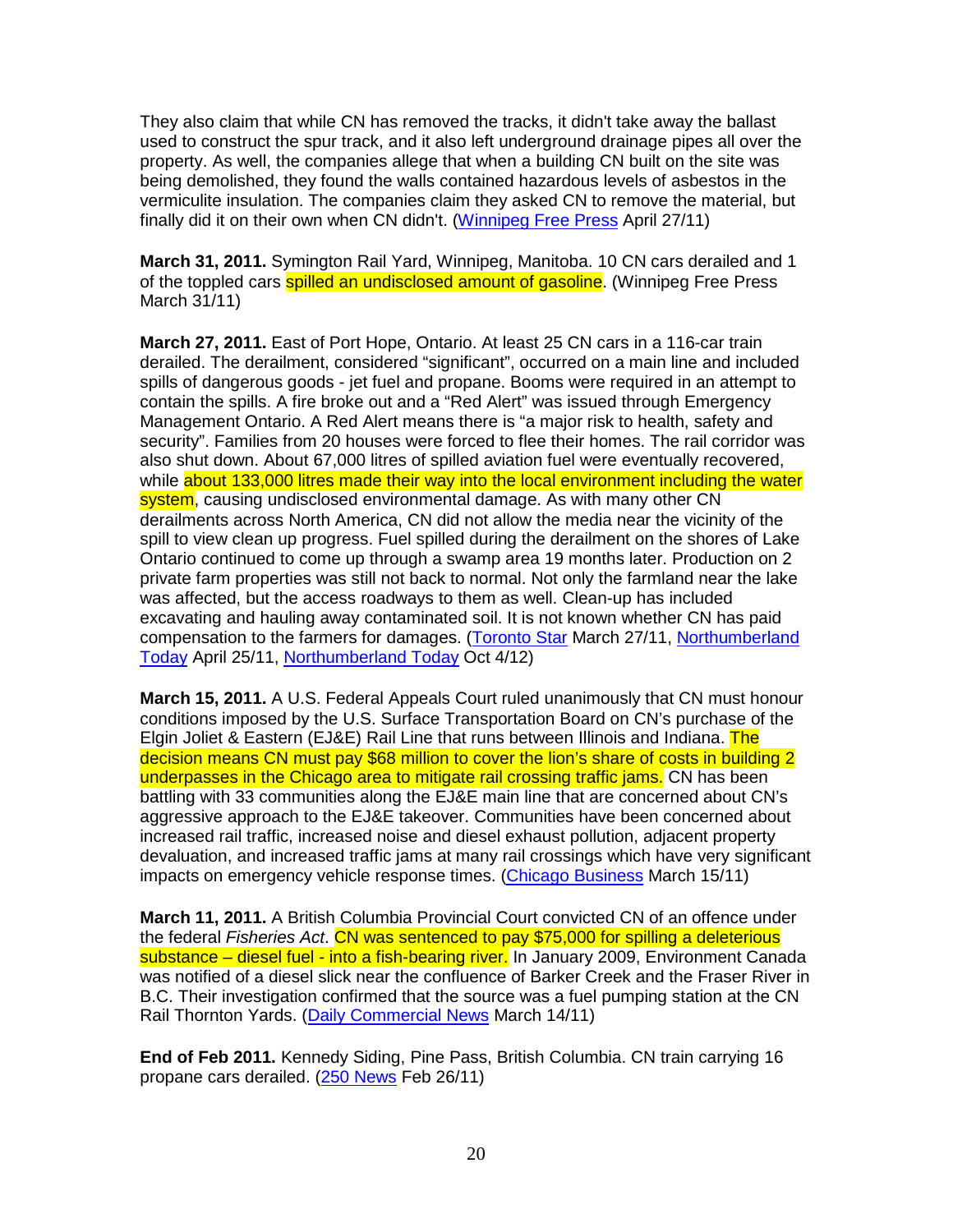They also claim that while CN has removed the tracks, it didn't take away the ballast used to construct the spur track, and it also left underground drainage pipes all over the property. As well, the companies allege that when a building CN built on the site was being demolished, they found the walls contained hazardous levels of asbestos in the vermiculite insulation. The companies claim they asked CN to remove the material, but finally did it on their own when CN didn't. (Winnipeg Free Press April 27/11)

**March 31, 2011.** Symington Rail Yard, Winnipeg, Manitoba. 10 CN cars derailed and 1 of the toppled cars spilled an undisclosed amount of gasoline. (Winnipeg Free Press March 31/11)

**March 27, 2011.** East of Port Hope, Ontario. At least 25 CN cars in a 116-car train derailed. The derailment, considered "significant", occurred on a main line and included spills of dangerous goods - jet fuel and propane. Booms were required in an attempt to contain the spills. A fire broke out and a "Red Alert" was issued through Emergency Management Ontario. A Red Alert means there is "a major risk to health, safety and security". Families from 20 houses were forced to flee their homes. The rail corridor was also shut down. About 67,000 litres of spilled aviation fuel were eventually recovered, while about 133,000 litres made their way into the local environment including the water system, causing undisclosed environmental damage. As with many other CN derailments across North America, CN did not allow the media near the vicinity of the spill to view clean up progress. Fuel spilled during the derailment on the shores of Lake Ontario continued to come up through a swamp area 19 months later. Production on 2 private farm properties was still not back to normal. Not only the farmland near the lake was affected, but the access roadways to them as well. Clean-up has included excavating and hauling away contaminated soil. It is not known whether CN has paid compensation to the farmers for damages. (Toronto Star March 27/11, Northumberland Today April 25/11, Northumberland Today Oct 4/12)

**March 15, 2011.** A U.S. Federal Appeals Court ruled unanimously that CN must honour conditions imposed by the U.S. Surface Transportation Board on CN's purchase of the Elgin Joliet & Eastern (EJ&E) Rail Line that runs between Illinois and Indiana. The decision means CN must pay $68 million to cover the lion's share of costs in building 2 underpasses in the Chicago area to mitigate rail crossing traffic jams. CN has been battling with 33 communities along the EJ&E main line that are concerned about CN's aggressive approach to the EJ&E takeover. Communities have been concerned about increased rail traffic, increased noise and diesel exhaust pollution, adjacent property devaluation, and increased traffic jams at many rail crossings which have very significant impacts on emergency vehicle response times. (Chicago Business March 15/11)

**March 11, 2011.** A British Columbia Provincial Court convicted CN of an offence under the federal *Fisheries Act*. CN was sentenced to pay $75,000 for spilling a deleterious substance – diesel fuel - into a fish-bearing river. In January 2009, Environment Canada was notified of a diesel slick near the confluence of Barker Creek and the Fraser River in B.C. Their investigation confirmed that the source was a fuel pumping station at the CN Rail Thornton Yards. (Daily Commercial News March 14/11)

**End of Feb 2011.** Kennedy Siding, Pine Pass, British Columbia. CN train carrying 16 propane cars derailed. (250 News Feb 26/11)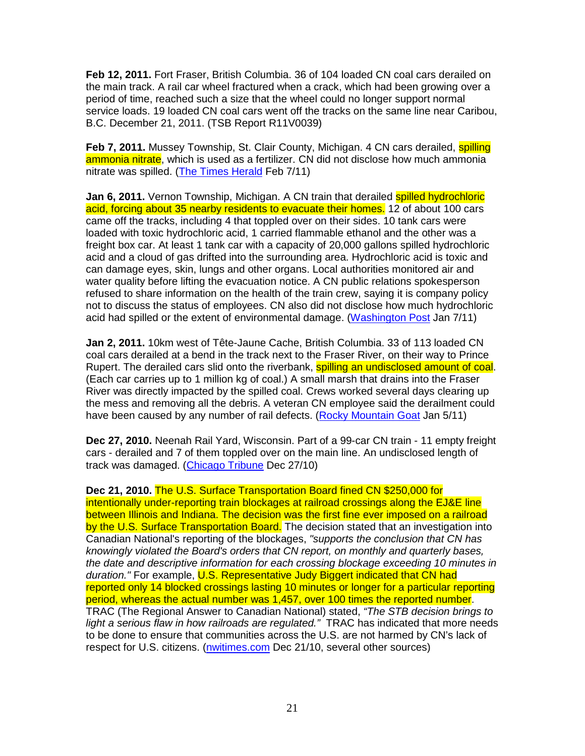**Feb 12, 2011.** Fort Fraser, British Columbia. 36 of 104 loaded CN coal cars derailed on the main track. A rail car wheel fractured when a crack, which had been growing over a period of time, reached such a size that the wheel could no longer support normal service loads. 19 loaded CN coal cars went off the tracks on the same line near Caribou, B.C. December 21, 2011. (TSB Report R11V0039)

**Feb 7, 2011.** Mussey Township, St. Clair County, Michigan. 4 CN cars derailed, spilling ammonia nitrate, which is used as a fertilizer. CN did not disclose how much ammonia nitrate was spilled. (The Times Herald Feb 7/11)

**Jan 6, 2011.** Vernon Township, Michigan. A CN train that derailed spilled hydrochloric acid, forcing about 35 nearby residents to evacuate their homes. 12 of about 100 cars came off the tracks, including 4 that toppled over on their sides. 10 tank cars were loaded with toxic hydrochloric acid, 1 carried flammable ethanol and the other was a freight box car. At least 1 tank car with a capacity of 20,000 gallons spilled hydrochloric acid and a cloud of gas drifted into the surrounding area. Hydrochloric acid is toxic and can damage eyes, skin, lungs and other organs. Local authorities monitored air and water quality before lifting the evacuation notice. A CN public relations spokesperson refused to share information on the health of the train crew, saying it is company policy not to discuss the status of employees. CN also did not disclose how much hydrochloric acid had spilled or the extent of environmental damage. (Washington Post Jan 7/11)

**Jan 2, 2011.** 10km west of Tête-Jaune Cache, British Columbia. 33 of 113 loaded CN coal cars derailed at a bend in the track next to the Fraser River, on their way to Prince Rupert. The derailed cars slid onto the riverbank, spilling an undisclosed amount of coal. (Each car carries up to 1 million kg of coal.) A small marsh that drains into the Fraser River was directly impacted by the spilled coal. Crews worked several days clearing up the mess and removing all the debris. A veteran CN employee said the derailment could have been caused by any number of rail defects. (Rocky Mountain Goat Jan 5/11)

**Dec 27, 2010.** Neenah Rail Yard, Wisconsin. Part of a 99-car CN train - 11 empty freight cars - derailed and 7 of them toppled over on the main line. An undisclosed length of track was damaged. (Chicago Tribune Dec 27/10)

**Dec 21, 2010.** The U.S. Surface Transportation Board fined CN $250,000 for intentionally under-reporting train blockages at railroad crossings along the EJ&E line between Illinois and Indiana. The decision was the first fine ever imposed on a railroad by the U.S. Surface Transportation Board. The decision stated that an investigation into Canadian National's reporting of the blockages, *"supports the conclusion that CN has knowingly violated the Board's orders that CN report, on monthly and quarterly bases, the date and descriptive information for each crossing blockage exceeding 10 minutes in duration."* For example, U.S. Representative Judy Biggert indicated that CN had reported only 14 blocked crossings lasting 10 minutes or longer for a particular reporting period, whereas the actual number was 1,457, over 100 times the reported number. TRAC (The Regional Answer to Canadian National) stated, *"The STB decision brings to light a serious flaw in how railroads are regulated."* TRAC has indicated that more needs to be done to ensure that communities across the U.S. are not harmed by CN's lack of respect for U.S. citizens. (nwitimes.com Dec 21/10, several other sources)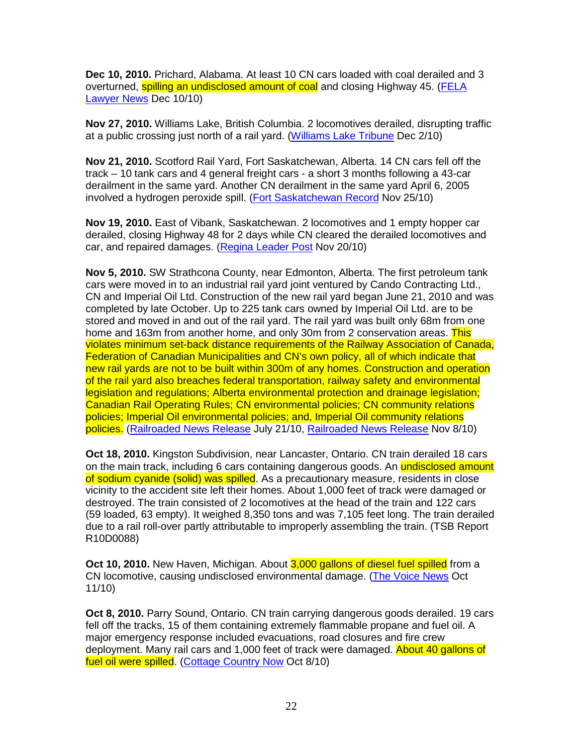**Dec 10, 2010.** Prichard, Alabama. At least 10 CN cars loaded with coal derailed and 3 overturned, spilling an undisclosed amount of coal and closing Highway 45. (FELA Lawyer News Dec 10/10)

**Nov 27, 2010.** Williams Lake, British Columbia. 2 locomotives derailed, disrupting traffic at a public crossing just north of a rail yard. (Williams Lake Tribune Dec 2/10)

**Nov 21, 2010.** Scotford Rail Yard, Fort Saskatchewan, Alberta. 14 CN cars fell off the track – 10 tank cars and 4 general freight cars - a short 3 months following a 43-car derailment in the same yard. Another CN derailment in the same yard April 6, 2005 involved a hydrogen peroxide spill. (Fort Saskatchewan Record Nov 25/10)

**Nov 19, 2010.** East of Vibank, Saskatchewan. 2 locomotives and 1 empty hopper car derailed, closing Highway 48 for 2 days while CN cleared the derailed locomotives and car, and repaired damages. (Regina Leader Post Nov 20/10)

**Nov 5, 2010.** SW Strathcona County, near Edmonton, Alberta. The first petroleum tank cars were moved in to an industrial rail yard joint ventured by Cando Contracting Ltd., CN and Imperial Oil Ltd. Construction of the new rail yard began June 21, 2010 and was completed by late October. Up to 225 tank cars owned by Imperial Oil Ltd. are to be stored and moved in and out of the rail yard. The rail yard was built only 68m from one home and 163m from another home, and only 30m from 2 conservation areas. This violates minimum set-back distance requirements of the Railway Association of Canada, Federation of Canadian Municipalities and CN's own policy, all of which indicate that new rail yards are not to be built within 300m of any homes. Construction and operation of the rail yard also breaches federal transportation, railway safety and environmental legislation and regulations; Alberta environmental protection and drainage legislation; Canadian Rail Operating Rules; CN environmental policies; CN community relations policies; Imperial Oil environmental policies; and, Imperial Oil community relations policies. (Railroaded News Release July 21/10, Railroaded News Release Nov 8/10)

**Oct 18, 2010.** Kingston Subdivision, near Lancaster, Ontario. CN train derailed 18 cars on the main track, including 6 cars containing dangerous goods. An undisclosed amount of sodium cyanide (solid) was spilled. As a precautionary measure, residents in close vicinity to the accident site left their homes. About 1,000 feet of track were damaged or destroyed. The train consisted of 2 locomotives at the head of the train and 122 cars (59 loaded, 63 empty). It weighed 8,350 tons and was 7,105 feet long. The train derailed due to a rail roll-over partly attributable to improperly assembling the train. (TSB Report R10D0088)

**Oct 10, 2010.** New Haven, Michigan. About 3,000 gallons of diesel fuel spilled from a CN locomotive, causing undisclosed environmental damage. (The Voice News Oct 11/10)

**Oct 8, 2010.** Parry Sound, Ontario. CN train carrying dangerous goods derailed. 19 cars fell off the tracks, 15 of them containing extremely flammable propane and fuel oil. A major emergency response included evacuations, road closures and fire crew deployment. Many rail cars and 1,000 feet of track were damaged. About 40 gallons of fuel oil were spilled. (Cottage Country Now Oct 8/10)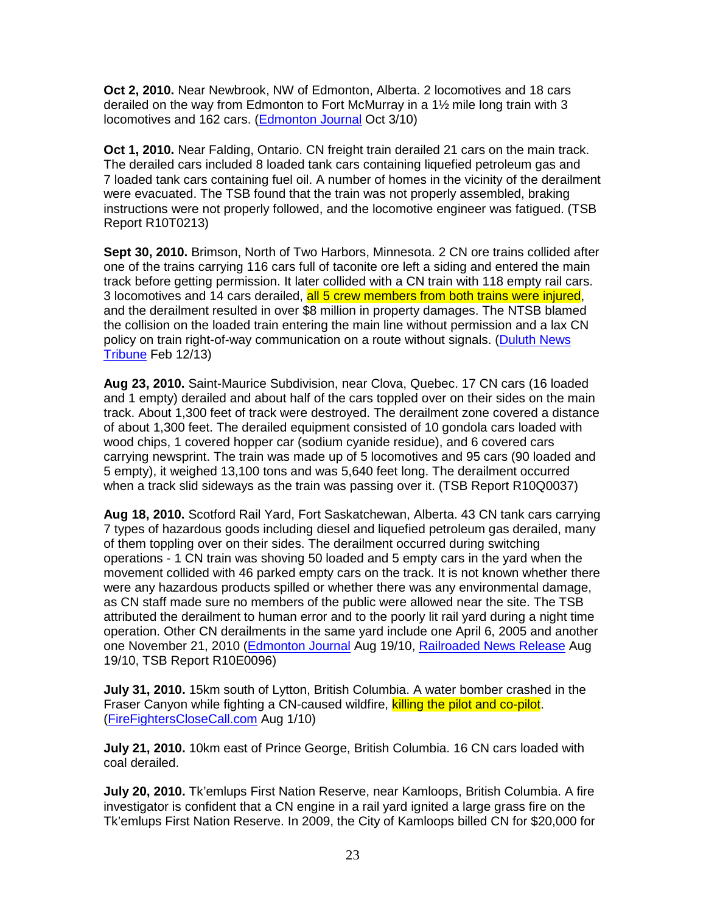**Oct 2, 2010.** Near Newbrook, NW of Edmonton, Alberta. 2 locomotives and 18 cars derailed on the way from Edmonton to Fort McMurray in a 1½ mile long train with 3 locomotives and 162 cars. (Edmonton Journal Oct 3/10)

**Oct 1, 2010.** Near Falding, Ontario. CN freight train derailed 21 cars on the main track. The derailed cars included 8 loaded tank cars containing liquefied petroleum gas and 7 loaded tank cars containing fuel oil. A number of homes in the vicinity of the derailment were evacuated. The TSB found that the train was not properly assembled, braking instructions were not properly followed, and the locomotive engineer was fatigued. (TSB Report R10T0213)

**Sept 30, 2010.** Brimson, North of Two Harbors, Minnesota. 2 CN ore trains collided after one of the trains carrying 116 cars full of taconite ore left a siding and entered the main track before getting permission. It later collided with a CN train with 118 empty rail cars. 3 locomotives and 14 cars derailed, all 5 crew members from both trains were injured, and the derailment resulted in over $8 million in property damages. The NTSB blamed the collision on the loaded train entering the main line without permission and a lax CN policy on train right-of-way communication on a route without signals. (Duluth News Tribune Feb 12/13)

**Aug 23, 2010.** Saint-Maurice Subdivision, near Clova, Quebec. 17 CN cars (16 loaded and 1 empty) derailed and about half of the cars toppled over on their sides on the main track. About 1,300 feet of track were destroyed. The derailment zone covered a distance of about 1,300 feet. The derailed equipment consisted of 10 gondola cars loaded with wood chips, 1 covered hopper car (sodium cyanide residue), and 6 covered cars carrying newsprint. The train was made up of 5 locomotives and 95 cars (90 loaded and 5 empty), it weighed 13,100 tons and was 5,640 feet long. The derailment occurred when a track slid sideways as the train was passing over it. (TSB Report R10Q0037)

**Aug 18, 2010.** Scotford Rail Yard, Fort Saskatchewan, Alberta. 43 CN tank cars carrying 7 types of hazardous goods including diesel and liquefied petroleum gas derailed, many of them toppling over on their sides. The derailment occurred during switching operations - 1 CN train was shoving 50 loaded and 5 empty cars in the yard when the movement collided with 46 parked empty cars on the track. It is not known whether there were any hazardous products spilled or whether there was any environmental damage, as CN staff made sure no members of the public were allowed near the site. The TSB attributed the derailment to human error and to the poorly lit rail yard during a night time operation. Other CN derailments in the same yard include one April 6, 2005 and another one November 21, 2010 (Edmonton Journal Aug 19/10, Railroaded News Release Aug 19/10, TSB Report R10E0096)

**July 31, 2010.** 15km south of Lytton, British Columbia. A water bomber crashed in the Fraser Canyon while fighting a CN-caused wildfire, killing the pilot and co-pilot. (FireFightersCloseCall.com Aug 1/10)

**July 21, 2010.** 10km east of Prince George, British Columbia. 16 CN cars loaded with coal derailed.

**July 20, 2010.** Tk'emlups First Nation Reserve, near Kamloops, British Columbia. A fire investigator is confident that a CN engine in a rail yard ignited a large grass fire on the Tk'emlups First Nation Reserve. In 2009, the City of Kamloops billed CN for $20,000 for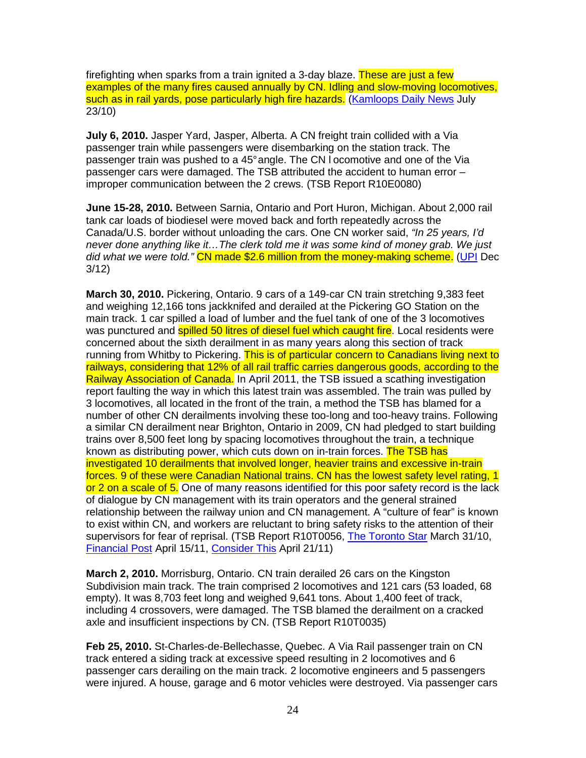firefighting when sparks from a train ignited a 3-day blaze. These are just a few examples of the many fires caused annually by CN. Idling and slow-moving locomotives, such as in rail yards, pose particularly high fire hazards. (Kamloops Daily News July 23/10)

**July 6, 2010.** Jasper Yard, Jasper, Alberta. A CN freight train collided with a Via passenger train while passengers were disembarking on the station track. The passenger train was pushed to a 45° angle. The CN locomotive and one of the Via passenger cars were damaged. The TSB attributed the accident to human error – improper communication between the 2 crews. (TSB Report R10E0080)

**June 15-28, 2010.** Between Sarnia, Ontario and Port Huron, Michigan. About 2,000 rail tank car loads of biodiesel were moved back and forth repeatedly across the Canada/U.S. border without unloading the cars. One CN worker said, *"In 25 years, I'd never done anything like it…The clerk told me it was some kind of money grab. We just did what we were told."* CN made $2.6 million from the money-making scheme. (UPI Dec 3/12)

**March 30, 2010.** Pickering, Ontario. 9 cars of a 149-car CN train stretching 9,383 feet and weighing 12,166 tons jackknifed and derailed at the Pickering GO Station on the main track. 1 car spilled a load of lumber and the fuel tank of one of the 3 locomotives was punctured and spilled 50 litres of diesel fuel which caught fire. Local residents were concerned about the sixth derailment in as many years along this section of track running from Whitby to Pickering. This is of particular concern to Canadians living next to railways, considering that 12% of all rail traffic carries dangerous goods, according to the Railway Association of Canada. In April 2011, the TSB issued a scathing investigation report faulting the way in which this latest train was assembled. The train was pulled by 3 locomotives, all located in the front of the train, a method the TSB has blamed for a number of other CN derailments involving these too-long and too-heavy trains. Following a similar CN derailment near Brighton, Ontario in 2009, CN had pledged to start building trains over 8,500 feet long by spacing locomotives throughout the train, a technique known as distributing power, which cuts down on in-train forces. The TSB has investigated 10 derailments that involved longer, heavier trains and excessive in-train forces. 9 of these were Canadian National trains. CN has the lowest safety level rating, 1 or 2 on a scale of 5. One of many reasons identified for this poor safety record is the lack of dialogue by CN management with its train operators and the general strained relationship between the railway union and CN management. A "culture of fear" is known to exist within CN, and workers are reluctant to bring safety risks to the attention of their supervisors for fear of reprisal. (TSB Report R10T0056, The Toronto Star March 31/10, Financial Post April 15/11, Consider This April 21/11)

**March 2, 2010.** Morrisburg, Ontario. CN train derailed 26 cars on the Kingston Subdivision main track. The train comprised 2 locomotives and 121 cars (53 loaded, 68 empty). It was 8,703 feet long and weighed 9,641 tons. About 1,400 feet of track, including 4 crossovers, were damaged. The TSB blamed the derailment on a cracked axle and insufficient inspections by CN. (TSB Report R10T0035)

**Feb 25, 2010.** St-Charles-de-Bellechasse, Quebec. A Via Rail passenger train on CN track entered a siding track at excessive speed resulting in 2 locomotives and 6 passenger cars derailing on the main track. 2 locomotive engineers and 5 passengers were injured. A house, garage and 6 motor vehicles were destroyed. Via passenger cars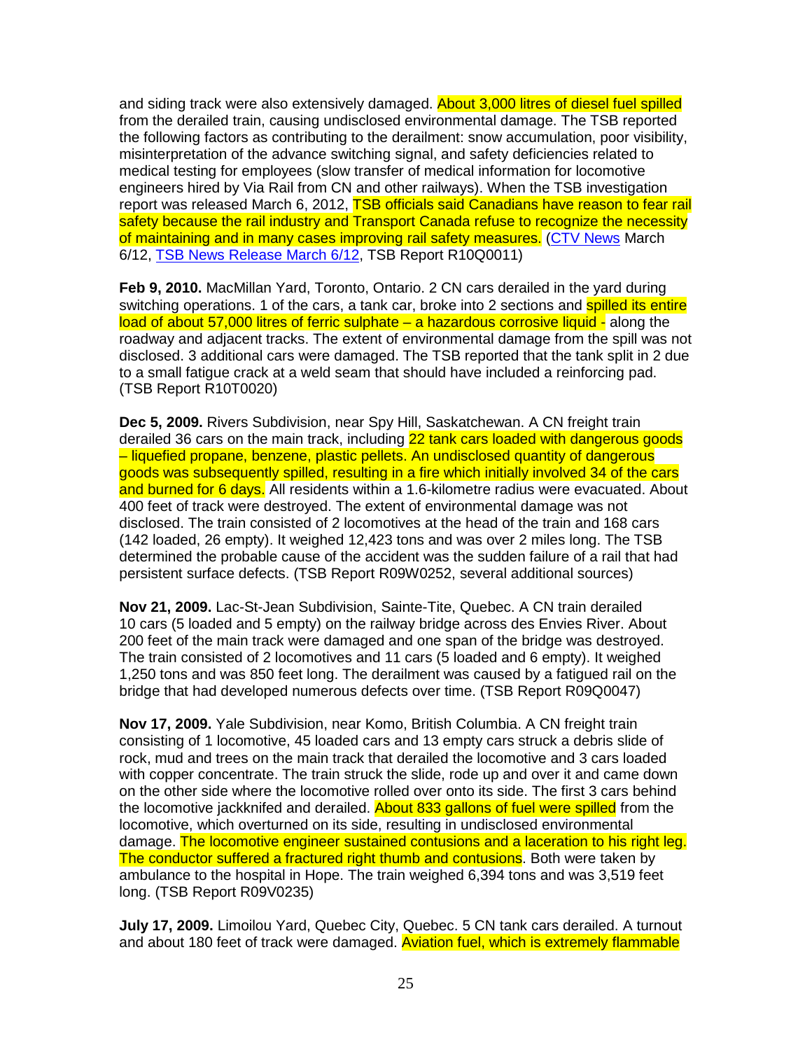and siding track were also extensively damaged. About 3,000 litres of diesel fuel spilled from the derailed train, causing undisclosed environmental damage. The TSB reported the following factors as contributing to the derailment: snow accumulation, poor visibility, misinterpretation of the advance switching signal, and safety deficiencies related to medical testing for employees (slow transfer of medical information for locomotive engineers hired by Via Rail from CN and other railways). When the TSB investigation report was released March 6, 2012, TSB officials said Canadians have reason to fear rail safety because the rail industry and Transport Canada refuse to recognize the necessity of maintaining and in many cases improving rail safety measures. (CTV News March 6/12, TSB News Release March 6/12, TSB Report R10Q0011)

**Feb 9, 2010.** MacMillan Yard, Toronto, Ontario. 2 CN cars derailed in the yard during switching operations. 1 of the cars, a tank car, broke into 2 sections and spilled its entire load of about 57,000 litres of ferric sulphate – a hazardous corrosive liquid - along the roadway and adjacent tracks. The extent of environmental damage from the spill was not disclosed. 3 additional cars were damaged. The TSB reported that the tank split in 2 due to a small fatigue crack at a weld seam that should have included a reinforcing pad. (TSB Report R10T0020)

**Dec 5, 2009.** Rivers Subdivision, near Spy Hill, Saskatchewan. A CN freight train derailed 36 cars on the main track, including 22 tank cars loaded with dangerous goods – liquefied propane, benzene, plastic pellets. An undisclosed quantity of dangerous goods was subsequently spilled, resulting in a fire which initially involved 34 of the cars and burned for 6 days. All residents within a 1.6-kilometre radius were evacuated. About 400 feet of track were destroyed. The extent of environmental damage was not disclosed. The train consisted of 2 locomotives at the head of the train and 168 cars (142 loaded, 26 empty). It weighed 12,423 tons and was over 2 miles long. The TSB determined the probable cause of the accident was the sudden failure of a rail that had persistent surface defects. (TSB Report R09W0252, several additional sources)

**Nov 21, 2009.** Lac-St-Jean Subdivision, Sainte-Tite, Quebec. A CN train derailed 10 cars (5 loaded and 5 empty) on the railway bridge across des Envies River. About 200 feet of the main track were damaged and one span of the bridge was destroyed. The train consisted of 2 locomotives and 11 cars (5 loaded and 6 empty). It weighed 1,250 tons and was 850 feet long. The derailment was caused by a fatigued rail on the bridge that had developed numerous defects over time. (TSB Report R09Q0047)

**Nov 17, 2009.** Yale Subdivision, near Komo, British Columbia. A CN freight train consisting of 1 locomotive, 45 loaded cars and 13 empty cars struck a debris slide of rock, mud and trees on the main track that derailed the locomotive and 3 cars loaded with copper concentrate. The train struck the slide, rode up and over it and came down on the other side where the locomotive rolled over onto its side. The first 3 cars behind the locomotive jackknifed and derailed. About 833 gallons of fuel were spilled from the locomotive, which overturned on its side, resulting in undisclosed environmental damage. The locomotive engineer sustained contusions and a laceration to his right leg. The conductor suffered a fractured right thumb and contusions. Both were taken by ambulance to the hospital in Hope. The train weighed 6,394 tons and was 3,519 feet long. (TSB Report R09V0235)

**July 17, 2009.** Limoilou Yard, Quebec City, Quebec. 5 CN tank cars derailed. A turnout and about 180 feet of track were damaged. Aviation fuel, which is extremely flammable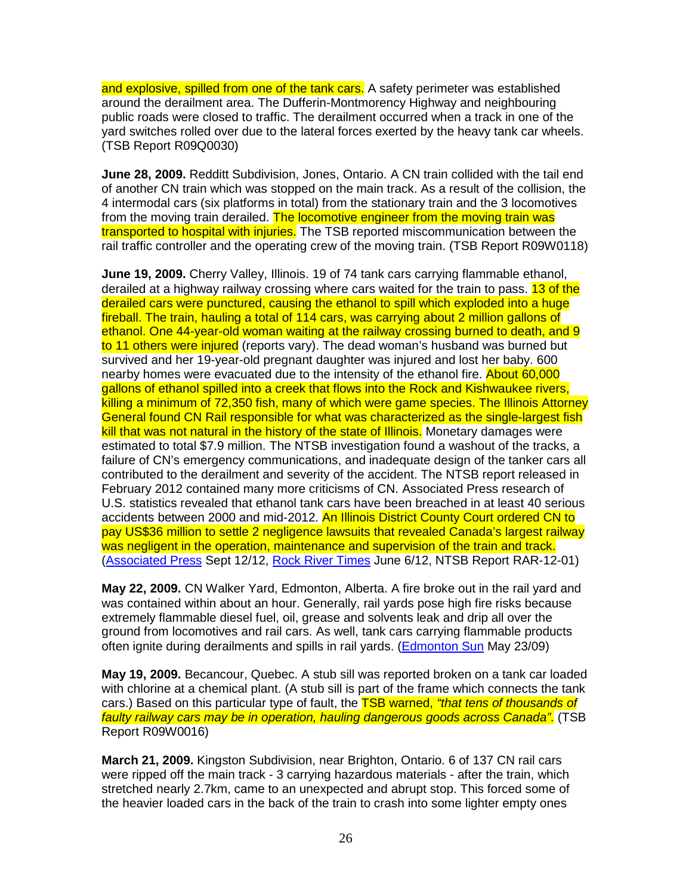and explosive, spilled from one of the tank cars. A safety perimeter was established around the derailment area. The Dufferin-Montmorency Highway and neighbouring public roads were closed to traffic. The derailment occurred when a track in one of the yard switches rolled over due to the lateral forces exerted by the heavy tank car wheels. (TSB Report R09Q0030)

**June 28, 2009.** Redditt Subdivision, Jones, Ontario. A CN train collided with the tail end of another CN train which was stopped on the main track. As a result of the collision, the 4 intermodal cars (six platforms in total) from the stationary train and the 3 locomotives from the moving train derailed. The locomotive engineer from the moving train was transported to hospital with injuries. The TSB reported miscommunication between the rail traffic controller and the operating crew of the moving train. (TSB Report R09W0118)

**June 19, 2009.** Cherry Valley, Illinois. 19 of 74 tank cars carrying flammable ethanol, derailed at a highway railway crossing where cars waited for the train to pass. 13 of the derailed cars were punctured, causing the ethanol to spill which exploded into a huge fireball. The train, hauling a total of 114 cars, was carrying about 2 million gallons of ethanol. One 44-year-old woman waiting at the railway crossing burned to death, and 9 to 11 others were injured (reports vary). The dead woman's husband was burned but survived and her 19-year-old pregnant daughter was injured and lost her baby. 600 nearby homes were evacuated due to the intensity of the ethanol fire. About 60,000 gallons of ethanol spilled into a creek that flows into the Rock and Kishwaukee rivers, killing a minimum of 72,350 fish, many of which were game species. The Illinois Attorney General found CN Rail responsible for what was characterized as the single-largest fish kill that was not natural in the history of the state of Illinois. Monetary damages were estimated to total $7.9 million. The NTSB investigation found a washout of the tracks, a failure of CN's emergency communications, and inadequate design of the tanker cars all contributed to the derailment and severity of the accident. The NTSB report released in February 2012 contained many more criticisms of CN. Associated Press research of U.S. statistics revealed that ethanol tank cars have been breached in at least 40 serious accidents between 2000 and mid-2012. An Illinois District County Court ordered CN to pay US$36 million to settle 2 negligence lawsuits that revealed Canada's largest railway was negligent in the operation, maintenance and supervision of the train and track. (Associated Press Sept 12/12, Rock River Times June 6/12, NTSB Report RAR-12-01)

**May 22, 2009.** CN Walker Yard, Edmonton, Alberta. A fire broke out in the rail yard and was contained within about an hour. Generally, rail yards pose high fire risks because extremely flammable diesel fuel, oil, grease and solvents leak and drip all over the ground from locomotives and rail cars. As well, tank cars carrying flammable products often ignite during derailments and spills in rail yards. (Edmonton Sun May 23/09)

**May 19, 2009.** Becancour, Quebec. A stub sill was reported broken on a tank car loaded with chlorine at a chemical plant. (A stub sill is part of the frame which connects the tank cars.) Based on this particular type of fault, the TSB warned, *"that tens of thousands of faulty railway cars may be in operation, hauling dangerous goods across Canada".* (TSB Report R09W0016)

**March 21, 2009.** Kingston Subdivision, near Brighton, Ontario. 6 of 137 CN rail cars were ripped off the main track - 3 carrying hazardous materials - after the train, which stretched nearly 2.7km, came to an unexpected and abrupt stop. This forced some of the heavier loaded cars in the back of the train to crash into some lighter empty ones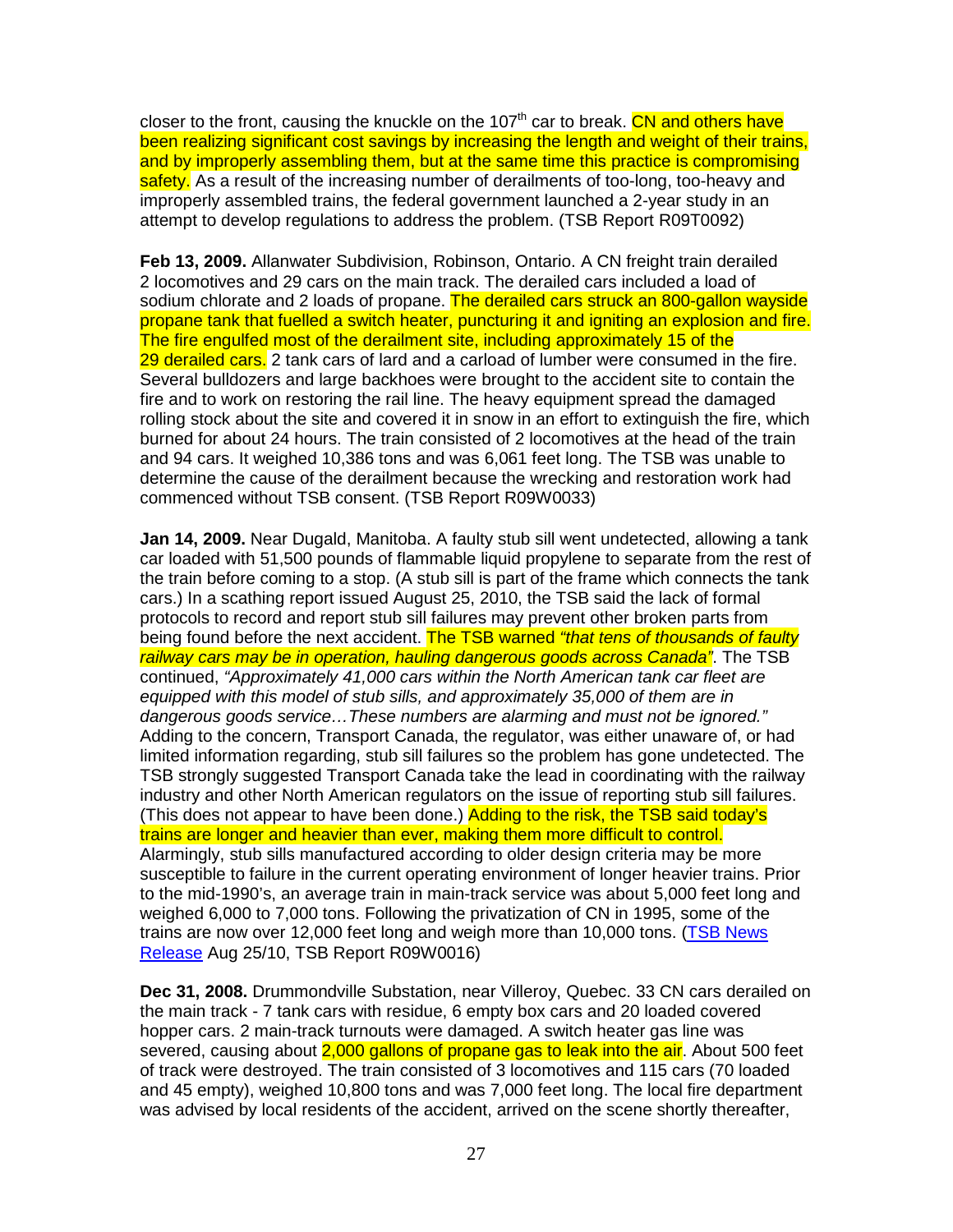closer to the front, causing the knuckle on the 107th car to break. CN and others have been realizing significant cost savings by increasing the length and weight of their trains, and by improperly assembling them, but at the same time this practice is compromising safety. As a result of the increasing number of derailments of too-long, too-heavy and improperly assembled trains, the federal government launched a 2-year study in an attempt to develop regulations to address the problem. (TSB Report R09T0092)

**Feb 13, 2009.** Allanwater Subdivision, Robinson, Ontario. A CN freight train derailed 2 locomotives and 29 cars on the main track. The derailed cars included a load of sodium chlorate and 2 loads of propane. The derailed cars struck an 800-gallon wayside propane tank that fuelled a switch heater, puncturing it and igniting an explosion and fire. The fire engulfed most of the derailment site, including approximately 15 of the 29 derailed cars. 2 tank cars of lard and a carload of lumber were consumed in the fire. Several bulldozers and large backhoes were brought to the accident site to contain the fire and to work on restoring the rail line. The heavy equipment spread the damaged rolling stock about the site and covered it in snow in an effort to extinguish the fire, which burned for about 24 hours. The train consisted of 2 locomotives at the head of the train and 94 cars. It weighed 10,386 tons and was 6,061 feet long. The TSB was unable to determine the cause of the derailment because the wrecking and restoration work had commenced without TSB consent. (TSB Report R09W0033)

**Jan 14, 2009.** Near Dugald, Manitoba. A faulty stub sill went undetected, allowing a tank car loaded with 51,500 pounds of flammable liquid propylene to separate from the rest of the train before coming to a stop. (A stub sill is part of the frame which connects the tank cars.) In a scathing report issued August 25, 2010, the TSB said the lack of formal protocols to record and report stub sill failures may prevent other broken parts from being found before the next accident. The TSB warned *"that tens of thousands of faulty railway cars may be in operation, hauling dangerous goods across Canada"*. The TSB continued, *"Approximately 41,000 cars within the North American tank car fleet are equipped with this model of stub sills, and approximately 35,000 of them are in dangerous goods service…These numbers are alarming and must not be ignored."* Adding to the concern, Transport Canada, the regulator, was either unaware of, or had limited information regarding, stub sill failures so the problem has gone undetected. The TSB strongly suggested Transport Canada take the lead in coordinating with the railway industry and other North American regulators on the issue of reporting stub sill failures. (This does not appear to have been done.) Adding to the risk, the TSB said today's trains are longer and heavier than ever, making them more difficult to control. Alarmingly, stub sills manufactured according to older design criteria may be more susceptible to failure in the current operating environment of longer heavier trains. Prior to the mid-1990's, an average train in main-track service was about 5,000 feet long and weighed 6,000 to 7,000 tons. Following the privatization of CN in 1995, some of the trains are now over 12,000 feet long and weigh more than 10,000 tons. (TSB News Release Aug 25/10, TSB Report R09W0016)

**Dec 31, 2008.** Drummondville Substation, near Villeroy, Quebec. 33 CN cars derailed on the main track - 7 tank cars with residue, 6 empty box cars and 20 loaded covered hopper cars. 2 main-track turnouts were damaged. A switch heater gas line was severed, causing about 2,000 gallons of propane gas to leak into the air. About 500 feet of track were destroyed. The train consisted of 3 locomotives and 115 cars (70 loaded and 45 empty), weighed 10,800 tons and was 7,000 feet long. The local fire department was advised by local residents of the accident, arrived on the scene shortly thereafter,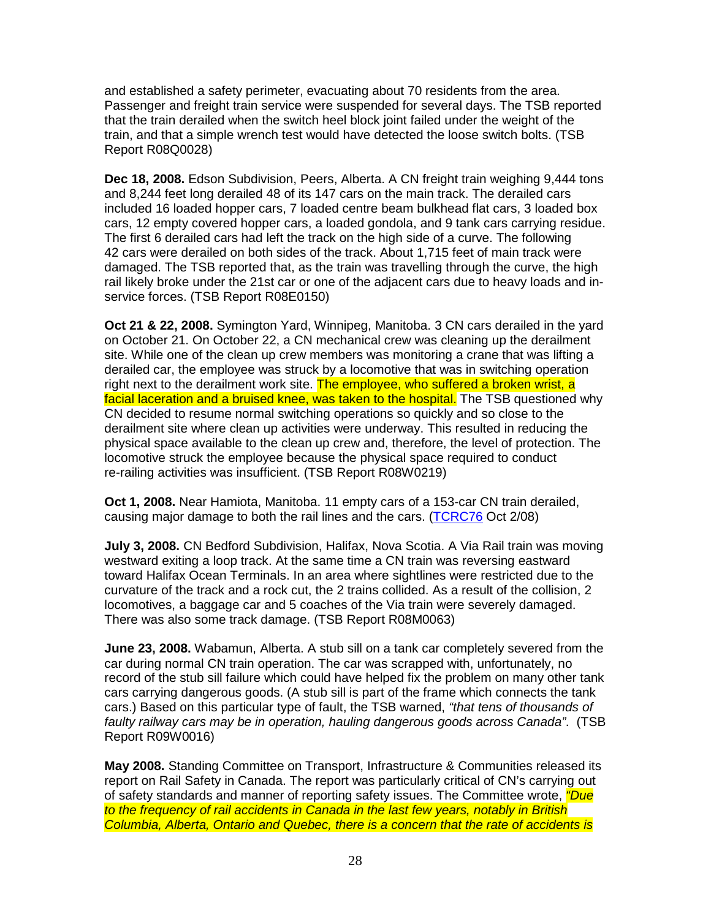and established a safety perimeter, evacuating about 70 residents from the area. Passenger and freight train service were suspended for several days. The TSB reported that the train derailed when the switch heel block joint failed under the weight of the train, and that a simple wrench test would have detected the loose switch bolts. (TSB Report R08Q0028)

**Dec 18, 2008.** Edson Subdivision, Peers, Alberta. A CN freight train weighing 9,444 tons and 8,244 feet long derailed 48 of its 147 cars on the main track. The derailed cars included 16 loaded hopper cars, 7 loaded centre beam bulkhead flat cars, 3 loaded box cars, 12 empty covered hopper cars, a loaded gondola, and 9 tank cars carrying residue. The first 6 derailed cars had left the track on the high side of a curve. The following 42 cars were derailed on both sides of the track. About 1,715 feet of main track were damaged. The TSB reported that, as the train was travelling through the curve, the high rail likely broke under the 21st car or one of the adjacent cars due to heavy loads and in-service forces. (TSB Report R08E0150)

**Oct 21 & 22, 2008.** Symington Yard, Winnipeg, Manitoba. 3 CN cars derailed in the yard on October 21. On October 22, a CN mechanical crew was cleaning up the derailment site. While one of the clean up crew members was monitoring a crane that was lifting a derailed car, the employee was struck by a locomotive that was in switching operation right next to the derailment work site. The employee, who suffered a broken wrist, a facial laceration and a bruised knee, was taken to the hospital. The TSB questioned why CN decided to resume normal switching operations so quickly and so close to the derailment site where clean up activities were underway. This resulted in reducing the physical space available to the clean up crew and, therefore, the level of protection. The locomotive struck the employee because the physical space required to conduct re-railing activities was insufficient. (TSB Report R08W0219)

**Oct 1, 2008.** Near Hamiota, Manitoba. 11 empty cars of a 153-car CN train derailed, causing major damage to both the rail lines and the cars. (TCRC76 Oct 2/08)

**July 3, 2008.** CN Bedford Subdivision, Halifax, Nova Scotia. A Via Rail train was moving westward exiting a loop track. At the same time a CN train was reversing eastward toward Halifax Ocean Terminals. In an area where sightlines were restricted due to the curvature of the track and a rock cut, the 2 trains collided. As a result of the collision, 2 locomotives, a baggage car and 5 coaches of the Via train were severely damaged. There was also some track damage. (TSB Report R08M0063)

**June 23, 2008.** Wabamun, Alberta. A stub sill on a tank car completely severed from the car during normal CN train operation. The car was scrapped with, unfortunately, no record of the stub sill failure which could have helped fix the problem on many other tank cars carrying dangerous goods. (A stub sill is part of the frame which connects the tank cars.) Based on this particular type of fault, the TSB warned, *"that tens of thousands of faulty railway cars may be in operation, hauling dangerous goods across Canada"*. (TSB Report R09W0016)

**May 2008.** Standing Committee on Transport, Infrastructure & Communities released its report on Rail Safety in Canada. The report was particularly critical of CN's carrying out of safety standards and manner of reporting safety issues. The Committee wrote, *"Due to the frequency of rail accidents in Canada in the last few years, notably in British Columbia, Alberta, Ontario and Quebec, there is a concern that the rate of accidents is*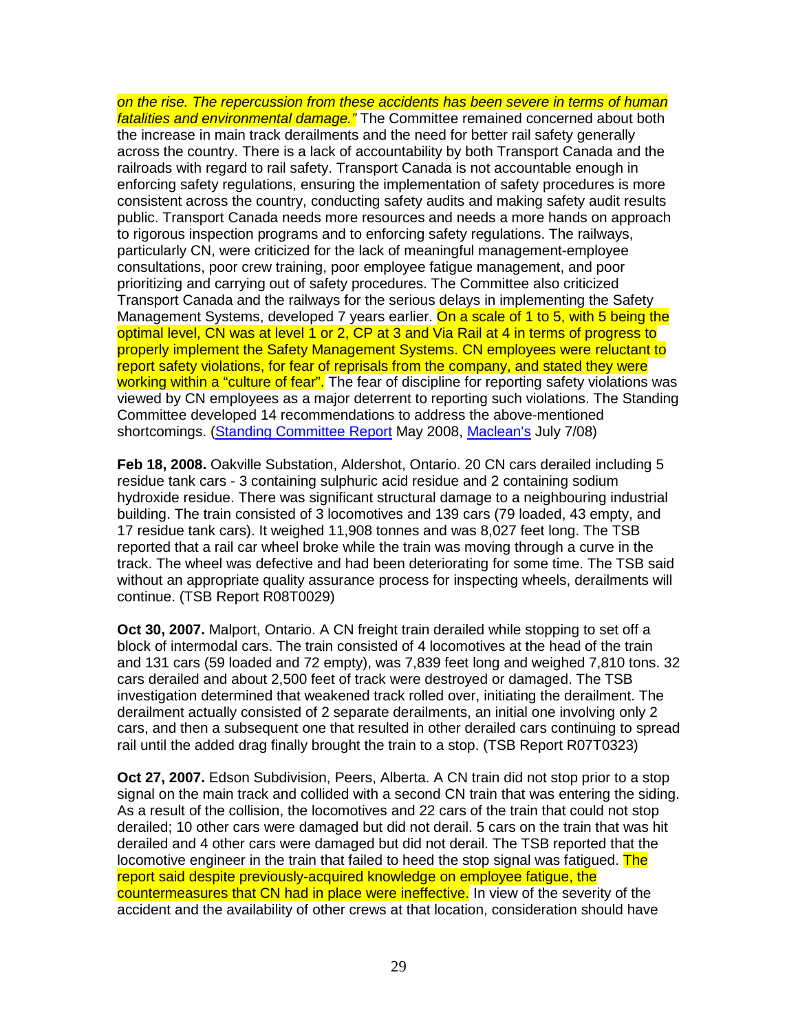*on the rise. The repercussion from these accidents has been severe in terms of human fatalities and environmental damage."* The Committee remained concerned about both the increase in main track derailments and the need for better rail safety generally across the country. There is a lack of accountability by both Transport Canada and the railroads with regard to rail safety. Transport Canada is not accountable enough in enforcing safety regulations, ensuring the implementation of safety procedures is more consistent across the country, conducting safety audits and making safety audit results public. Transport Canada needs more resources and needs a more hands on approach to rigorous inspection programs and to enforcing safety regulations. The railways, particularly CN, were criticized for the lack of meaningful management-employee consultations, poor crew training, poor employee fatigue management, and poor prioritizing and carrying out of safety procedures. The Committee also criticized Transport Canada and the railways for the serious delays in implementing the Safety Management Systems, developed 7 years earlier. On a scale of 1 to 5, with 5 being the optimal level, CN was at level 1 or 2, CP at 3 and Via Rail at 4 in terms of progress to properly implement the Safety Management Systems. CN employees were reluctant to report safety violations, for fear of reprisals from the company, and stated they were working within a "culture of fear". The fear of discipline for reporting safety violations was viewed by CN employees as a major deterrent to reporting such violations. The Standing Committee developed 14 recommendations to address the above-mentioned shortcomings. (Standing Committee Report May 2008, Maclean's July 7/08)

**Feb 18, 2008.** Oakville Substation, Aldershot, Ontario. 20 CN cars derailed including 5 residue tank cars - 3 containing sulphuric acid residue and 2 containing sodium hydroxide residue. There was significant structural damage to a neighbouring industrial building. The train consisted of 3 locomotives and 139 cars (79 loaded, 43 empty, and 17 residue tank cars). It weighed 11,908 tonnes and was 8,027 feet long. The TSB reported that a rail car wheel broke while the train was moving through a curve in the track. The wheel was defective and had been deteriorating for some time. The TSB said without an appropriate quality assurance process for inspecting wheels, derailments will continue. (TSB Report R08T0029)

**Oct 30, 2007.** Malport, Ontario. A CN freight train derailed while stopping to set off a block of intermodal cars. The train consisted of 4 locomotives at the head of the train and 131 cars (59 loaded and 72 empty), was 7,839 feet long and weighed 7,810 tons. 32 cars derailed and about 2,500 feet of track were destroyed or damaged. The TSB investigation determined that weakened track rolled over, initiating the derailment. The derailment actually consisted of 2 separate derailments, an initial one involving only 2 cars, and then a subsequent one that resulted in other derailed cars continuing to spread rail until the added drag finally brought the train to a stop. (TSB Report R07T0323)

**Oct 27, 2007.** Edson Subdivision, Peers, Alberta. A CN train did not stop prior to a stop signal on the main track and collided with a second CN train that was entering the siding. As a result of the collision, the locomotives and 22 cars of the train that could not stop derailed; 10 other cars were damaged but did not derail. 5 cars on the train that was hit derailed and 4 other cars were damaged but did not derail. The TSB reported that the locomotive engineer in the train that failed to heed the stop signal was fatigued. The report said despite previously-acquired knowledge on employee fatigue, the countermeasures that CN had in place were ineffective. In view of the severity of the accident and the availability of other crews at that location, consideration should have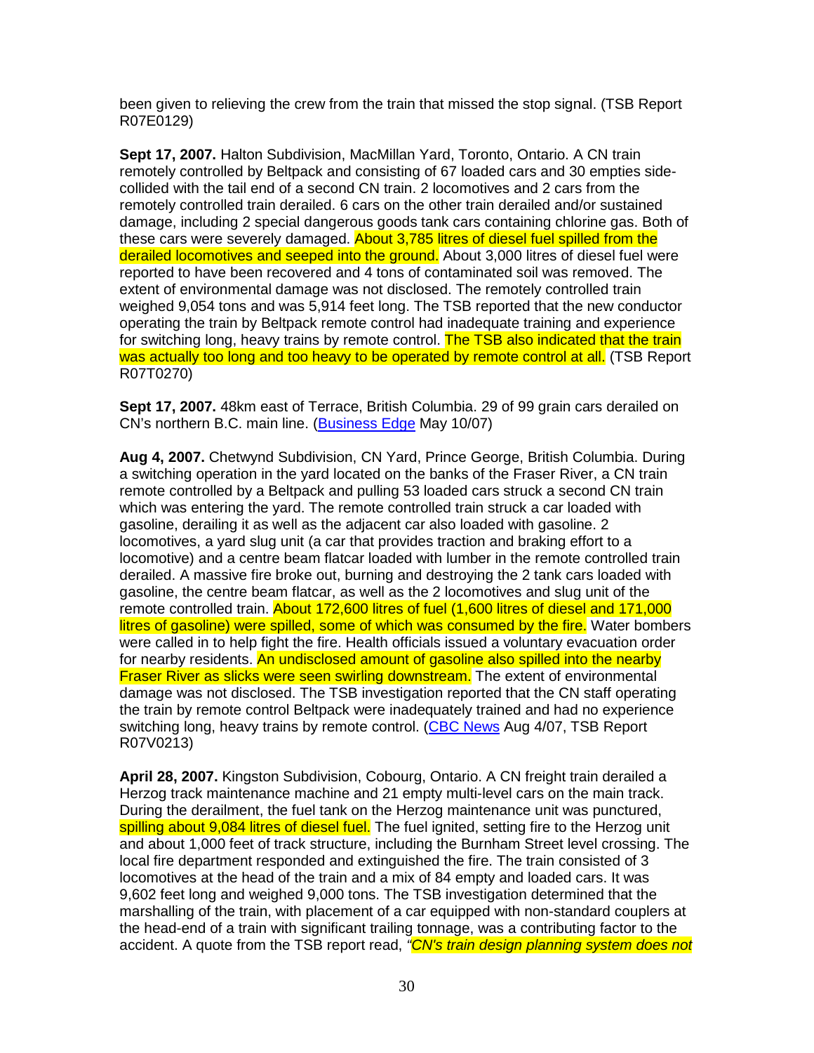been given to relieving the crew from the train that missed the stop signal. (TSB Report R07E0129)

**Sept 17, 2007.** Halton Subdivision, MacMillan Yard, Toronto, Ontario. A CN train remotely controlled by Beltpack and consisting of 67 loaded cars and 30 empties side-collided with the tail end of a second CN train. 2 locomotives and 2 cars from the remotely controlled train derailed. 6 cars on the other train derailed and/or sustained damage, including 2 special dangerous goods tank cars containing chlorine gas. Both of these cars were severely damaged. About 3,785 litres of diesel fuel spilled from the derailed locomotives and seeped into the ground. About 3,000 litres of diesel fuel were reported to have been recovered and 4 tons of contaminated soil was removed. The extent of environmental damage was not disclosed. The remotely controlled train weighed 9,054 tons and was 5,914 feet long. The TSB reported that the new conductor operating the train by Beltpack remote control had inadequate training and experience for switching long, heavy trains by remote control. The TSB also indicated that the train was actually too long and too heavy to be operated by remote control at all. (TSB Report R07T0270)

**Sept 17, 2007.** 48km east of Terrace, British Columbia. 29 of 99 grain cars derailed on CN's northern B.C. main line. (Business Edge May 10/07)

**Aug 4, 2007.** Chetwynd Subdivision, CN Yard, Prince George, British Columbia. During a switching operation in the yard located on the banks of the Fraser River, a CN train remote controlled by a Beltpack and pulling 53 loaded cars struck a second CN train which was entering the yard. The remote controlled train struck a car loaded with gasoline, derailing it as well as the adjacent car also loaded with gasoline. 2 locomotives, a yard slug unit (a car that provides traction and braking effort to a locomotive) and a centre beam flatcar loaded with lumber in the remote controlled train derailed. A massive fire broke out, burning and destroying the 2 tank cars loaded with gasoline, the centre beam flatcar, as well as the 2 locomotives and slug unit of the remote controlled train. About 172,600 litres of fuel (1,600 litres of diesel and 171,000 litres of gasoline) were spilled, some of which was consumed by the fire. Water bombers were called in to help fight the fire. Health officials issued a voluntary evacuation order for nearby residents. An undisclosed amount of gasoline also spilled into the nearby Fraser River as slicks were seen swirling downstream. The extent of environmental damage was not disclosed. The TSB investigation reported that the CN staff operating the train by remote control Beltpack were inadequately trained and had no experience switching long, heavy trains by remote control. (CBC News Aug 4/07, TSB Report R07V0213)

**April 28, 2007.** Kingston Subdivision, Cobourg, Ontario. A CN freight train derailed a Herzog track maintenance machine and 21 empty multi-level cars on the main track. During the derailment, the fuel tank on the Herzog maintenance unit was punctured, spilling about 9,084 litres of diesel fuel. The fuel ignited, setting fire to the Herzog unit and about 1,000 feet of track structure, including the Burnham Street level crossing. The local fire department responded and extinguished the fire. The train consisted of 3 locomotives at the head of the train and a mix of 84 empty and loaded cars. It was 9,602 feet long and weighed 9,000 tons. The TSB investigation determined that the marshalling of the train, with placement of a car equipped with non-standard couplers at the head-end of a train with significant trailing tonnage, was a contributing factor to the accident. A quote from the TSB report read, *"CN's train design planning system does not*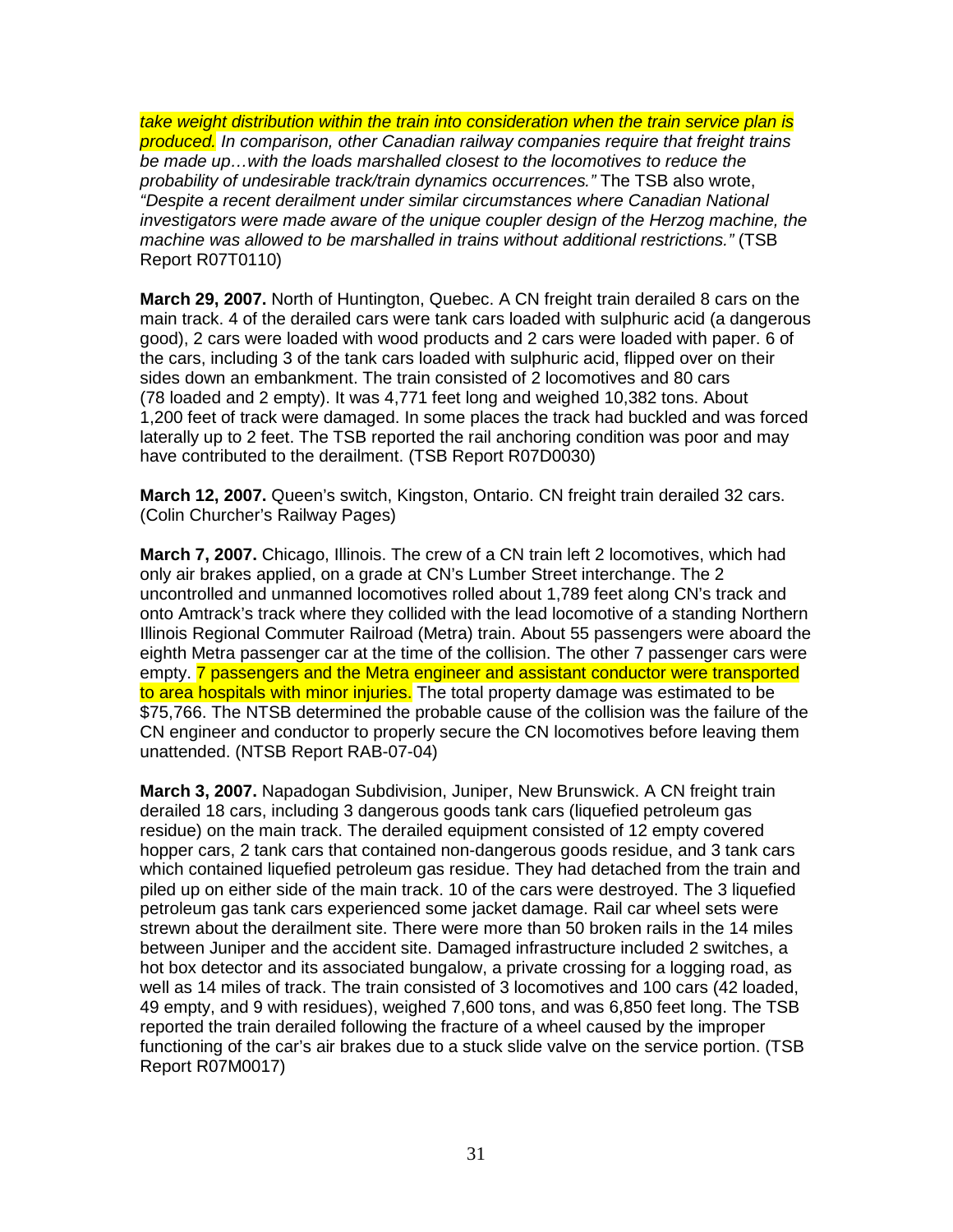*take weight distribution within the train into consideration when the train service plan is produced. In comparison, other Canadian railway companies require that freight trains be made up…with the loads marshalled closest to the locomotives to reduce the probability of undesirable track/train dynamics occurrences."* The TSB also wrote, *"Despite a recent derailment under similar circumstances where Canadian National investigators were made aware of the unique coupler design of the Herzog machine, the machine was allowed to be marshalled in trains without additional restrictions."* (TSB Report R07T0110)

**March 29, 2007.** North of Huntington, Quebec. A CN freight train derailed 8 cars on the main track. 4 of the derailed cars were tank cars loaded with sulphuric acid (a dangerous good), 2 cars were loaded with wood products and 2 cars were loaded with paper. 6 of the cars, including 3 of the tank cars loaded with sulphuric acid, flipped over on their sides down an embankment. The train consisted of 2 locomotives and 80 cars (78 loaded and 2 empty). It was 4,771 feet long and weighed 10,382 tons. About 1,200 feet of track were damaged. In some places the track had buckled and was forced laterally up to 2 feet. The TSB reported the rail anchoring condition was poor and may have contributed to the derailment. (TSB Report R07D0030)

**March 12, 2007.** Queen's switch, Kingston, Ontario. CN freight train derailed 32 cars. (Colin Churcher's Railway Pages)

**March 7, 2007.** Chicago, Illinois. The crew of a CN train left 2 locomotives, which had only air brakes applied, on a grade at CN's Lumber Street interchange. The 2 uncontrolled and unmanned locomotives rolled about 1,789 feet along CN's track and onto Amtrack's track where they collided with the lead locomotive of a standing Northern Illinois Regional Commuter Railroad (Metra) train. About 55 passengers were aboard the eighth Metra passenger car at the time of the collision. The other 7 passenger cars were empty. 7 passengers and the Metra engineer and assistant conductor were transported to area hospitals with minor injuries. The total property damage was estimated to be $75,766. The NTSB determined the probable cause of the collision was the failure of the CN engineer and conductor to properly secure the CN locomotives before leaving them unattended. (NTSB Report RAB-07-04)

**March 3, 2007.** Napadogan Subdivision, Juniper, New Brunswick. A CN freight train derailed 18 cars, including 3 dangerous goods tank cars (liquefied petroleum gas residue) on the main track. The derailed equipment consisted of 12 empty covered hopper cars, 2 tank cars that contained non-dangerous goods residue, and 3 tank cars which contained liquefied petroleum gas residue. They had detached from the train and piled up on either side of the main track. 10 of the cars were destroyed. The 3 liquefied petroleum gas tank cars experienced some jacket damage. Rail car wheel sets were strewn about the derailment site. There were more than 50 broken rails in the 14 miles between Juniper and the accident site. Damaged infrastructure included 2 switches, a hot box detector and its associated bungalow, a private crossing for a logging road, as well as 14 miles of track. The train consisted of 3 locomotives and 100 cars (42 loaded, 49 empty, and 9 with residues), weighed 7,600 tons, and was 6,850 feet long. The TSB reported the train derailed following the fracture of a wheel caused by the improper functioning of the car's air brakes due to a stuck slide valve on the service portion. (TSB Report R07M0017)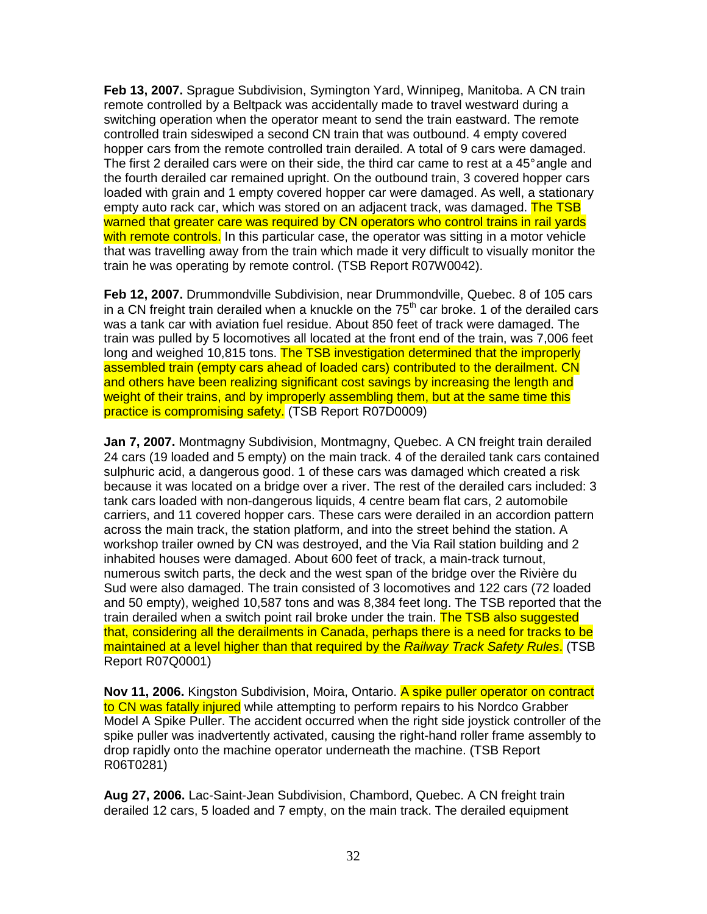**Feb 13, 2007.** Sprague Subdivision, Symington Yard, Winnipeg, Manitoba. A CN train remote controlled by a Beltpack was accidentally made to travel westward during a switching operation when the operator meant to send the train eastward. The remote controlled train sideswiped a second CN train that was outbound. 4 empty covered hopper cars from the remote controlled train derailed. A total of 9 cars were damaged. The first 2 derailed cars were on their side, the third car came to rest at a 45° angle and the fourth derailed car remained upright. On the outbound train, 3 covered hopper cars loaded with grain and 1 empty covered hopper car were damaged. As well, a stationary empty auto rack car, which was stored on an adjacent track, was damaged. The TSB warned that greater care was required by CN operators who control trains in rail yards with remote controls. In this particular case, the operator was sitting in a motor vehicle that was travelling away from the train which made it very difficult to visually monitor the train he was operating by remote control. (TSB Report R07W0042).

**Feb 12, 2007.** Drummondville Subdivision, near Drummondville, Quebec. 8 of 105 cars in a CN freight train derailed when a knuckle on the 75th car broke. 1 of the derailed cars was a tank car with aviation fuel residue. About 850 feet of track were damaged. The train was pulled by 5 locomotives all located at the front end of the train, was 7,006 feet long and weighed 10,815 tons. The TSB investigation determined that the improperly assembled train (empty cars ahead of loaded cars) contributed to the derailment. CN and others have been realizing significant cost savings by increasing the length and weight of their trains, and by improperly assembling them, but at the same time this practice is compromising safety. (TSB Report R07D0009)

**Jan 7, 2007.** Montmagny Subdivision, Montmagny, Quebec. A CN freight train derailed 24 cars (19 loaded and 5 empty) on the main track. 4 of the derailed tank cars contained sulphuric acid, a dangerous good. 1 of these cars was damaged which created a risk because it was located on a bridge over a river. The rest of the derailed cars included: 3 tank cars loaded with non-dangerous liquids, 4 centre beam flat cars, 2 automobile carriers, and 11 covered hopper cars. These cars were derailed in an accordion pattern across the main track, the station platform, and into the street behind the station. A workshop trailer owned by CN was destroyed, and the Via Rail station building and 2 inhabited houses were damaged. About 600 feet of track, a main-track turnout, numerous switch parts, the deck and the west span of the bridge over the Rivière du Sud were also damaged. The train consisted of 3 locomotives and 122 cars (72 loaded and 50 empty), weighed 10,587 tons and was 8,384 feet long. The TSB reported that the train derailed when a switch point rail broke under the train. The TSB also suggested that, considering all the derailments in Canada, perhaps there is a need for tracks to be maintained at a level higher than that required by the *Railway Track Safety Rules*. (TSB Report R07Q0001)

**Nov 11, 2006.** Kingston Subdivision, Moira, Ontario. A spike puller operator on contract to CN was fatally injured while attempting to perform repairs to his Nordco Grabber Model A Spike Puller. The accident occurred when the right side joystick controller of the spike puller was inadvertently activated, causing the right-hand roller frame assembly to drop rapidly onto the machine operator underneath the machine. (TSB Report R06T0281)

**Aug 27, 2006.** Lac-Saint-Jean Subdivision, Chambord, Quebec. A CN freight train derailed 12 cars, 5 loaded and 7 empty, on the main track. The derailed equipment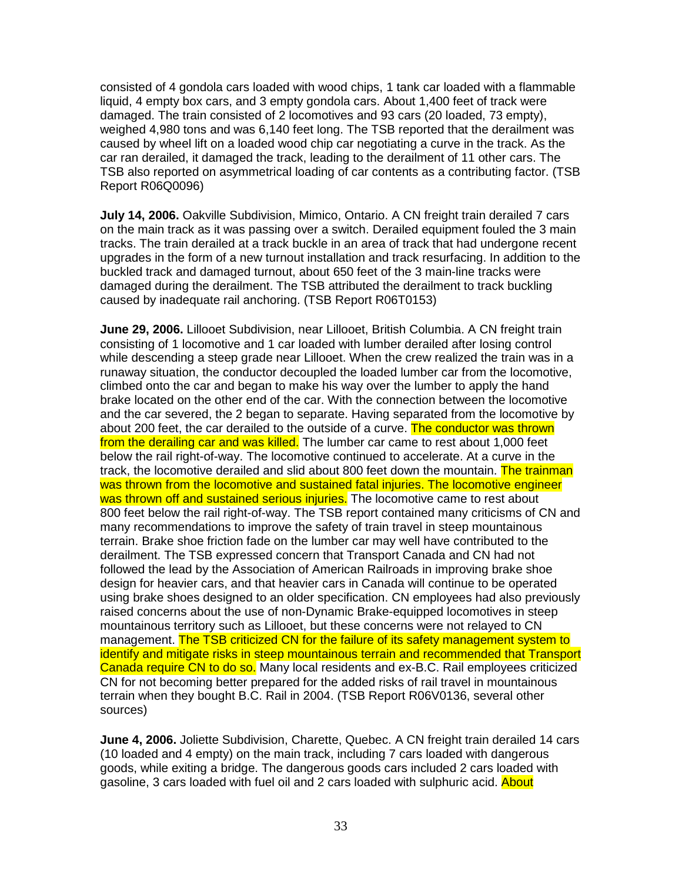consisted of 4 gondola cars loaded with wood chips, 1 tank car loaded with a flammable liquid, 4 empty box cars, and 3 empty gondola cars. About 1,400 feet of track were damaged. The train consisted of 2 locomotives and 93 cars (20 loaded, 73 empty), weighed 4,980 tons and was 6,140 feet long. The TSB reported that the derailment was caused by wheel lift on a loaded wood chip car negotiating a curve in the track. As the car ran derailed, it damaged the track, leading to the derailment of 11 other cars. The TSB also reported on asymmetrical loading of car contents as a contributing factor. (TSB Report R06Q0096)

**July 14, 2006.** Oakville Subdivision, Mimico, Ontario. A CN freight train derailed 7 cars on the main track as it was passing over a switch. Derailed equipment fouled the 3 main tracks. The train derailed at a track buckle in an area of track that had undergone recent upgrades in the form of a new turnout installation and track resurfacing. In addition to the buckled track and damaged turnout, about 650 feet of the 3 main-line tracks were damaged during the derailment. The TSB attributed the derailment to track buckling caused by inadequate rail anchoring. (TSB Report R06T0153)

**June 29, 2006.** Lillooet Subdivision, near Lillooet, British Columbia. A CN freight train consisting of 1 locomotive and 1 car loaded with lumber derailed after losing control while descending a steep grade near Lillooet. When the crew realized the train was in a runaway situation, the conductor decoupled the loaded lumber car from the locomotive, climbed onto the car and began to make his way over the lumber to apply the hand brake located on the other end of the car. With the connection between the locomotive and the car severed, the 2 began to separate. Having separated from the locomotive by about 200 feet, the car derailed to the outside of a curve. The conductor was thrown from the derailing car and was killed. The lumber car came to rest about 1,000 feet below the rail right-of-way. The locomotive continued to accelerate. At a curve in the track, the locomotive derailed and slid about 800 feet down the mountain. The trainman was thrown from the locomotive and sustained fatal injuries. The locomotive engineer was thrown off and sustained serious injuries. The locomotive came to rest about 800 feet below the rail right-of-way. The TSB report contained many criticisms of CN and many recommendations to improve the safety of train travel in steep mountainous terrain. Brake shoe friction fade on the lumber car may well have contributed to the derailment. The TSB expressed concern that Transport Canada and CN had not followed the lead by the Association of American Railroads in improving brake shoe design for heavier cars, and that heavier cars in Canada will continue to be operated using brake shoes designed to an older specification. CN employees had also previously raised concerns about the use of non-Dynamic Brake-equipped locomotives in steep mountainous territory such as Lillooet, but these concerns were not relayed to CN management. The TSB criticized CN for the failure of its safety management system to identify and mitigate risks in steep mountainous terrain and recommended that Transport Canada require CN to do so. Many local residents and ex-B.C. Rail employees criticized CN for not becoming better prepared for the added risks of rail travel in mountainous terrain when they bought B.C. Rail in 2004. (TSB Report R06V0136, several other sources)

**June 4, 2006.** Joliette Subdivision, Charette, Quebec. A CN freight train derailed 14 cars (10 loaded and 4 empty) on the main track, including 7 cars loaded with dangerous goods, while exiting a bridge. The dangerous goods cars included 2 cars loaded with gasoline, 3 cars loaded with fuel oil and 2 cars loaded with sulphuric acid. About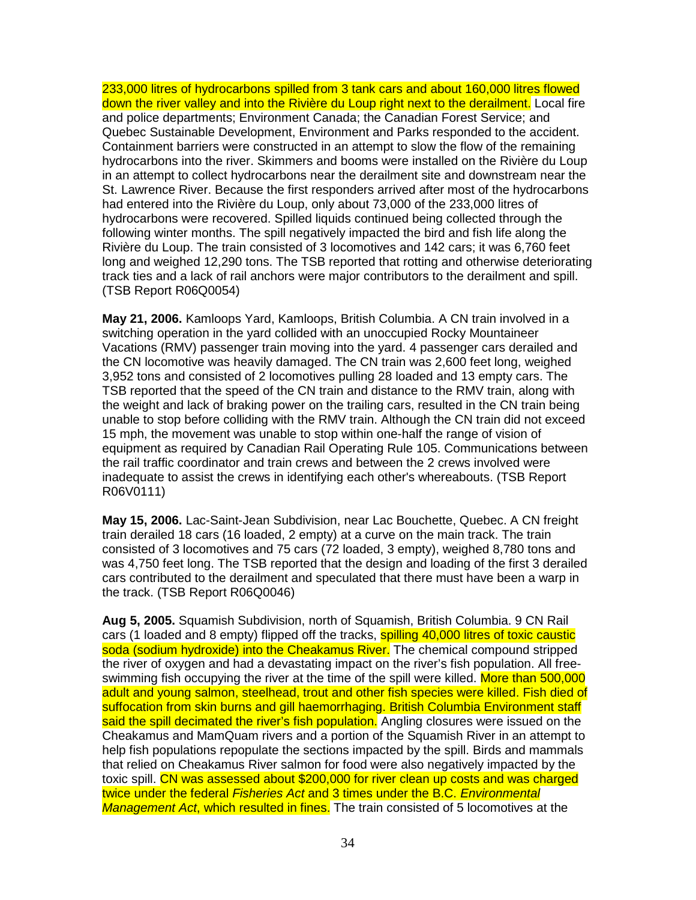233,000 litres of hydrocarbons spilled from 3 tank cars and about 160,000 litres flowed down the river valley and into the Rivière du Loup right next to the derailment. Local fire and police departments; Environment Canada; the Canadian Forest Service; and Quebec Sustainable Development, Environment and Parks responded to the accident. Containment barriers were constructed in an attempt to slow the flow of the remaining hydrocarbons into the river. Skimmers and booms were installed on the Rivière du Loup in an attempt to collect hydrocarbons near the derailment site and downstream near the St. Lawrence River. Because the first responders arrived after most of the hydrocarbons had entered into the Rivière du Loup, only about 73,000 of the 233,000 litres of hydrocarbons were recovered. Spilled liquids continued being collected through the following winter months. The spill negatively impacted the bird and fish life along the Rivière du Loup. The train consisted of 3 locomotives and 142 cars; it was 6,760 feet long and weighed 12,290 tons. The TSB reported that rotting and otherwise deteriorating track ties and a lack of rail anchors were major contributors to the derailment and spill. (TSB Report R06Q0054)

**May 21, 2006.** Kamloops Yard, Kamloops, British Columbia. A CN train involved in a switching operation in the yard collided with an unoccupied Rocky Mountaineer Vacations (RMV) passenger train moving into the yard. 4 passenger cars derailed and the CN locomotive was heavily damaged. The CN train was 2,600 feet long, weighed 3,952 tons and consisted of 2 locomotives pulling 28 loaded and 13 empty cars. The TSB reported that the speed of the CN train and distance to the RMV train, along with the weight and lack of braking power on the trailing cars, resulted in the CN train being unable to stop before colliding with the RMV train. Although the CN train did not exceed 15 mph, the movement was unable to stop within one-half the range of vision of equipment as required by Canadian Rail Operating Rule 105. Communications between the rail traffic coordinator and train crews and between the 2 crews involved were inadequate to assist the crews in identifying each other's whereabouts. (TSB Report R06V0111)

**May 15, 2006.** Lac-Saint-Jean Subdivision, near Lac Bouchette, Quebec. A CN freight train derailed 18 cars (16 loaded, 2 empty) at a curve on the main track. The train consisted of 3 locomotives and 75 cars (72 loaded, 3 empty), weighed 8,780 tons and was 4,750 feet long. The TSB reported that the design and loading of the first 3 derailed cars contributed to the derailment and speculated that there must have been a warp in the track. (TSB Report R06Q0046)

**Aug 5, 2005.** Squamish Subdivision, north of Squamish, British Columbia. 9 CN Rail cars (1 loaded and 8 empty) flipped off the tracks, spilling 40,000 litres of toxic caustic soda (sodium hydroxide) into the Cheakamus River. The chemical compound stripped the river of oxygen and had a devastating impact on the river's fish population. All free-swimming fish occupying the river at the time of the spill were killed. More than 500,000 adult and young salmon, steelhead, trout and other fish species were killed. Fish died of suffocation from skin burns and gill haemorrhaging. British Columbia Environment staff said the spill decimated the river's fish population. Angling closures were issued on the Cheakamus and MamQuam rivers and a portion of the Squamish River in an attempt to help fish populations repopulate the sections impacted by the spill. Birds and mammals that relied on Cheakamus River salmon for food were also negatively impacted by the toxic spill. CN was assessed about $200,000 for river clean up costs and was charged twice under the federal *Fisheries Act* and 3 times under the B.C. *Environmental Management Act*, which resulted in fines. The train consisted of 5 locomotives at the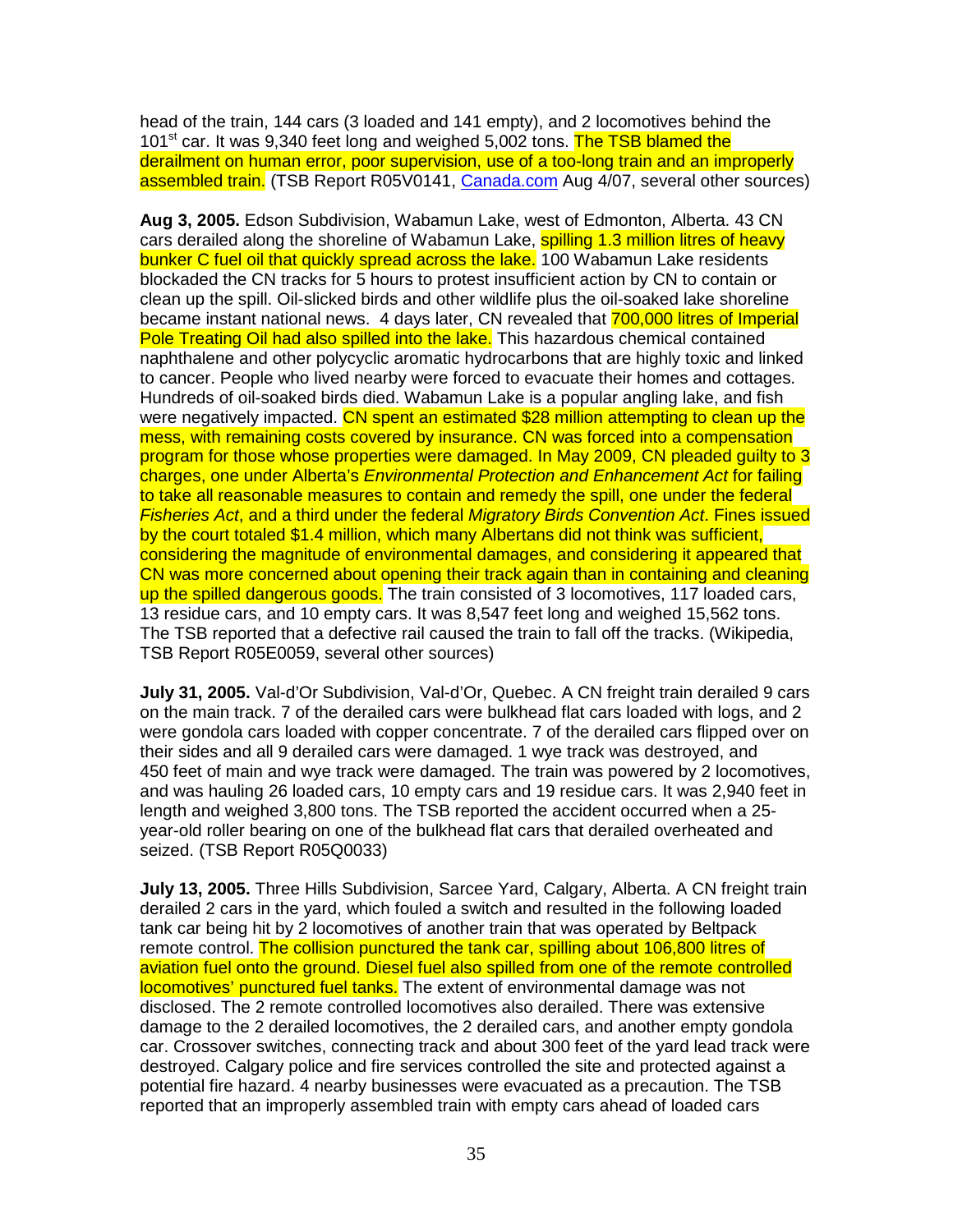head of the train, 144 cars (3 loaded and 141 empty), and 2 locomotives behind the 101st car. It was 9,340 feet long and weighed 5,002 tons. The TSB blamed the derailment on human error, poor supervision, use of a too-long train and an improperly assembled train. (TSB Report R05V0141, Canada.com Aug 4/07, several other sources)

**Aug 3, 2005.** Edson Subdivision, Wabamun Lake, west of Edmonton, Alberta. 43 CN cars derailed along the shoreline of Wabamun Lake, spilling 1.3 million litres of heavy bunker C fuel oil that quickly spread across the lake. 100 Wabamun Lake residents blockaded the CN tracks for 5 hours to protest insufficient action by CN to contain or clean up the spill. Oil-slicked birds and other wildlife plus the oil-soaked lake shoreline became instant national news. 4 days later, CN revealed that 700,000 litres of Imperial Pole Treating Oil had also spilled into the lake. This hazardous chemical contained naphthalene and other polycyclic aromatic hydrocarbons that are highly toxic and linked to cancer. People who lived nearby were forced to evacuate their homes and cottages. Hundreds of oil-soaked birds died. Wabamun Lake is a popular angling lake, and fish were negatively impacted. CN spent an estimated $28 million attempting to clean up the mess, with remaining costs covered by insurance. CN was forced into a compensation program for those whose properties were damaged. In May 2009, CN pleaded guilty to 3 charges, one under Alberta's *Environmental Protection and Enhancement Act* for failing to take all reasonable measures to contain and remedy the spill, one under the federal *Fisheries Act*, and a third under the federal *Migratory Birds Convention Act*. Fines issued by the court totaled $1.4 million, which many Albertans did not think was sufficient, considering the magnitude of environmental damages, and considering it appeared that CN was more concerned about opening their track again than in containing and cleaning up the spilled dangerous goods. The train consisted of 3 locomotives, 117 loaded cars, 13 residue cars, and 10 empty cars. It was 8,547 feet long and weighed 15,562 tons. The TSB reported that a defective rail caused the train to fall off the tracks. (Wikipedia, TSB Report R05E0059, several other sources)

**July 31, 2005.** Val-d'Or Subdivision, Val-d'Or, Quebec. A CN freight train derailed 9 cars on the main track. 7 of the derailed cars were bulkhead flat cars loaded with logs, and 2 were gondola cars loaded with copper concentrate. 7 of the derailed cars flipped over on their sides and all 9 derailed cars were damaged. 1 wye track was destroyed, and 450 feet of main and wye track were damaged. The train was powered by 2 locomotives, and was hauling 26 loaded cars, 10 empty cars and 19 residue cars. It was 2,940 feet in length and weighed 3,800 tons. The TSB reported the accident occurred when a 25-year-old roller bearing on one of the bulkhead flat cars that derailed overheated and seized. (TSB Report R05Q0033)

**July 13, 2005.** Three Hills Subdivision, Sarcee Yard, Calgary, Alberta. A CN freight train derailed 2 cars in the yard, which fouled a switch and resulted in the following loaded tank car being hit by 2 locomotives of another train that was operated by Beltpack remote control. The collision punctured the tank car, spilling about 106,800 litres of aviation fuel onto the ground. Diesel fuel also spilled from one of the remote controlled locomotives' punctured fuel tanks. The extent of environmental damage was not disclosed. The 2 remote controlled locomotives also derailed. There was extensive damage to the 2 derailed locomotives, the 2 derailed cars, and another empty gondola car. Crossover switches, connecting track and about 300 feet of the yard lead track were destroyed. Calgary police and fire services controlled the site and protected against a potential fire hazard. 4 nearby businesses were evacuated as a precaution. The TSB reported that an improperly assembled train with empty cars ahead of loaded cars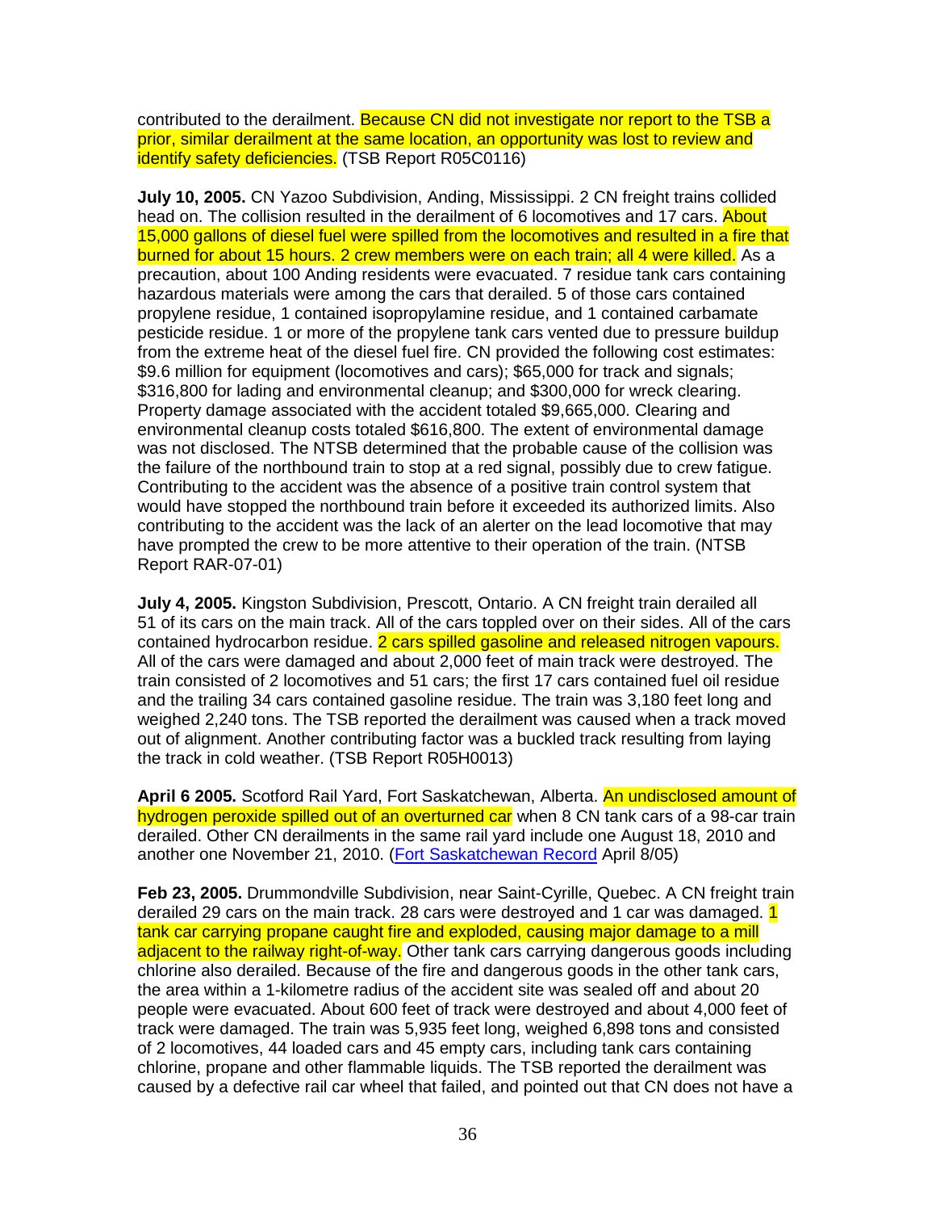contributed to the derailment. Because CN did not investigate nor report to the TSB a prior, similar derailment at the same location, an opportunity was lost to review and identify safety deficiencies. (TSB Report R05C0116)

**July 10, 2005.** CN Yazoo Subdivision, Anding, Mississippi. 2 CN freight trains collided head on. The collision resulted in the derailment of 6 locomotives and 17 cars. About 15,000 gallons of diesel fuel were spilled from the locomotives and resulted in a fire that burned for about 15 hours. 2 crew members were on each train; all 4 were killed. As a precaution, about 100 Anding residents were evacuated. 7 residue tank cars containing hazardous materials were among the cars that derailed. 5 of those cars contained propylene residue, 1 contained isopropylamine residue, and 1 contained carbamate pesticide residue. 1 or more of the propylene tank cars vented due to pressure buildup from the extreme heat of the diesel fuel fire. CN provided the following cost estimates: $9.6 million for equipment (locomotives and cars); $65,000 for track and signals; $316,800 for lading and environmental cleanup; and $300,000 for wreck clearing. Property damage associated with the accident totaled $9,665,000. Clearing and environmental cleanup costs totaled $616,800. The extent of environmental damage was not disclosed. The NTSB determined that the probable cause of the collision was the failure of the northbound train to stop at a red signal, possibly due to crew fatigue. Contributing to the accident was the absence of a positive train control system that would have stopped the northbound train before it exceeded its authorized limits. Also contributing to the accident was the lack of an alerter on the lead locomotive that may have prompted the crew to be more attentive to their operation of the train. (NTSB Report RAR-07-01)

**July 4, 2005.** Kingston Subdivision, Prescott, Ontario. A CN freight train derailed all 51 of its cars on the main track. All of the cars toppled over on their sides. All of the cars contained hydrocarbon residue. 2 cars spilled gasoline and released nitrogen vapours. All of the cars were damaged and about 2,000 feet of main track were destroyed. The train consisted of 2 locomotives and 51 cars; the first 17 cars contained fuel oil residue and the trailing 34 cars contained gasoline residue. The train was 3,180 feet long and weighed 2,240 tons. The TSB reported the derailment was caused when a track moved out of alignment. Another contributing factor was a buckled track resulting from laying the track in cold weather. (TSB Report R05H0013)

**April 6 2005.** Scotford Rail Yard, Fort Saskatchewan, Alberta. An undisclosed amount of hydrogen peroxide spilled out of an overturned car when 8 CN tank cars of a 98-car train derailed. Other CN derailments in the same rail yard include one August 18, 2010 and another one November 21, 2010. (Fort Saskatchewan Record April 8/05)

**Feb 23, 2005.** Drummondville Subdivision, near Saint-Cyrille, Quebec. A CN freight train derailed 29 cars on the main track. 28 cars were destroyed and 1 car was damaged. 1 tank car carrying propane caught fire and exploded, causing major damage to a mill adjacent to the railway right-of-way. Other tank cars carrying dangerous goods including chlorine also derailed. Because of the fire and dangerous goods in the other tank cars, the area within a 1-kilometre radius of the accident site was sealed off and about 20 people were evacuated. About 600 feet of track were destroyed and about 4,000 feet of track were damaged. The train was 5,935 feet long, weighed 6,898 tons and consisted of 2 locomotives, 44 loaded cars and 45 empty cars, including tank cars containing chlorine, propane and other flammable liquids. The TSB reported the derailment was caused by a defective rail car wheel that failed, and pointed out that CN does not have a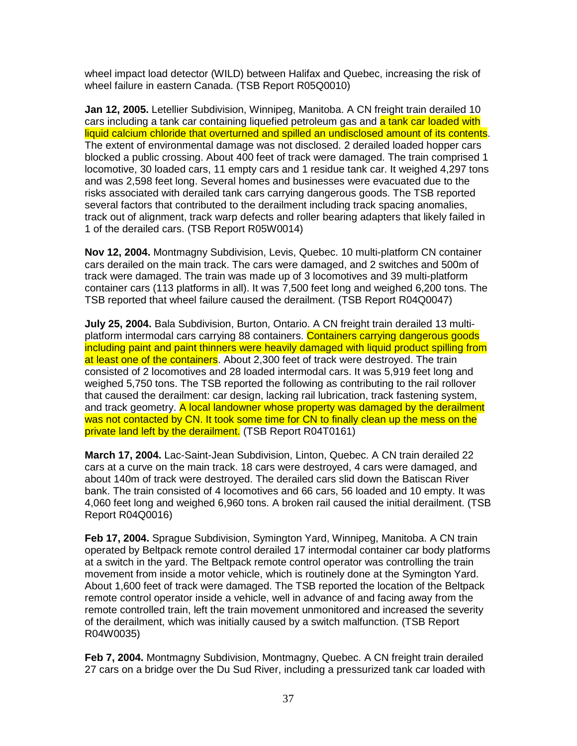wheel impact load detector (WILD) between Halifax and Quebec, increasing the risk of wheel failure in eastern Canada. (TSB Report R05Q0010)

**Jan 12, 2005.** Letellier Subdivision, Winnipeg, Manitoba. A CN freight train derailed 10 cars including a tank car containing liquefied petroleum gas and a tank car loaded with liquid calcium chloride that overturned and spilled an undisclosed amount of its contents. The extent of environmental damage was not disclosed. 2 derailed loaded hopper cars blocked a public crossing. About 400 feet of track were damaged. The train comprised 1 locomotive, 30 loaded cars, 11 empty cars and 1 residue tank car. It weighed 4,297 tons and was 2,598 feet long. Several homes and businesses were evacuated due to the risks associated with derailed tank cars carrying dangerous goods. The TSB reported several factors that contributed to the derailment including track spacing anomalies, track out of alignment, track warp defects and roller bearing adapters that likely failed in 1 of the derailed cars. (TSB Report R05W0014)

**Nov 12, 2004.** Montmagny Subdivision, Levis, Quebec. 10 multi-platform CN container cars derailed on the main track. The cars were damaged, and 2 switches and 500m of track were damaged. The train was made up of 3 locomotives and 39 multi-platform container cars (113 platforms in all). It was 7,500 feet long and weighed 6,200 tons. The TSB reported that wheel failure caused the derailment. (TSB Report R04Q0047)

**July 25, 2004.** Bala Subdivision, Burton, Ontario. A CN freight train derailed 13 multi-platform intermodal cars carrying 88 containers. Containers carrying dangerous goods including paint and paint thinners were heavily damaged with liquid product spilling from at least one of the containers. About 2,300 feet of track were destroyed. The train consisted of 2 locomotives and 28 loaded intermodal cars. It was 5,919 feet long and weighed 5,750 tons. The TSB reported the following as contributing to the rail rollover that caused the derailment: car design, lacking rail lubrication, track fastening system, and track geometry. A local landowner whose property was damaged by the derailment was not contacted by CN. It took some time for CN to finally clean up the mess on the private land left by the derailment. (TSB Report R04T0161)

**March 17, 2004.** Lac-Saint-Jean Subdivision, Linton, Quebec. A CN train derailed 22 cars at a curve on the main track. 18 cars were destroyed, 4 cars were damaged, and about 140m of track were destroyed. The derailed cars slid down the Batiscan River bank. The train consisted of 4 locomotives and 66 cars, 56 loaded and 10 empty. It was 4,060 feet long and weighed 6,960 tons. A broken rail caused the initial derailment. (TSB Report R04Q0016)

**Feb 17, 2004.** Sprague Subdivision, Symington Yard, Winnipeg, Manitoba. A CN train operated by Beltpack remote control derailed 17 intermodal container car body platforms at a switch in the yard. The Beltpack remote control operator was controlling the train movement from inside a motor vehicle, which is routinely done at the Symington Yard. About 1,600 feet of track were damaged. The TSB reported the location of the Beltpack remote control operator inside a vehicle, well in advance of and facing away from the remote controlled train, left the train movement unmonitored and increased the severity of the derailment, which was initially caused by a switch malfunction. (TSB Report R04W0035)

**Feb 7, 2004.** Montmagny Subdivision, Montmagny, Quebec. A CN freight train derailed 27 cars on a bridge over the Du Sud River, including a pressurized tank car loaded with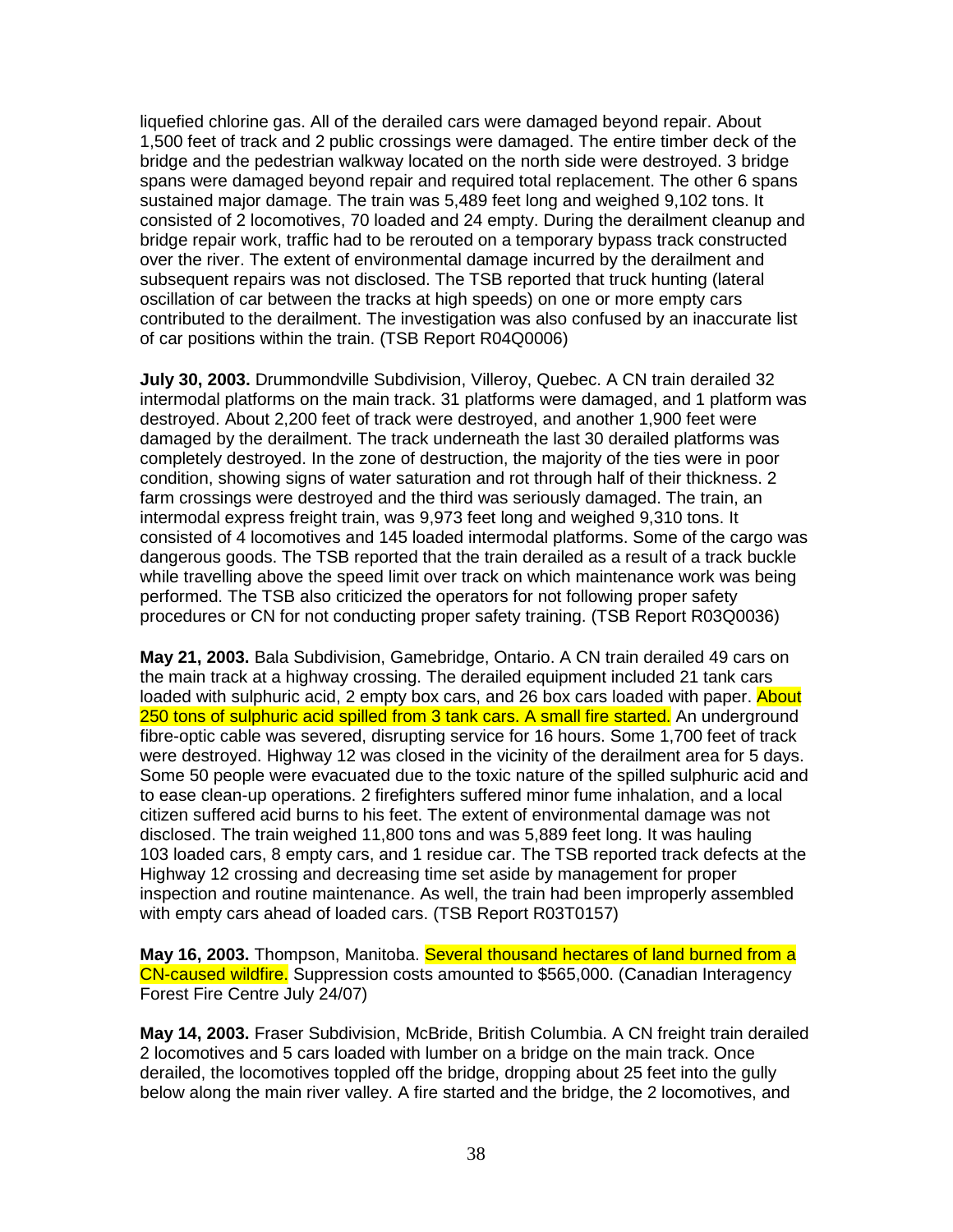liquefied chlorine gas. All of the derailed cars were damaged beyond repair. About 1,500 feet of track and 2 public crossings were damaged. The entire timber deck of the bridge and the pedestrian walkway located on the north side were destroyed. 3 bridge spans were damaged beyond repair and required total replacement. The other 6 spans sustained major damage. The train was 5,489 feet long and weighed 9,102 tons. It consisted of 2 locomotives, 70 loaded and 24 empty. During the derailment cleanup and bridge repair work, traffic had to be rerouted on a temporary bypass track constructed over the river. The extent of environmental damage incurred by the derailment and subsequent repairs was not disclosed. The TSB reported that truck hunting (lateral oscillation of car between the tracks at high speeds) on one or more empty cars contributed to the derailment. The investigation was also confused by an inaccurate list of car positions within the train. (TSB Report R04Q0006)

**July 30, 2003.** Drummondville Subdivision, Villeroy, Quebec. A CN train derailed 32 intermodal platforms on the main track. 31 platforms were damaged, and 1 platform was destroyed. About 2,200 feet of track were destroyed, and another 1,900 feet were damaged by the derailment. The track underneath the last 30 derailed platforms was completely destroyed. In the zone of destruction, the majority of the ties were in poor condition, showing signs of water saturation and rot through half of their thickness. 2 farm crossings were destroyed and the third was seriously damaged. The train, an intermodal express freight train, was 9,973 feet long and weighed 9,310 tons. It consisted of 4 locomotives and 145 loaded intermodal platforms. Some of the cargo was dangerous goods. The TSB reported that the train derailed as a result of a track buckle while travelling above the speed limit over track on which maintenance work was being performed. The TSB also criticized the operators for not following proper safety procedures or CN for not conducting proper safety training. (TSB Report R03Q0036)

**May 21, 2003.** Bala Subdivision, Gamebridge, Ontario. A CN train derailed 49 cars on the main track at a highway crossing. The derailed equipment included 21 tank cars loaded with sulphuric acid, 2 empty box cars, and 26 box cars loaded with paper. About 250 tons of sulphuric acid spilled from 3 tank cars. A small fire started. An underground fibre-optic cable was severed, disrupting service for 16 hours. Some 1,700 feet of track were destroyed. Highway 12 was closed in the vicinity of the derailment area for 5 days. Some 50 people were evacuated due to the toxic nature of the spilled sulphuric acid and to ease clean-up operations. 2 firefighters suffered minor fume inhalation, and a local citizen suffered acid burns to his feet. The extent of environmental damage was not disclosed. The train weighed 11,800 tons and was 5,889 feet long. It was hauling 103 loaded cars, 8 empty cars, and 1 residue car. The TSB reported track defects at the Highway 12 crossing and decreasing time set aside by management for proper inspection and routine maintenance. As well, the train had been improperly assembled with empty cars ahead of loaded cars. (TSB Report R03T0157)

**May 16, 2003.** Thompson, Manitoba. Several thousand hectares of land burned from a CN-caused wildfire. Suppression costs amounted to $565,000. (Canadian Interagency Forest Fire Centre July 24/07)

**May 14, 2003.** Fraser Subdivision, McBride, British Columbia. A CN freight train derailed 2 locomotives and 5 cars loaded with lumber on a bridge on the main track. Once derailed, the locomotives toppled off the bridge, dropping about 25 feet into the gully below along the main river valley. A fire started and the bridge, the 2 locomotives, and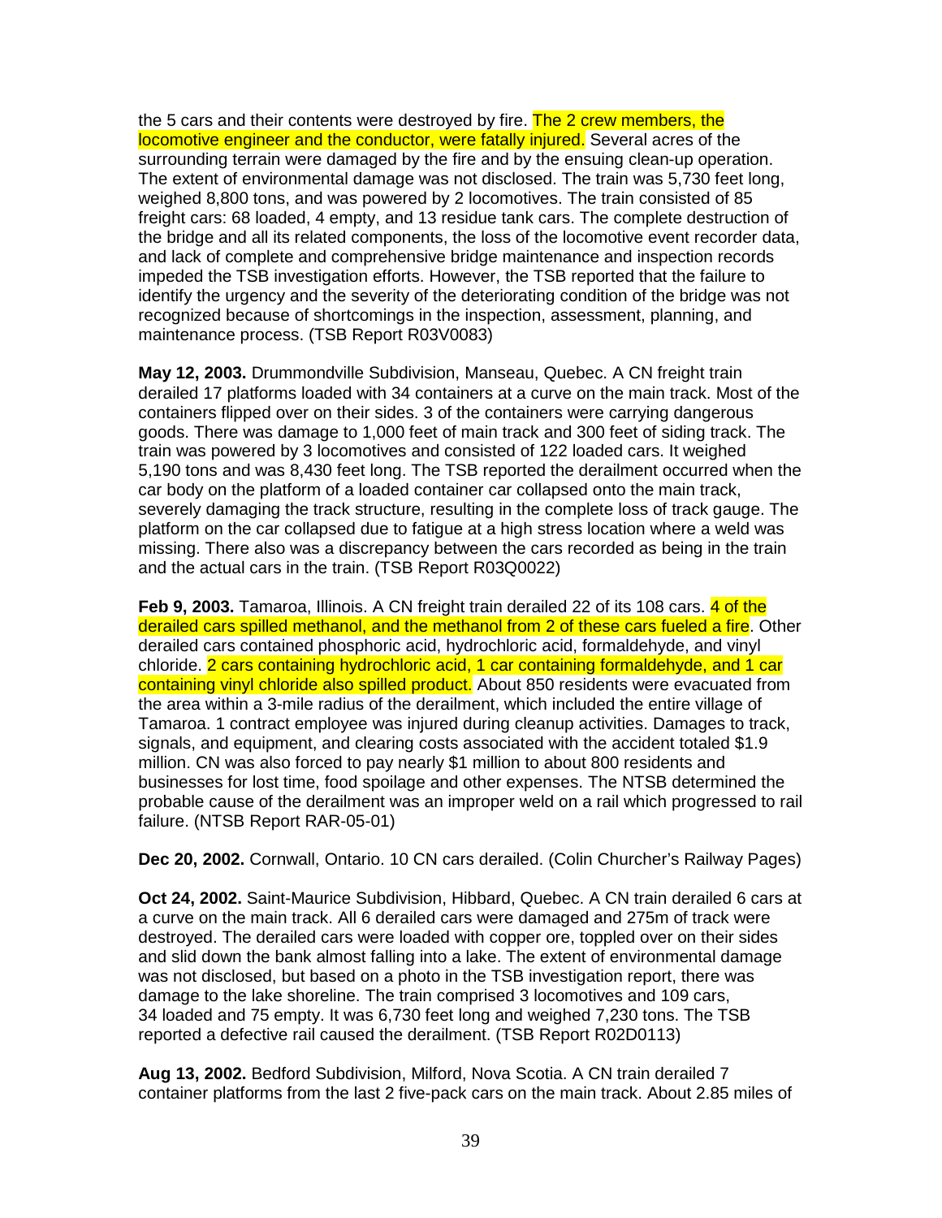the 5 cars and their contents were destroyed by fire. The 2 crew members, the locomotive engineer and the conductor, were fatally injured. Several acres of the surrounding terrain were damaged by the fire and by the ensuing clean-up operation. The extent of environmental damage was not disclosed. The train was 5,730 feet long, weighed 8,800 tons, and was powered by 2 locomotives. The train consisted of 85 freight cars: 68 loaded, 4 empty, and 13 residue tank cars. The complete destruction of the bridge and all its related components, the loss of the locomotive event recorder data, and lack of complete and comprehensive bridge maintenance and inspection records impeded the TSB investigation efforts. However, the TSB reported that the failure to identify the urgency and the severity of the deteriorating condition of the bridge was not recognized because of shortcomings in the inspection, assessment, planning, and maintenance process. (TSB Report R03V0083)

**May 12, 2003.** Drummondville Subdivision, Manseau, Quebec. A CN freight train derailed 17 platforms loaded with 34 containers at a curve on the main track. Most of the containers flipped over on their sides. 3 of the containers were carrying dangerous goods. There was damage to 1,000 feet of main track and 300 feet of siding track. The train was powered by 3 locomotives and consisted of 122 loaded cars. It weighed 5,190 tons and was 8,430 feet long. The TSB reported the derailment occurred when the car body on the platform of a loaded container car collapsed onto the main track, severely damaging the track structure, resulting in the complete loss of track gauge. The platform on the car collapsed due to fatigue at a high stress location where a weld was missing. There also was a discrepancy between the cars recorded as being in the train and the actual cars in the train. (TSB Report R03Q0022)

**Feb 9, 2003.** Tamaroa, Illinois. A CN freight train derailed 22 of its 108 cars. 4 of the derailed cars spilled methanol, and the methanol from 2 of these cars fueled a fire. Other derailed cars contained phosphoric acid, hydrochloric acid, formaldehyde, and vinyl chloride. 2 cars containing hydrochloric acid, 1 car containing formaldehyde, and 1 car containing vinyl chloride also spilled product. About 850 residents were evacuated from the area within a 3-mile radius of the derailment, which included the entire village of Tamaroa. 1 contract employee was injured during cleanup activities. Damages to track, signals, and equipment, and clearing costs associated with the accident totaled $1.9 million. CN was also forced to pay nearly $1 million to about 800 residents and businesses for lost time, food spoilage and other expenses. The NTSB determined the probable cause of the derailment was an improper weld on a rail which progressed to rail failure. (NTSB Report RAR-05-01)

**Dec 20, 2002.** Cornwall, Ontario. 10 CN cars derailed. (Colin Churcher's Railway Pages)

**Oct 24, 2002.** Saint-Maurice Subdivision, Hibbard, Quebec. A CN train derailed 6 cars at a curve on the main track. All 6 derailed cars were damaged and 275m of track were destroyed. The derailed cars were loaded with copper ore, toppled over on their sides and slid down the bank almost falling into a lake. The extent of environmental damage was not disclosed, but based on a photo in the TSB investigation report, there was damage to the lake shoreline. The train comprised 3 locomotives and 109 cars, 34 loaded and 75 empty. It was 6,730 feet long and weighed 7,230 tons. The TSB reported a defective rail caused the derailment. (TSB Report R02D0113)

**Aug 13, 2002.** Bedford Subdivision, Milford, Nova Scotia. A CN train derailed 7 container platforms from the last 2 five-pack cars on the main track. About 2.85 miles of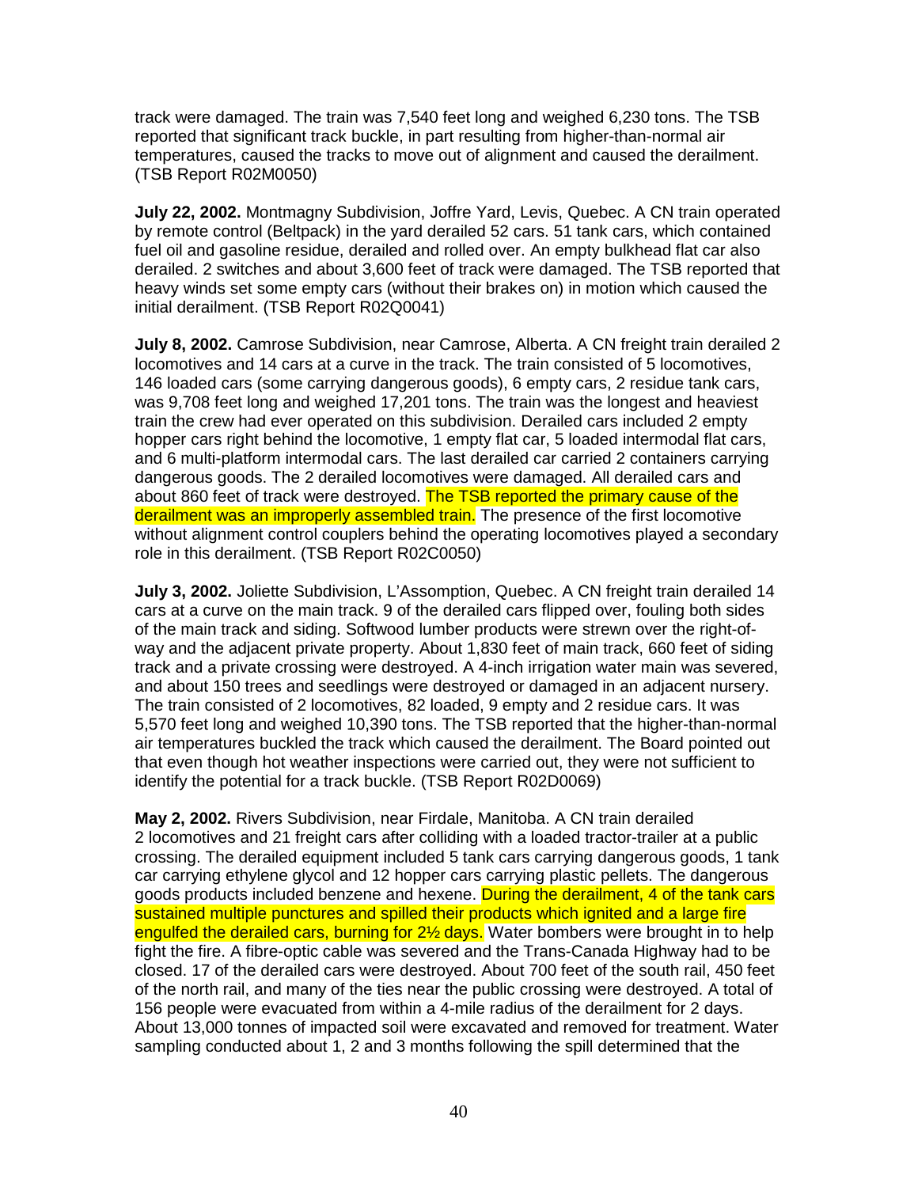track were damaged. The train was 7,540 feet long and weighed 6,230 tons. The TSB reported that significant track buckle, in part resulting from higher-than-normal air temperatures, caused the tracks to move out of alignment and caused the derailment. (TSB Report R02M0050)

**July 22, 2002.** Montmagny Subdivision, Joffre Yard, Levis, Quebec. A CN train operated by remote control (Beltpack) in the yard derailed 52 cars. 51 tank cars, which contained fuel oil and gasoline residue, derailed and rolled over. An empty bulkhead flat car also derailed. 2 switches and about 3,600 feet of track were damaged. The TSB reported that heavy winds set some empty cars (without their brakes on) in motion which caused the initial derailment. (TSB Report R02Q0041)

**July 8, 2002.** Camrose Subdivision, near Camrose, Alberta. A CN freight train derailed 2 locomotives and 14 cars at a curve in the track. The train consisted of 5 locomotives, 146 loaded cars (some carrying dangerous goods), 6 empty cars, 2 residue tank cars, was 9,708 feet long and weighed 17,201 tons. The train was the longest and heaviest train the crew had ever operated on this subdivision. Derailed cars included 2 empty hopper cars right behind the locomotive, 1 empty flat car, 5 loaded intermodal flat cars, and 6 multi-platform intermodal cars. The last derailed car carried 2 containers carrying dangerous goods. The 2 derailed locomotives were damaged. All derailed cars and about 860 feet of track were destroyed. The TSB reported the primary cause of the derailment was an improperly assembled train. The presence of the first locomotive without alignment control couplers behind the operating locomotives played a secondary role in this derailment. (TSB Report R02C0050)

**July 3, 2002.** Joliette Subdivision, L'Assomption, Quebec. A CN freight train derailed 14 cars at a curve on the main track. 9 of the derailed cars flipped over, fouling both sides of the main track and siding. Softwood lumber products were strewn over the right-of-way and the adjacent private property. About 1,830 feet of main track, 660 feet of siding track and a private crossing were destroyed. A 4-inch irrigation water main was severed, and about 150 trees and seedlings were destroyed or damaged in an adjacent nursery. The train consisted of 2 locomotives, 82 loaded, 9 empty and 2 residue cars. It was 5,570 feet long and weighed 10,390 tons. The TSB reported that the higher-than-normal air temperatures buckled the track which caused the derailment. The Board pointed out that even though hot weather inspections were carried out, they were not sufficient to identify the potential for a track buckle. (TSB Report R02D0069)

**May 2, 2002.** Rivers Subdivision, near Firdale, Manitoba. A CN train derailed 2 locomotives and 21 freight cars after colliding with a loaded tractor-trailer at a public crossing. The derailed equipment included 5 tank cars carrying dangerous goods, 1 tank car carrying ethylene glycol and 12 hopper cars carrying plastic pellets. The dangerous goods products included benzene and hexene. During the derailment, 4 of the tank cars sustained multiple punctures and spilled their products which ignited and a large fire engulfed the derailed cars, burning for 2½ days. Water bombers were brought in to help fight the fire. A fibre-optic cable was severed and the Trans-Canada Highway had to be closed. 17 of the derailed cars were destroyed. About 700 feet of the south rail, 450 feet of the north rail, and many of the ties near the public crossing were destroyed. A total of 156 people were evacuated from within a 4-mile radius of the derailment for 2 days. About 13,000 tonnes of impacted soil were excavated and removed for treatment. Water sampling conducted about 1, 2 and 3 months following the spill determined that the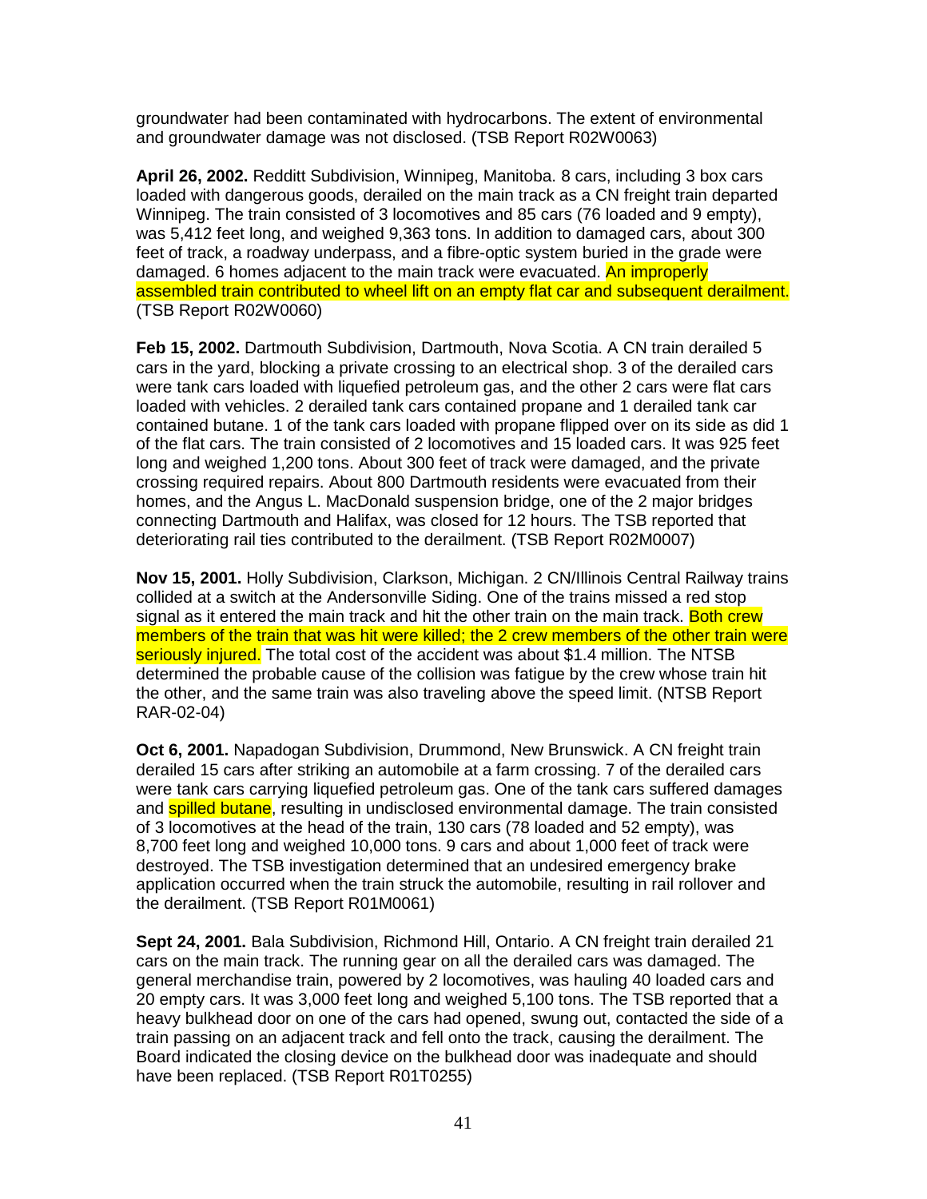groundwater had been contaminated with hydrocarbons. The extent of environmental and groundwater damage was not disclosed. (TSB Report R02W0063)

**April 26, 2002.** Redditt Subdivision, Winnipeg, Manitoba. 8 cars, including 3 box cars loaded with dangerous goods, derailed on the main track as a CN freight train departed Winnipeg. The train consisted of 3 locomotives and 85 cars (76 loaded and 9 empty), was 5,412 feet long, and weighed 9,363 tons. In addition to damaged cars, about 300 feet of track, a roadway underpass, and a fibre-optic system buried in the grade were damaged. 6 homes adjacent to the main track were evacuated. An improperly assembled train contributed to wheel lift on an empty flat car and subsequent derailment. (TSB Report R02W0060)

**Feb 15, 2002.** Dartmouth Subdivision, Dartmouth, Nova Scotia. A CN train derailed 5 cars in the yard, blocking a private crossing to an electrical shop. 3 of the derailed cars were tank cars loaded with liquefied petroleum gas, and the other 2 cars were flat cars loaded with vehicles. 2 derailed tank cars contained propane and 1 derailed tank car contained butane. 1 of the tank cars loaded with propane flipped over on its side as did 1 of the flat cars. The train consisted of 2 locomotives and 15 loaded cars. It was 925 feet long and weighed 1,200 tons. About 300 feet of track were damaged, and the private crossing required repairs. About 800 Dartmouth residents were evacuated from their homes, and the Angus L. MacDonald suspension bridge, one of the 2 major bridges connecting Dartmouth and Halifax, was closed for 12 hours. The TSB reported that deteriorating rail ties contributed to the derailment. (TSB Report R02M0007)

**Nov 15, 2001.** Holly Subdivision, Clarkson, Michigan. 2 CN/Illinois Central Railway trains collided at a switch at the Andersonville Siding. One of the trains missed a red stop signal as it entered the main track and hit the other train on the main track. Both crew members of the train that was hit were killed; the 2 crew members of the other train were seriously injured. The total cost of the accident was about $1.4 million. The NTSB determined the probable cause of the collision was fatigue by the crew whose train hit the other, and the same train was also traveling above the speed limit. (NTSB Report RAR-02-04)

**Oct 6, 2001.** Napadogan Subdivision, Drummond, New Brunswick. A CN freight train derailed 15 cars after striking an automobile at a farm crossing. 7 of the derailed cars were tank cars carrying liquefied petroleum gas. One of the tank cars suffered damages and spilled butane, resulting in undisclosed environmental damage. The train consisted of 3 locomotives at the head of the train, 130 cars (78 loaded and 52 empty), was 8,700 feet long and weighed 10,000 tons. 9 cars and about 1,000 feet of track were destroyed. The TSB investigation determined that an undesired emergency brake application occurred when the train struck the automobile, resulting in rail rollover and the derailment. (TSB Report R01M0061)

**Sept 24, 2001.** Bala Subdivision, Richmond Hill, Ontario. A CN freight train derailed 21 cars on the main track. The running gear on all the derailed cars was damaged. The general merchandise train, powered by 2 locomotives, was hauling 40 loaded cars and 20 empty cars. It was 3,000 feet long and weighed 5,100 tons. The TSB reported that a heavy bulkhead door on one of the cars had opened, swung out, contacted the side of a train passing on an adjacent track and fell onto the track, causing the derailment. The Board indicated the closing device on the bulkhead door was inadequate and should have been replaced. (TSB Report R01T0255)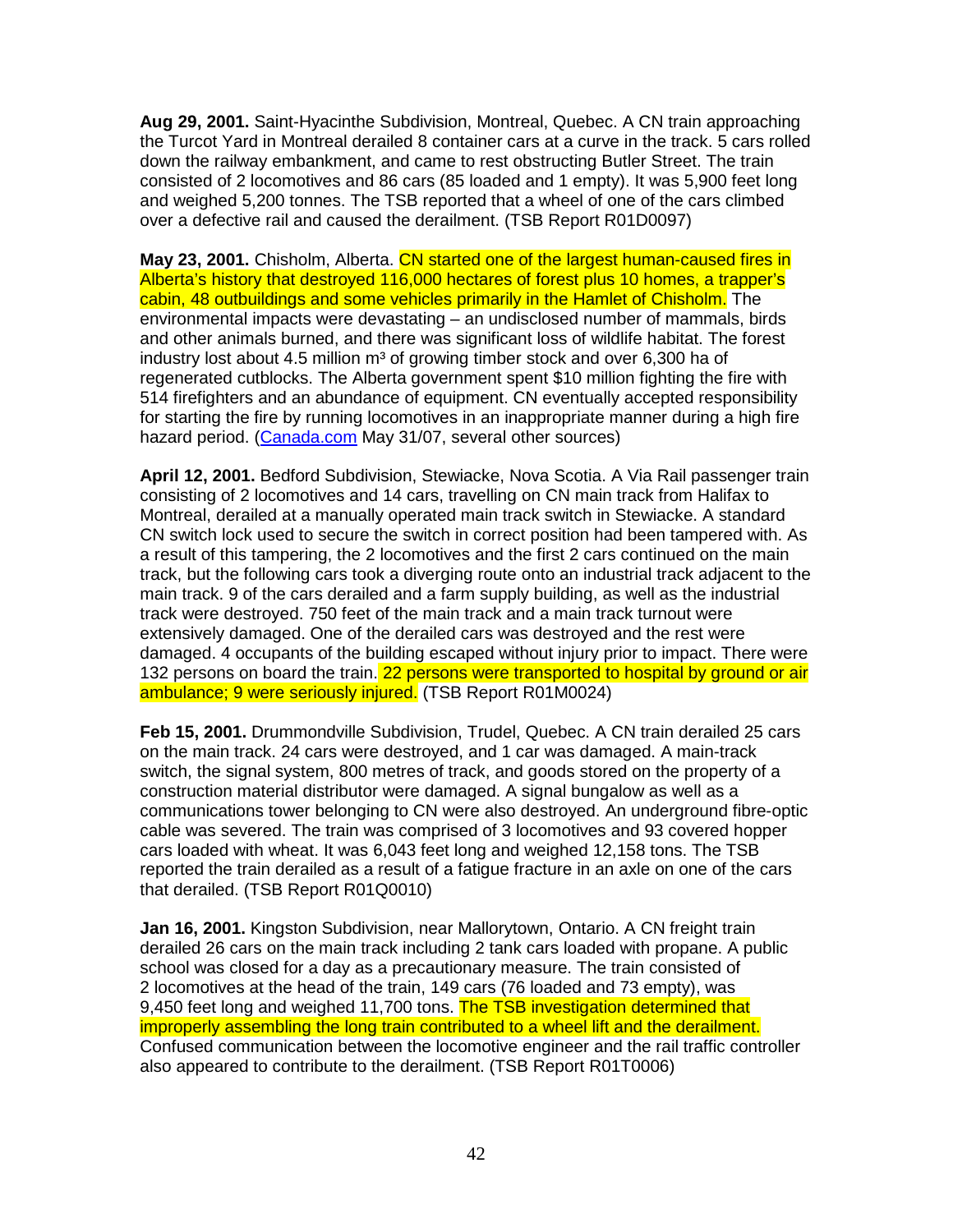**Aug 29, 2001.** Saint-Hyacinthe Subdivision, Montreal, Quebec. A CN train approaching the Turcot Yard in Montreal derailed 8 container cars at a curve in the track. 5 cars rolled down the railway embankment, and came to rest obstructing Butler Street. The train consisted of 2 locomotives and 86 cars (85 loaded and 1 empty). It was 5,900 feet long and weighed 5,200 tonnes. The TSB reported that a wheel of one of the cars climbed over a defective rail and caused the derailment. (TSB Report R01D0097)

**May 23, 2001.** Chisholm, Alberta. CN started one of the largest human-caused fires in Alberta's history that destroyed 116,000 hectares of forest plus 10 homes, a trapper's cabin, 48 outbuildings and some vehicles primarily in the Hamlet of Chisholm. The environmental impacts were devastating – an undisclosed number of mammals, birds and other animals burned, and there was significant loss of wildlife habitat. The forest industry lost about 4.5 million m³ of growing timber stock and over 6,300 ha of regenerated cutblocks. The Alberta government spent $10 million fighting the fire with 514 firefighters and an abundance of equipment. CN eventually accepted responsibility for starting the fire by running locomotives in an inappropriate manner during a high fire hazard period. (Canada.com May 31/07, several other sources)

**April 12, 2001.** Bedford Subdivision, Stewiacke, Nova Scotia. A Via Rail passenger train consisting of 2 locomotives and 14 cars, travelling on CN main track from Halifax to Montreal, derailed at a manually operated main track switch in Stewiacke. A standard CN switch lock used to secure the switch in correct position had been tampered with. As a result of this tampering, the 2 locomotives and the first 2 cars continued on the main track, but the following cars took a diverging route onto an industrial track adjacent to the main track. 9 of the cars derailed and a farm supply building, as well as the industrial track were destroyed. 750 feet of the main track and a main track turnout were extensively damaged. One of the derailed cars was destroyed and the rest were damaged. 4 occupants of the building escaped without injury prior to impact. There were 132 persons on board the train. 22 persons were transported to hospital by ground or air ambulance; 9 were seriously injured. (TSB Report R01M0024)

**Feb 15, 2001.** Drummondville Subdivision, Trudel, Quebec. A CN train derailed 25 cars on the main track. 24 cars were destroyed, and 1 car was damaged. A main-track switch, the signal system, 800 metres of track, and goods stored on the property of a construction material distributor were damaged. A signal bungalow as well as a communications tower belonging to CN were also destroyed. An underground fibre-optic cable was severed. The train was comprised of 3 locomotives and 93 covered hopper cars loaded with wheat. It was 6,043 feet long and weighed 12,158 tons. The TSB reported the train derailed as a result of a fatigue fracture in an axle on one of the cars that derailed. (TSB Report R01Q0010)

**Jan 16, 2001.** Kingston Subdivision, near Mallorytown, Ontario. A CN freight train derailed 26 cars on the main track including 2 tank cars loaded with propane. A public school was closed for a day as a precautionary measure. The train consisted of 2 locomotives at the head of the train, 149 cars (76 loaded and 73 empty), was 9,450 feet long and weighed 11,700 tons. The TSB investigation determined that improperly assembling the long train contributed to a wheel lift and the derailment. Confused communication between the locomotive engineer and the rail traffic controller also appeared to contribute to the derailment. (TSB Report R01T0006)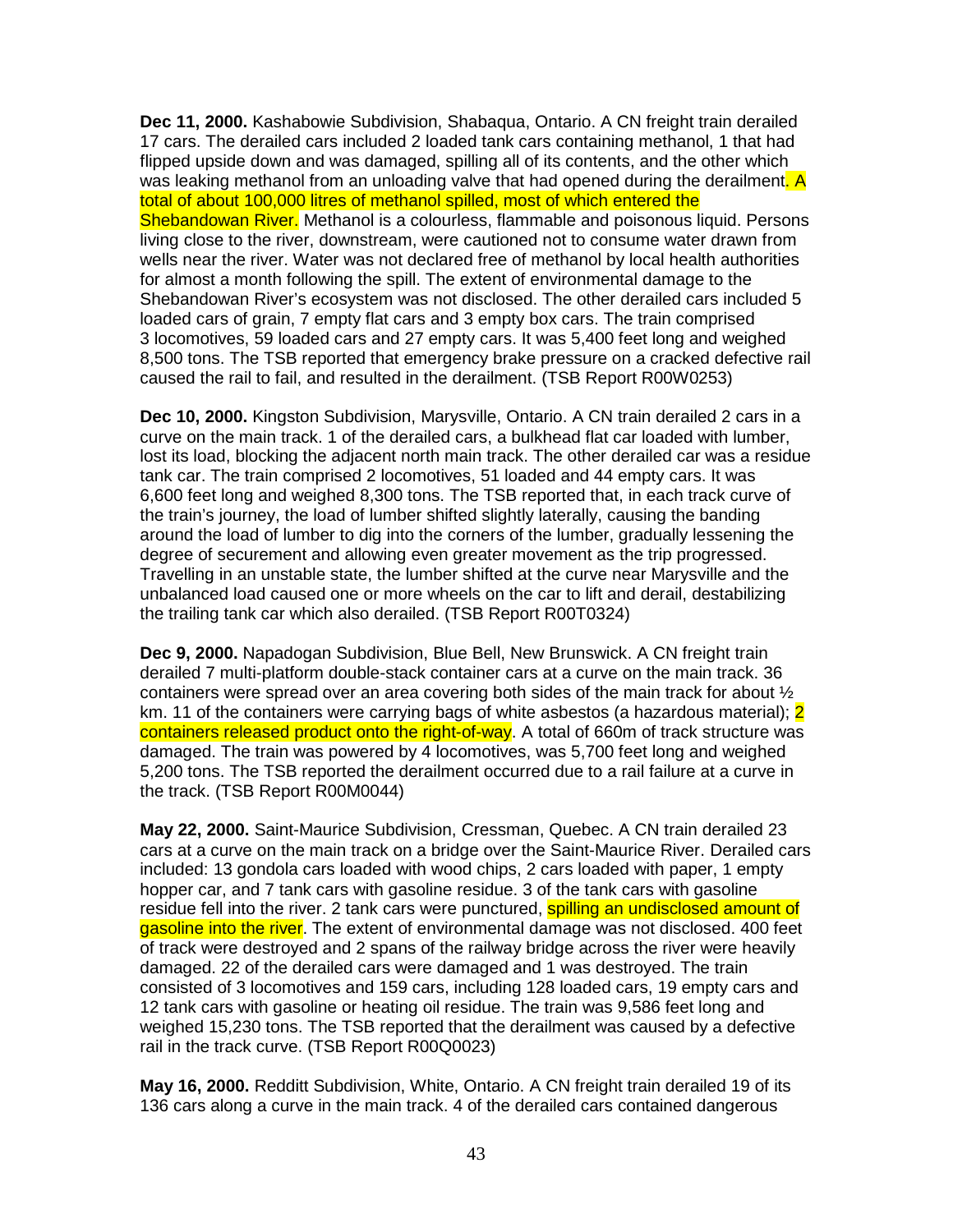**Dec 11, 2000.** Kashabowie Subdivision, Shabaqua, Ontario. A CN freight train derailed 17 cars. The derailed cars included 2 loaded tank cars containing methanol, 1 that had flipped upside down and was damaged, spilling all of its contents, and the other which was leaking methanol from an unloading valve that had opened during the derailment. A total of about 100,000 litres of methanol spilled, most of which entered the Shebandowan River. Methanol is a colourless, flammable and poisonous liquid. Persons living close to the river, downstream, were cautioned not to consume water drawn from wells near the river. Water was not declared free of methanol by local health authorities for almost a month following the spill. The extent of environmental damage to the Shebandowan River's ecosystem was not disclosed. The other derailed cars included 5 loaded cars of grain, 7 empty flat cars and 3 empty box cars. The train comprised 3 locomotives, 59 loaded cars and 27 empty cars. It was 5,400 feet long and weighed 8,500 tons. The TSB reported that emergency brake pressure on a cracked defective rail caused the rail to fail, and resulted in the derailment. (TSB Report R00W0253)

**Dec 10, 2000.** Kingston Subdivision, Marysville, Ontario. A CN train derailed 2 cars in a curve on the main track. 1 of the derailed cars, a bulkhead flat car loaded with lumber, lost its load, blocking the adjacent north main track. The other derailed car was a residue tank car. The train comprised 2 locomotives, 51 loaded and 44 empty cars. It was 6,600 feet long and weighed 8,300 tons. The TSB reported that, in each track curve of the train's journey, the load of lumber shifted slightly laterally, causing the banding around the load of lumber to dig into the corners of the lumber, gradually lessening the degree of securement and allowing even greater movement as the trip progressed. Travelling in an unstable state, the lumber shifted at the curve near Marysville and the unbalanced load caused one or more wheels on the car to lift and derail, destabilizing the trailing tank car which also derailed. (TSB Report R00T0324)

**Dec 9, 2000.** Napadogan Subdivision, Blue Bell, New Brunswick. A CN freight train derailed 7 multi-platform double-stack container cars at a curve on the main track. 36 containers were spread over an area covering both sides of the main track for about ½ km. 11 of the containers were carrying bags of white asbestos (a hazardous material); 2 containers released product onto the right-of-way. A total of 660m of track structure was damaged. The train was powered by 4 locomotives, was 5,700 feet long and weighed 5,200 tons. The TSB reported the derailment occurred due to a rail failure at a curve in the track. (TSB Report R00M0044)

**May 22, 2000.** Saint-Maurice Subdivision, Cressman, Quebec. A CN train derailed 23 cars at a curve on the main track on a bridge over the Saint-Maurice River. Derailed cars included: 13 gondola cars loaded with wood chips, 2 cars loaded with paper, 1 empty hopper car, and 7 tank cars with gasoline residue. 3 of the tank cars with gasoline residue fell into the river. 2 tank cars were punctured, spilling an undisclosed amount of gasoline into the river. The extent of environmental damage was not disclosed. 400 feet of track were destroyed and 2 spans of the railway bridge across the river were heavily damaged. 22 of the derailed cars were damaged and 1 was destroyed. The train consisted of 3 locomotives and 159 cars, including 128 loaded cars, 19 empty cars and 12 tank cars with gasoline or heating oil residue. The train was 9,586 feet long and weighed 15,230 tons. The TSB reported that the derailment was caused by a defective rail in the track curve. (TSB Report R00Q0023)

**May 16, 2000.** Redditt Subdivision, White, Ontario. A CN freight train derailed 19 of its 136 cars along a curve in the main track. 4 of the derailed cars contained dangerous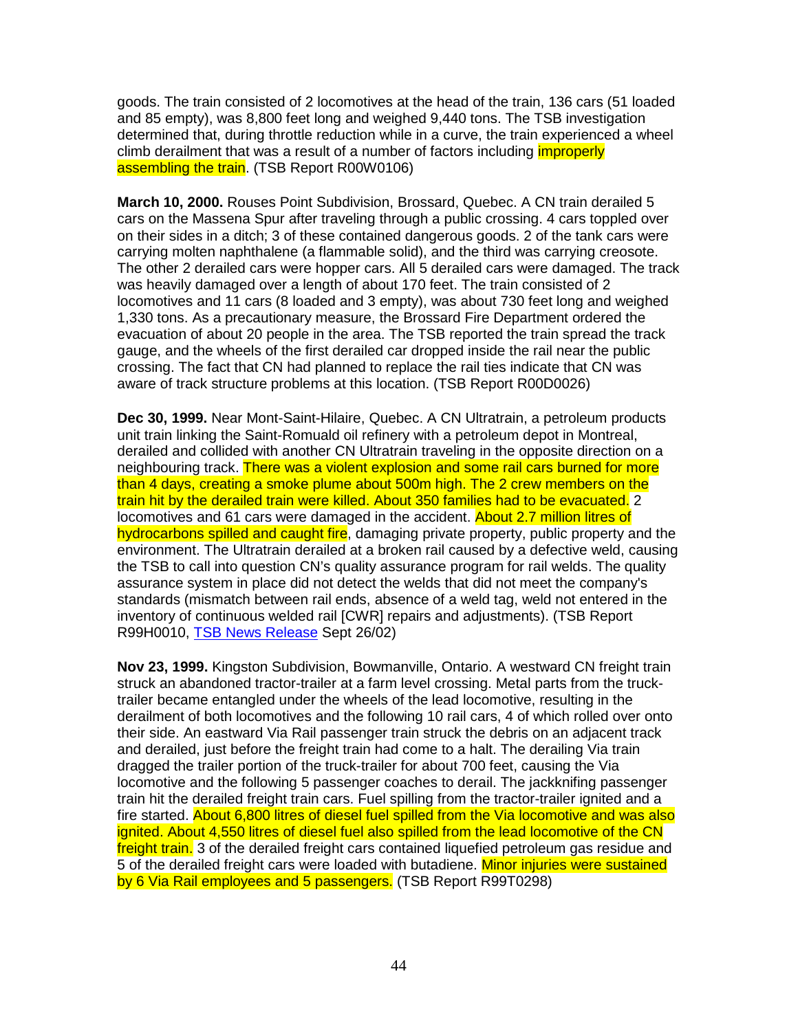goods. The train consisted of 2 locomotives at the head of the train, 136 cars (51 loaded and 85 empty), was 8,800 feet long and weighed 9,440 tons. The TSB investigation determined that, during throttle reduction while in a curve, the train experienced a wheel climb derailment that was a result of a number of factors including improperly assembling the train. (TSB Report R00W0106)

**March 10, 2000.** Rouses Point Subdivision, Brossard, Quebec. A CN train derailed 5 cars on the Massena Spur after traveling through a public crossing. 4 cars toppled over on their sides in a ditch; 3 of these contained dangerous goods. 2 of the tank cars were carrying molten naphthalene (a flammable solid), and the third was carrying creosote. The other 2 derailed cars were hopper cars. All 5 derailed cars were damaged. The track was heavily damaged over a length of about 170 feet. The train consisted of 2 locomotives and 11 cars (8 loaded and 3 empty), was about 730 feet long and weighed 1,330 tons. As a precautionary measure, the Brossard Fire Department ordered the evacuation of about 20 people in the area. The TSB reported the train spread the track gauge, and the wheels of the first derailed car dropped inside the rail near the public crossing. The fact that CN had planned to replace the rail ties indicate that CN was aware of track structure problems at this location. (TSB Report R00D0026)

**Dec 30, 1999.** Near Mont-Saint-Hilaire, Quebec. A CN Ultratrain, a petroleum products unit train linking the Saint-Romuald oil refinery with a petroleum depot in Montreal, derailed and collided with another CN Ultratrain traveling in the opposite direction on a neighbouring track. There was a violent explosion and some rail cars burned for more than 4 days, creating a smoke plume about 500m high. The 2 crew members on the train hit by the derailed train were killed. About 350 families had to be evacuated. 2 locomotives and 61 cars were damaged in the accident. About 2.7 million litres of hydrocarbons spilled and caught fire, damaging private property, public property and the environment. The Ultratrain derailed at a broken rail caused by a defective weld, causing the TSB to call into question CN's quality assurance program for rail welds. The quality assurance system in place did not detect the welds that did not meet the company's standards (mismatch between rail ends, absence of a weld tag, weld not entered in the inventory of continuous welded rail [CWR] repairs and adjustments). (TSB Report R99H0010, TSB News Release Sept 26/02)

**Nov 23, 1999.** Kingston Subdivision, Bowmanville, Ontario. A westward CN freight train struck an abandoned tractor-trailer at a farm level crossing. Metal parts from the truck-trailer became entangled under the wheels of the lead locomotive, resulting in the derailment of both locomotives and the following 10 rail cars, 4 of which rolled over onto their side. An eastward Via Rail passenger train struck the debris on an adjacent track and derailed, just before the freight train had come to a halt. The derailing Via train dragged the trailer portion of the truck-trailer for about 700 feet, causing the Via locomotive and the following 5 passenger coaches to derail. The jackknifing passenger train hit the derailed freight train cars. Fuel spilling from the tractor-trailer ignited and a fire started. About 6,800 litres of diesel fuel spilled from the Via locomotive and was also ignited. About 4,550 litres of diesel fuel also spilled from the lead locomotive of the CN freight train. 3 of the derailed freight cars contained liquefied petroleum gas residue and 5 of the derailed freight cars were loaded with butadiene. Minor injuries were sustained by 6 Via Rail employees and 5 passengers. (TSB Report R99T0298)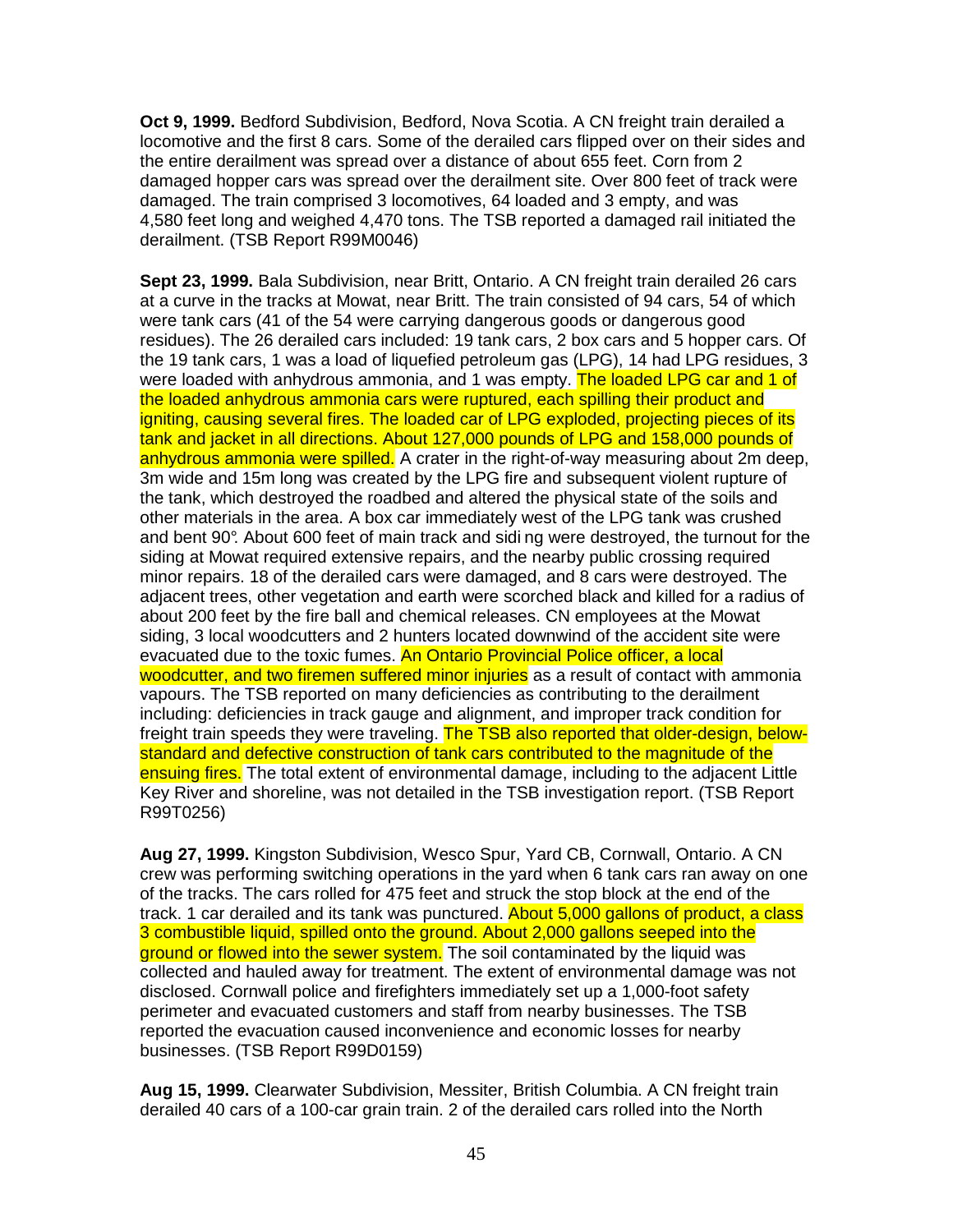**Oct 9, 1999.** Bedford Subdivision, Bedford, Nova Scotia. A CN freight train derailed a locomotive and the first 8 cars. Some of the derailed cars flipped over on their sides and the entire derailment was spread over a distance of about 655 feet. Corn from 2 damaged hopper cars was spread over the derailment site. Over 800 feet of track were damaged. The train comprised 3 locomotives, 64 loaded and 3 empty, and was 4,580 feet long and weighed 4,470 tons. The TSB reported a damaged rail initiated the derailment. (TSB Report R99M0046)

**Sept 23, 1999.** Bala Subdivision, near Britt, Ontario. A CN freight train derailed 26 cars at a curve in the tracks at Mowat, near Britt. The train consisted of 94 cars, 54 of which were tank cars (41 of the 54 were carrying dangerous goods or dangerous good residues). The 26 derailed cars included: 19 tank cars, 2 box cars and 5 hopper cars. Of the 19 tank cars, 1 was a load of liquefied petroleum gas (LPG), 14 had LPG residues, 3 were loaded with anhydrous ammonia, and 1 was empty. The loaded LPG car and 1 of the loaded anhydrous ammonia cars were ruptured, each spilling their product and igniting, causing several fires. The loaded car of LPG exploded, projecting pieces of its tank and jacket in all directions. About 127,000 pounds of LPG and 158,000 pounds of anhydrous ammonia were spilled. A crater in the right-of-way measuring about 2m deep, 3m wide and 15m long was created by the LPG fire and subsequent violent rupture of the tank, which destroyed the roadbed and altered the physical state of the soils and other materials in the area. A box car immediately west of the LPG tank was crushed and bent 90°. About 600 feet of main track and siding were destroyed, the turnout for the siding at Mowat required extensive repairs, and the nearby public crossing required minor repairs. 18 of the derailed cars were damaged, and 8 cars were destroyed. The adjacent trees, other vegetation and earth were scorched black and killed for a radius of about 200 feet by the fire ball and chemical releases. CN employees at the Mowat siding, 3 local woodcutters and 2 hunters located downwind of the accident site were evacuated due to the toxic fumes. An Ontario Provincial Police officer, a local woodcutter, and two firemen suffered minor injuries as a result of contact with ammonia vapours. The TSB reported on many deficiencies as contributing to the derailment including: deficiencies in track gauge and alignment, and improper track condition for freight train speeds they were traveling. The TSB also reported that older-design, below-standard and defective construction of tank cars contributed to the magnitude of the ensuing fires. The total extent of environmental damage, including to the adjacent Little Key River and shoreline, was not detailed in the TSB investigation report. (TSB Report R99T0256)

**Aug 27, 1999.** Kingston Subdivision, Wesco Spur, Yard CB, Cornwall, Ontario. A CN crew was performing switching operations in the yard when 6 tank cars ran away on one of the tracks. The cars rolled for 475 feet and struck the stop block at the end of the track. 1 car derailed and its tank was punctured. About 5,000 gallons of product, a class 3 combustible liquid, spilled onto the ground. About 2,000 gallons seeped into the ground or flowed into the sewer system. The soil contaminated by the liquid was collected and hauled away for treatment. The extent of environmental damage was not disclosed. Cornwall police and firefighters immediately set up a 1,000-foot safety perimeter and evacuated customers and staff from nearby businesses. The TSB reported the evacuation caused inconvenience and economic losses for nearby businesses. (TSB Report R99D0159)

**Aug 15, 1999.** Clearwater Subdivision, Messiter, British Columbia. A CN freight train derailed 40 cars of a 100-car grain train. 2 of the derailed cars rolled into the North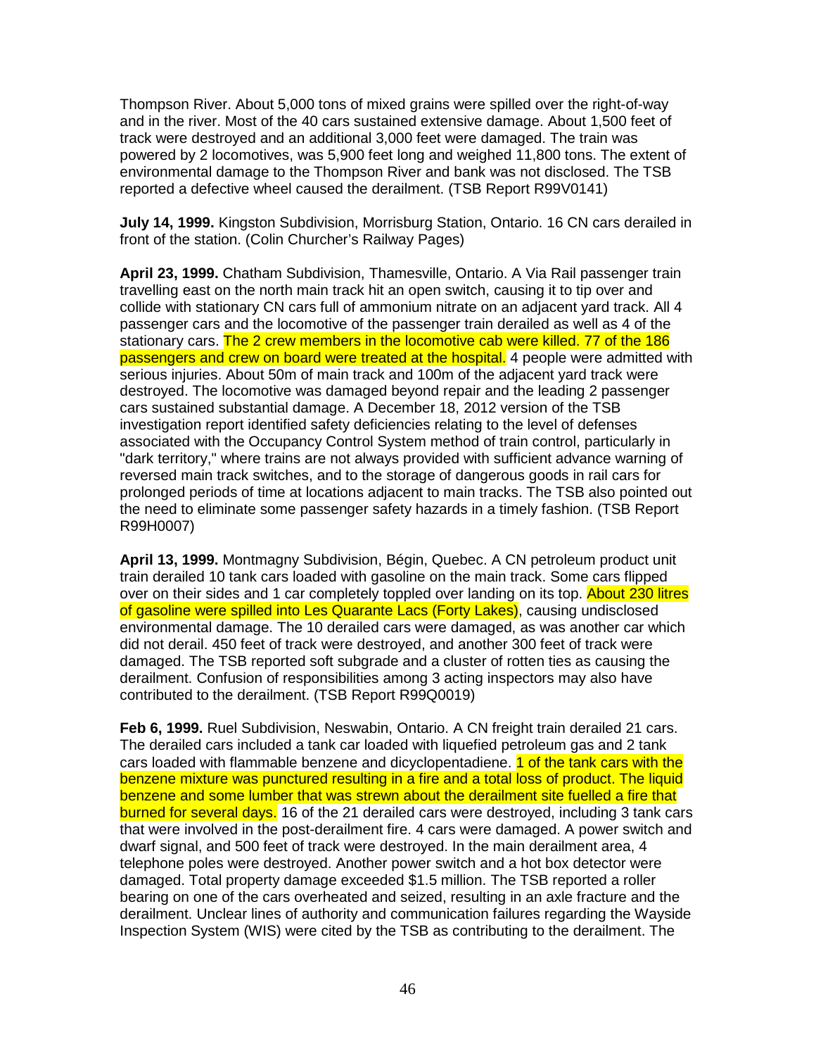Thompson River. About 5,000 tons of mixed grains were spilled over the right-of-way and in the river. Most of the 40 cars sustained extensive damage. About 1,500 feet of track were destroyed and an additional 3,000 feet were damaged. The train was powered by 2 locomotives, was 5,900 feet long and weighed 11,800 tons. The extent of environmental damage to the Thompson River and bank was not disclosed. The TSB reported a defective wheel caused the derailment. (TSB Report R99V0141)

**July 14, 1999.** Kingston Subdivision, Morrisburg Station, Ontario. 16 CN cars derailed in front of the station. (Colin Churcher's Railway Pages)

**April 23, 1999.** Chatham Subdivision, Thamesville, Ontario. A Via Rail passenger train travelling east on the north main track hit an open switch, causing it to tip over and collide with stationary CN cars full of ammonium nitrate on an adjacent yard track. All 4 passenger cars and the locomotive of the passenger train derailed as well as 4 of the stationary cars. The 2 crew members in the locomotive cab were killed. 77 of the 186 passengers and crew on board were treated at the hospital. 4 people were admitted with serious injuries. About 50m of main track and 100m of the adjacent yard track were destroyed. The locomotive was damaged beyond repair and the leading 2 passenger cars sustained substantial damage. A December 18, 2012 version of the TSB investigation report identified safety deficiencies relating to the level of defenses associated with the Occupancy Control System method of train control, particularly in "dark territory," where trains are not always provided with sufficient advance warning of reversed main track switches, and to the storage of dangerous goods in rail cars for prolonged periods of time at locations adjacent to main tracks. The TSB also pointed out the need to eliminate some passenger safety hazards in a timely fashion. (TSB Report R99H0007)

**April 13, 1999.** Montmagny Subdivision, Bégin, Quebec. A CN petroleum product unit train derailed 10 tank cars loaded with gasoline on the main track. Some cars flipped over on their sides and 1 car completely toppled over landing on its top. About 230 litres of gasoline were spilled into Les Quarante Lacs (Forty Lakes), causing undisclosed environmental damage. The 10 derailed cars were damaged, as was another car which did not derail. 450 feet of track were destroyed, and another 300 feet of track were damaged. The TSB reported soft subgrade and a cluster of rotten ties as causing the derailment. Confusion of responsibilities among 3 acting inspectors may also have contributed to the derailment. (TSB Report R99Q0019)

**Feb 6, 1999.** Ruel Subdivision, Neswabin, Ontario. A CN freight train derailed 21 cars. The derailed cars included a tank car loaded with liquefied petroleum gas and 2 tank cars loaded with flammable benzene and dicyclopentadiene. 1 of the tank cars with the benzene mixture was punctured resulting in a fire and a total loss of product. The liquid benzene and some lumber that was strewn about the derailment site fuelled a fire that burned for several days. 16 of the 21 derailed cars were destroyed, including 3 tank cars that were involved in the post-derailment fire. 4 cars were damaged. A power switch and dwarf signal, and 500 feet of track were destroyed. In the main derailment area, 4 telephone poles were destroyed. Another power switch and a hot box detector were damaged. Total property damage exceeded $1.5 million. The TSB reported a roller bearing on one of the cars overheated and seized, resulting in an axle fracture and the derailment. Unclear lines of authority and communication failures regarding the Wayside Inspection System (WIS) were cited by the TSB as contributing to the derailment. The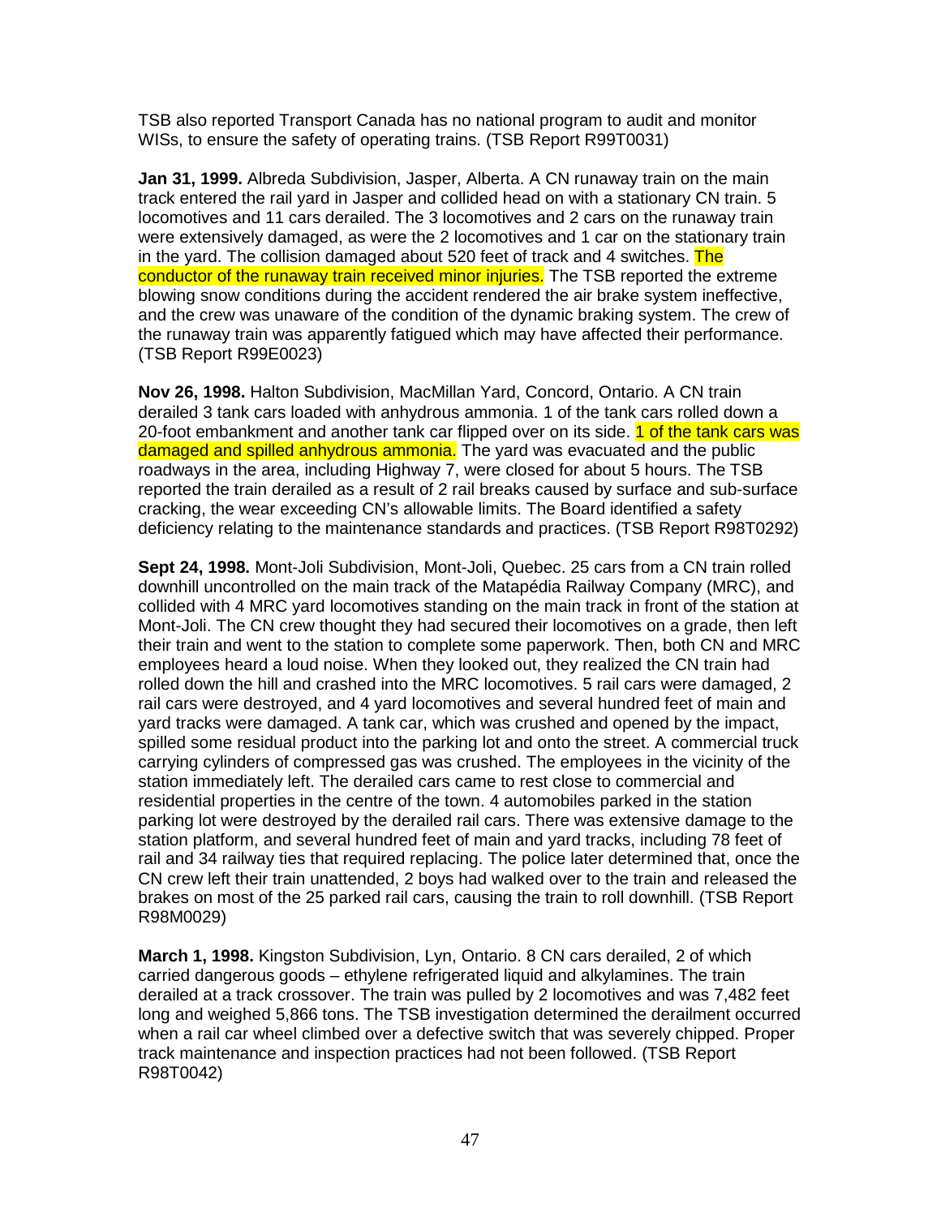TSB also reported Transport Canada has no national program to audit and monitor WISs, to ensure the safety of operating trains. (TSB Report R99T0031)

**Jan 31, 1999.** Albreda Subdivision, Jasper, Alberta. A CN runaway train on the main track entered the rail yard in Jasper and collided head on with a stationary CN train. 5 locomotives and 11 cars derailed. The 3 locomotives and 2 cars on the runaway train were extensively damaged, as were the 2 locomotives and 1 car on the stationary train in the yard. The collision damaged about 520 feet of track and 4 switches. The conductor of the runaway train received minor injuries. The TSB reported the extreme blowing snow conditions during the accident rendered the air brake system ineffective, and the crew was unaware of the condition of the dynamic braking system. The crew of the runaway train was apparently fatigued which may have affected their performance. (TSB Report R99E0023)

**Nov 26, 1998.** Halton Subdivision, MacMillan Yard, Concord, Ontario. A CN train derailed 3 tank cars loaded with anhydrous ammonia. 1 of the tank cars rolled down a 20-foot embankment and another tank car flipped over on its side. 1 of the tank cars was damaged and spilled anhydrous ammonia. The yard was evacuated and the public roadways in the area, including Highway 7, were closed for about 5 hours. The TSB reported the train derailed as a result of 2 rail breaks caused by surface and sub-surface cracking, the wear exceeding CN's allowable limits. The Board identified a safety deficiency relating to the maintenance standards and practices. (TSB Report R98T0292)

**Sept 24, 1998.** Mont-Joli Subdivision, Mont-Joli, Quebec. 25 cars from a CN train rolled downhill uncontrolled on the main track of the Matapédia Railway Company (MRC), and collided with 4 MRC yard locomotives standing on the main track in front of the station at Mont-Joli. The CN crew thought they had secured their locomotives on a grade, then left their train and went to the station to complete some paperwork. Then, both CN and MRC employees heard a loud noise. When they looked out, they realized the CN train had rolled down the hill and crashed into the MRC locomotives. 5 rail cars were damaged, 2 rail cars were destroyed, and 4 yard locomotives and several hundred feet of main and yard tracks were damaged. A tank car, which was crushed and opened by the impact, spilled some residual product into the parking lot and onto the street. A commercial truck carrying cylinders of compressed gas was crushed. The employees in the vicinity of the station immediately left. The derailed cars came to rest close to commercial and residential properties in the centre of the town. 4 automobiles parked in the station parking lot were destroyed by the derailed rail cars. There was extensive damage to the station platform, and several hundred feet of main and yard tracks, including 78 feet of rail and 34 railway ties that required replacing. The police later determined that, once the CN crew left their train unattended, 2 boys had walked over to the train and released the brakes on most of the 25 parked rail cars, causing the train to roll downhill. (TSB Report R98M0029)

**March 1, 1998.** Kingston Subdivision, Lyn, Ontario. 8 CN cars derailed, 2 of which carried dangerous goods – ethylene refrigerated liquid and alkylamines. The train derailed at a track crossover. The train was pulled by 2 locomotives and was 7,482 feet long and weighed 5,866 tons. The TSB investigation determined the derailment occurred when a rail car wheel climbed over a defective switch that was severely chipped. Proper track maintenance and inspection practices had not been followed. (TSB Report R98T0042)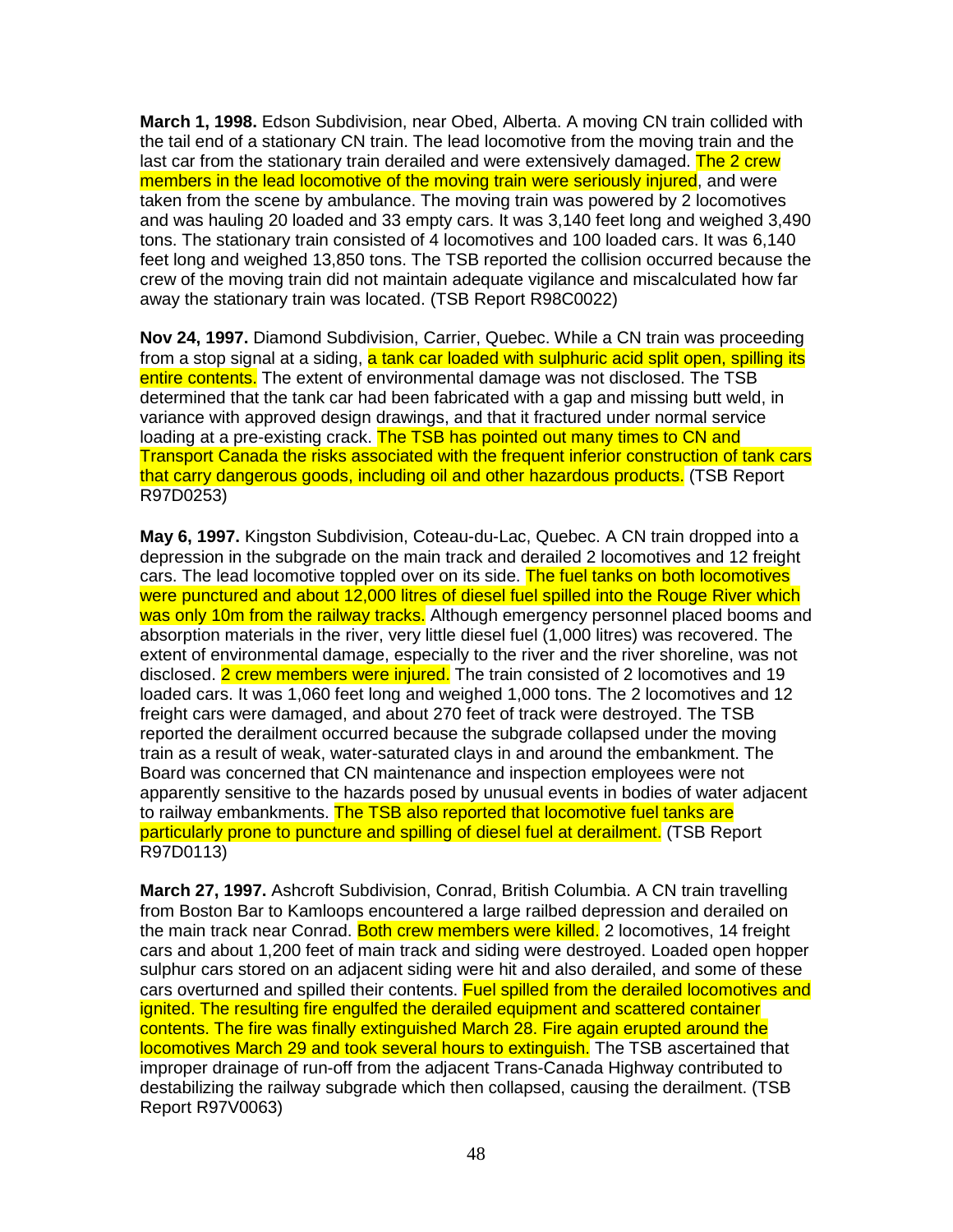**March 1, 1998.** Edson Subdivision, near Obed, Alberta. A moving CN train collided with the tail end of a stationary CN train. The lead locomotive from the moving train and the last car from the stationary train derailed and were extensively damaged. The 2 crew members in the lead locomotive of the moving train were seriously injured, and were taken from the scene by ambulance. The moving train was powered by 2 locomotives and was hauling 20 loaded and 33 empty cars. It was 3,140 feet long and weighed 3,490 tons. The stationary train consisted of 4 locomotives and 100 loaded cars. It was 6,140 feet long and weighed 13,850 tons. The TSB reported the collision occurred because the crew of the moving train did not maintain adequate vigilance and miscalculated how far away the stationary train was located. (TSB Report R98C0022)

**Nov 24, 1997.** Diamond Subdivision, Carrier, Quebec. While a CN train was proceeding from a stop signal at a siding, a tank car loaded with sulphuric acid split open, spilling its entire contents. The extent of environmental damage was not disclosed. The TSB determined that the tank car had been fabricated with a gap and missing butt weld, in variance with approved design drawings, and that it fractured under normal service loading at a pre-existing crack. The TSB has pointed out many times to CN and Transport Canada the risks associated with the frequent inferior construction of tank cars that carry dangerous goods, including oil and other hazardous products. (TSB Report R97D0253)

**May 6, 1997.** Kingston Subdivision, Coteau-du-Lac, Quebec. A CN train dropped into a depression in the subgrade on the main track and derailed 2 locomotives and 12 freight cars. The lead locomotive toppled over on its side. The fuel tanks on both locomotives were punctured and about 12,000 litres of diesel fuel spilled into the Rouge River which was only 10m from the railway tracks. Although emergency personnel placed booms and absorption materials in the river, very little diesel fuel (1,000 litres) was recovered. The extent of environmental damage, especially to the river and the river shoreline, was not disclosed. 2 crew members were injured. The train consisted of 2 locomotives and 19 loaded cars. It was 1,060 feet long and weighed 1,000 tons. The 2 locomotives and 12 freight cars were damaged, and about 270 feet of track were destroyed. The TSB reported the derailment occurred because the subgrade collapsed under the moving train as a result of weak, water-saturated clays in and around the embankment. The Board was concerned that CN maintenance and inspection employees were not apparently sensitive to the hazards posed by unusual events in bodies of water adjacent to railway embankments. The TSB also reported that locomotive fuel tanks are particularly prone to puncture and spilling of diesel fuel at derailment. (TSB Report R97D0113)

**March 27, 1997.** Ashcroft Subdivision, Conrad, British Columbia. A CN train travelling from Boston Bar to Kamloops encountered a large railbed depression and derailed on the main track near Conrad. Both crew members were killed. 2 locomotives, 14 freight cars and about 1,200 feet of main track and siding were destroyed. Loaded open hopper sulphur cars stored on an adjacent siding were hit and also derailed, and some of these cars overturned and spilled their contents. Fuel spilled from the derailed locomotives and ignited. The resulting fire engulfed the derailed equipment and scattered container contents. The fire was finally extinguished March 28. Fire again erupted around the locomotives March 29 and took several hours to extinguish. The TSB ascertained that improper drainage of run-off from the adjacent Trans-Canada Highway contributed to destabilizing the railway subgrade which then collapsed, causing the derailment. (TSB Report R97V0063)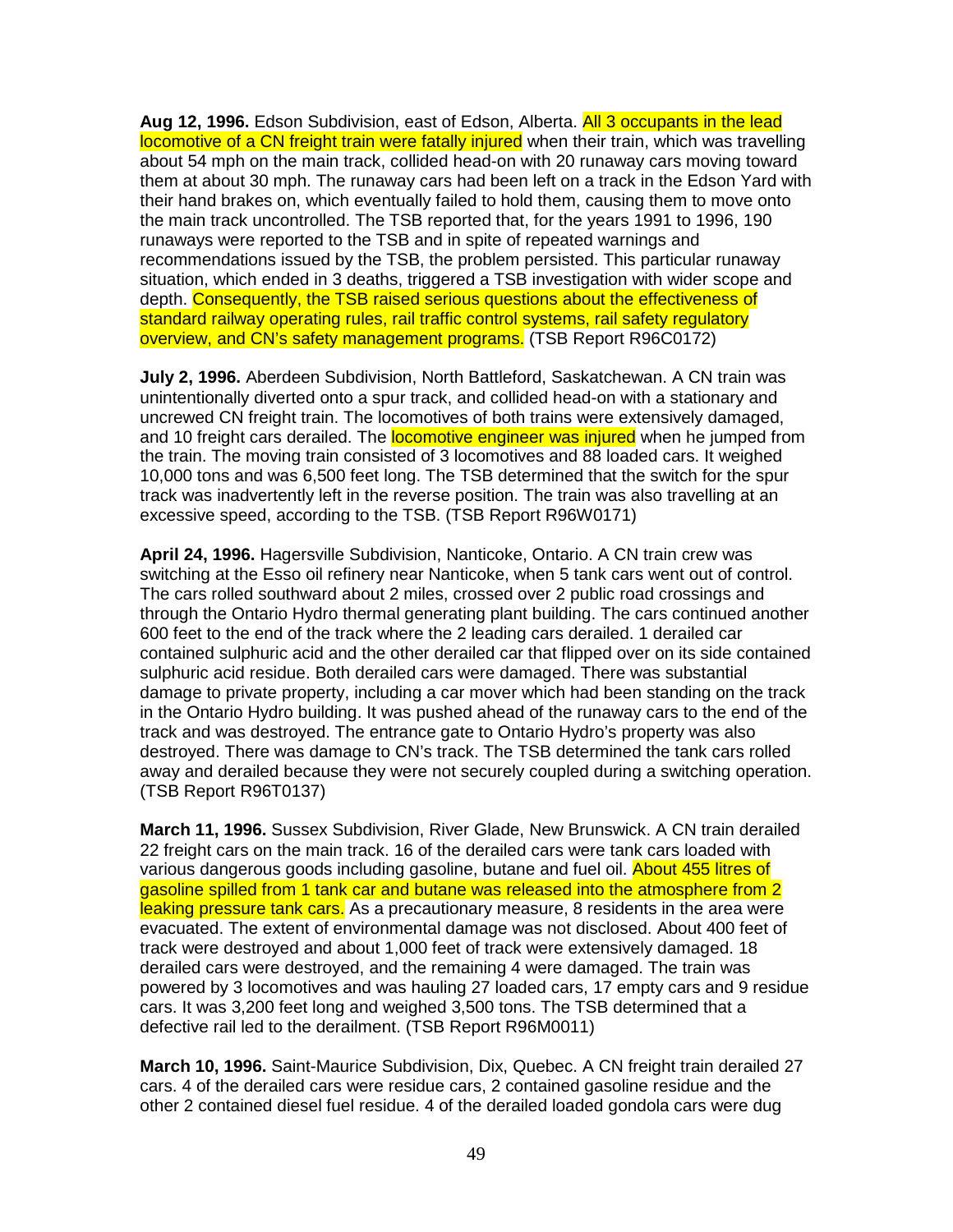**Aug 12, 1996.** Edson Subdivision, east of Edson, Alberta. All 3 occupants in the lead locomotive of a CN freight train were fatally injured when their train, which was travelling about 54 mph on the main track, collided head-on with 20 runaway cars moving toward them at about 30 mph. The runaway cars had been left on a track in the Edson Yard with their hand brakes on, which eventually failed to hold them, causing them to move onto the main track uncontrolled. The TSB reported that, for the years 1991 to 1996, 190 runaways were reported to the TSB and in spite of repeated warnings and recommendations issued by the TSB, the problem persisted. This particular runaway situation, which ended in 3 deaths, triggered a TSB investigation with wider scope and depth. Consequently, the TSB raised serious questions about the effectiveness of standard railway operating rules, rail traffic control systems, rail safety regulatory overview, and CN's safety management programs. (TSB Report R96C0172)

**July 2, 1996.** Aberdeen Subdivision, North Battleford, Saskatchewan. A CN train was unintentionally diverted onto a spur track, and collided head-on with a stationary and uncrewed CN freight train. The locomotives of both trains were extensively damaged, and 10 freight cars derailed. The locomotive engineer was injured when he jumped from the train. The moving train consisted of 3 locomotives and 88 loaded cars. It weighed 10,000 tons and was 6,500 feet long. The TSB determined that the switch for the spur track was inadvertently left in the reverse position. The train was also travelling at an excessive speed, according to the TSB. (TSB Report R96W0171)

**April 24, 1996.** Hagersville Subdivision, Nanticoke, Ontario. A CN train crew was switching at the Esso oil refinery near Nanticoke, when 5 tank cars went out of control. The cars rolled southward about 2 miles, crossed over 2 public road crossings and through the Ontario Hydro thermal generating plant building. The cars continued another 600 feet to the end of the track where the 2 leading cars derailed. 1 derailed car contained sulphuric acid and the other derailed car that flipped over on its side contained sulphuric acid residue. Both derailed cars were damaged. There was substantial damage to private property, including a car mover which had been standing on the track in the Ontario Hydro building. It was pushed ahead of the runaway cars to the end of the track and was destroyed. The entrance gate to Ontario Hydro's property was also destroyed. There was damage to CN's track. The TSB determined the tank cars rolled away and derailed because they were not securely coupled during a switching operation. (TSB Report R96T0137)

**March 11, 1996.** Sussex Subdivision, River Glade, New Brunswick. A CN train derailed 22 freight cars on the main track. 16 of the derailed cars were tank cars loaded with various dangerous goods including gasoline, butane and fuel oil. About 455 litres of gasoline spilled from 1 tank car and butane was released into the atmosphere from 2 leaking pressure tank cars. As a precautionary measure, 8 residents in the area were evacuated. The extent of environmental damage was not disclosed. About 400 feet of track were destroyed and about 1,000 feet of track were extensively damaged. 18 derailed cars were destroyed, and the remaining 4 were damaged. The train was powered by 3 locomotives and was hauling 27 loaded cars, 17 empty cars and 9 residue cars. It was 3,200 feet long and weighed 3,500 tons. The TSB determined that a defective rail led to the derailment. (TSB Report R96M0011)

**March 10, 1996.** Saint-Maurice Subdivision, Dix, Quebec. A CN freight train derailed 27 cars. 4 of the derailed cars were residue cars, 2 contained gasoline residue and the other 2 contained diesel fuel residue. 4 of the derailed loaded gondola cars were dug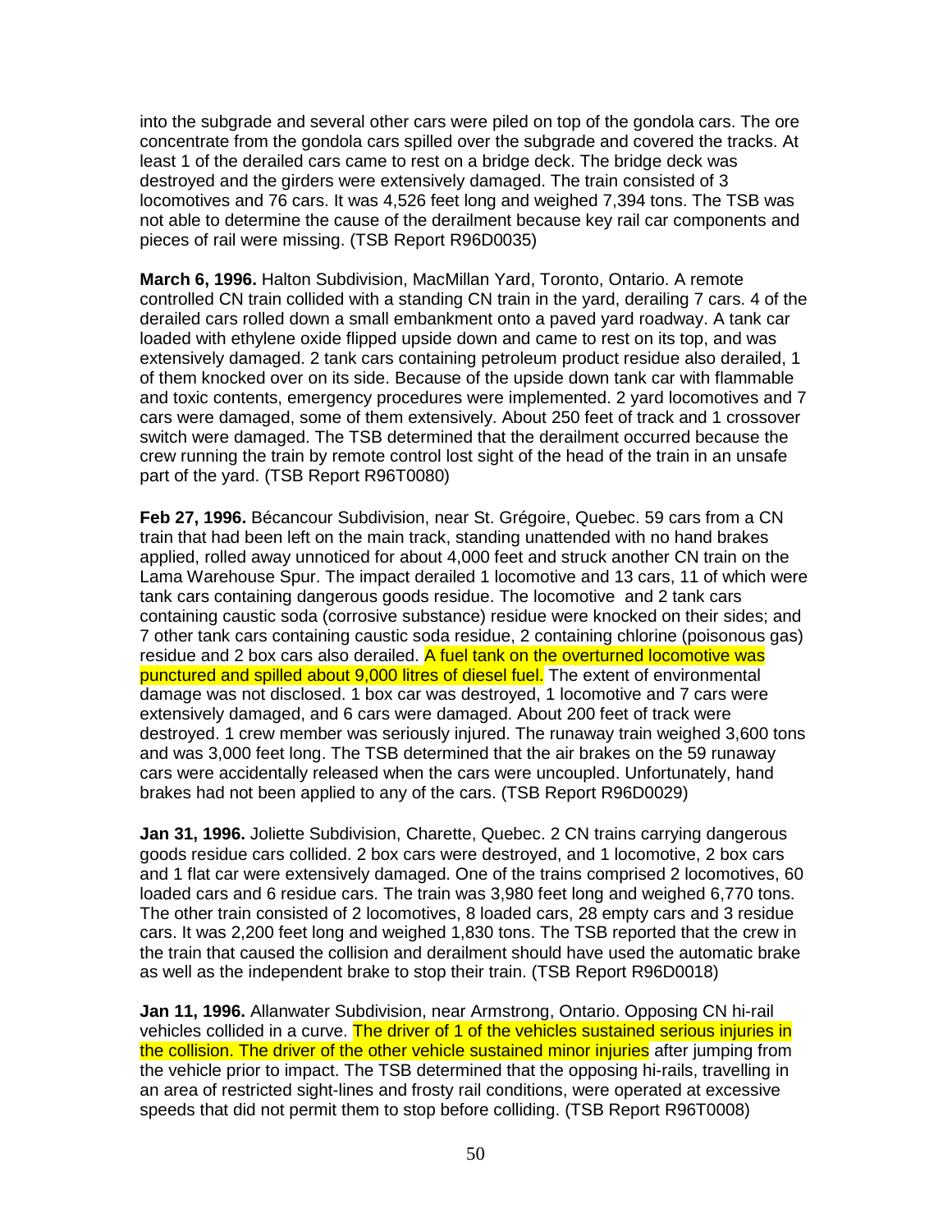into the subgrade and several other cars were piled on top of the gondola cars. The ore concentrate from the gondola cars spilled over the subgrade and covered the tracks. At least 1 of the derailed cars came to rest on a bridge deck. The bridge deck was destroyed and the girders were extensively damaged. The train consisted of 3 locomotives and 76 cars. It was 4,526 feet long and weighed 7,394 tons. The TSB was not able to determine the cause of the derailment because key rail car components and pieces of rail were missing. (TSB Report R96D0035)

**March 6, 1996.** Halton Subdivision, MacMillan Yard, Toronto, Ontario. A remote controlled CN train collided with a standing CN train in the yard, derailing 7 cars. 4 of the derailed cars rolled down a small embankment onto a paved yard roadway. A tank car loaded with ethylene oxide flipped upside down and came to rest on its top, and was extensively damaged. 2 tank cars containing petroleum product residue also derailed, 1 of them knocked over on its side. Because of the upside down tank car with flammable and toxic contents, emergency procedures were implemented. 2 yard locomotives and 7 cars were damaged, some of them extensively. About 250 feet of track and 1 crossover switch were damaged. The TSB determined that the derailment occurred because the crew running the train by remote control lost sight of the head of the train in an unsafe part of the yard. (TSB Report R96T0080)

**Feb 27, 1996.** Bécancour Subdivision, near St. Grégoire, Quebec. 59 cars from a CN train that had been left on the main track, standing unattended with no hand brakes applied, rolled away unnoticed for about 4,000 feet and struck another CN train on the Lama Warehouse Spur. The impact derailed 1 locomotive and 13 cars, 11 of which were tank cars containing dangerous goods residue. The locomotive and 2 tank cars containing caustic soda (corrosive substance) residue were knocked on their sides; and 7 other tank cars containing caustic soda residue, 2 containing chlorine (poisonous gas) residue and 2 box cars also derailed. A fuel tank on the overturned locomotive was punctured and spilled about 9,000 litres of diesel fuel. The extent of environmental damage was not disclosed. 1 box car was destroyed, 1 locomotive and 7 cars were extensively damaged, and 6 cars were damaged. About 200 feet of track were destroyed. 1 crew member was seriously injured. The runaway train weighed 3,600 tons and was 3,000 feet long. The TSB determined that the air brakes on the 59 runaway cars were accidentally released when the cars were uncoupled. Unfortunately, hand brakes had not been applied to any of the cars. (TSB Report R96D0029)

**Jan 31, 1996.** Joliette Subdivision, Charette, Quebec. 2 CN trains carrying dangerous goods residue cars collided. 2 box cars were destroyed, and 1 locomotive, 2 box cars and 1 flat car were extensively damaged. One of the trains comprised 2 locomotives, 60 loaded cars and 6 residue cars. The train was 3,980 feet long and weighed 6,770 tons. The other train consisted of 2 locomotives, 8 loaded cars, 28 empty cars and 3 residue cars. It was 2,200 feet long and weighed 1,830 tons. The TSB reported that the crew in the train that caused the collision and derailment should have used the automatic brake as well as the independent brake to stop their train. (TSB Report R96D0018)

**Jan 11, 1996.** Allanwater Subdivision, near Armstrong, Ontario. Opposing CN hi-rail vehicles collided in a curve. The driver of 1 of the vehicles sustained serious injuries in the collision. The driver of the other vehicle sustained minor injuries after jumping from the vehicle prior to impact. The TSB determined that the opposing hi-rails, travelling in an area of restricted sight-lines and frosty rail conditions, were operated at excessive speeds that did not permit them to stop before colliding. (TSB Report R96T0008)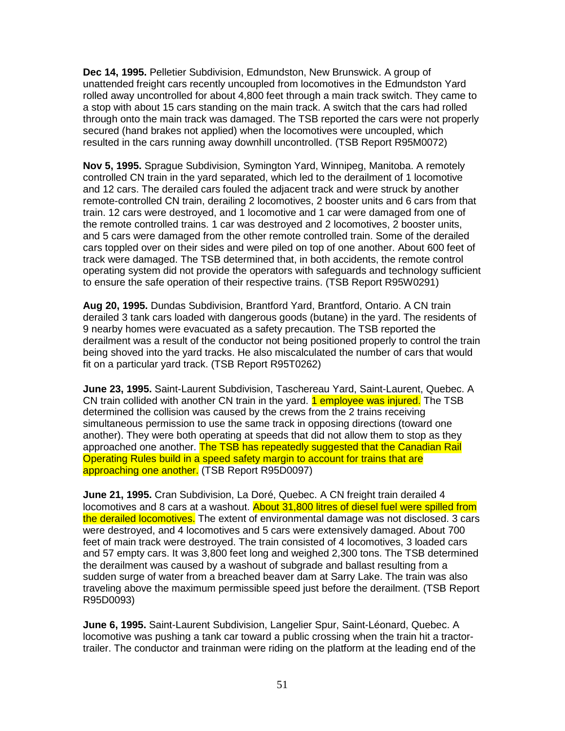**Dec 14, 1995.** Pelletier Subdivision, Edmundston, New Brunswick. A group of unattended freight cars recently uncoupled from locomotives in the Edmundston Yard rolled away uncontrolled for about 4,800 feet through a main track switch. They came to a stop with about 15 cars standing on the main track. A switch that the cars had rolled through onto the main track was damaged. The TSB reported the cars were not properly secured (hand brakes not applied) when the locomotives were uncoupled, which resulted in the cars running away downhill uncontrolled. (TSB Report R95M0072)

**Nov 5, 1995.** Sprague Subdivision, Symington Yard, Winnipeg, Manitoba. A remotely controlled CN train in the yard separated, which led to the derailment of 1 locomotive and 12 cars. The derailed cars fouled the adjacent track and were struck by another remote-controlled CN train, derailing 2 locomotives, 2 booster units and 6 cars from that train. 12 cars were destroyed, and 1 locomotive and 1 car were damaged from one of the remote controlled trains. 1 car was destroyed and 2 locomotives, 2 booster units, and 5 cars were damaged from the other remote controlled train. Some of the derailed cars toppled over on their sides and were piled on top of one another. About 600 feet of track were damaged. The TSB determined that, in both accidents, the remote control operating system did not provide the operators with safeguards and technology sufficient to ensure the safe operation of their respective trains. (TSB Report R95W0291)

**Aug 20, 1995.** Dundas Subdivision, Brantford Yard, Brantford, Ontario. A CN train derailed 3 tank cars loaded with dangerous goods (butane) in the yard. The residents of 9 nearby homes were evacuated as a safety precaution. The TSB reported the derailment was a result of the conductor not being positioned properly to control the train being shoved into the yard tracks. He also miscalculated the number of cars that would fit on a particular yard track. (TSB Report R95T0262)

**June 23, 1995.** Saint-Laurent Subdivision, Taschereau Yard, Saint-Laurent, Quebec. A CN train collided with another CN train in the yard. 1 employee was injured. The TSB determined the collision was caused by the crews from the 2 trains receiving simultaneous permission to use the same track in opposing directions (toward one another). They were both operating at speeds that did not allow them to stop as they approached one another. The TSB has repeatedly suggested that the Canadian Rail Operating Rules build in a speed safety margin to account for trains that are approaching one another. (TSB Report R95D0097)

**June 21, 1995.** Cran Subdivision, La Doré, Quebec. A CN freight train derailed 4 locomotives and 8 cars at a washout. About 31,800 litres of diesel fuel were spilled from the derailed locomotives. The extent of environmental damage was not disclosed. 3 cars were destroyed, and 4 locomotives and 5 cars were extensively damaged. About 700 feet of main track were destroyed. The train consisted of 4 locomotives, 3 loaded cars and 57 empty cars. It was 3,800 feet long and weighed 2,300 tons. The TSB determined the derailment was caused by a washout of subgrade and ballast resulting from a sudden surge of water from a breached beaver dam at Sarry Lake. The train was also traveling above the maximum permissible speed just before the derailment. (TSB Report R95D0093)

**June 6, 1995.** Saint-Laurent Subdivision, Langelier Spur, Saint-Léonard, Quebec. A locomotive was pushing a tank car toward a public crossing when the train hit a tractor-trailer. The conductor and trainman were riding on the platform at the leading end of the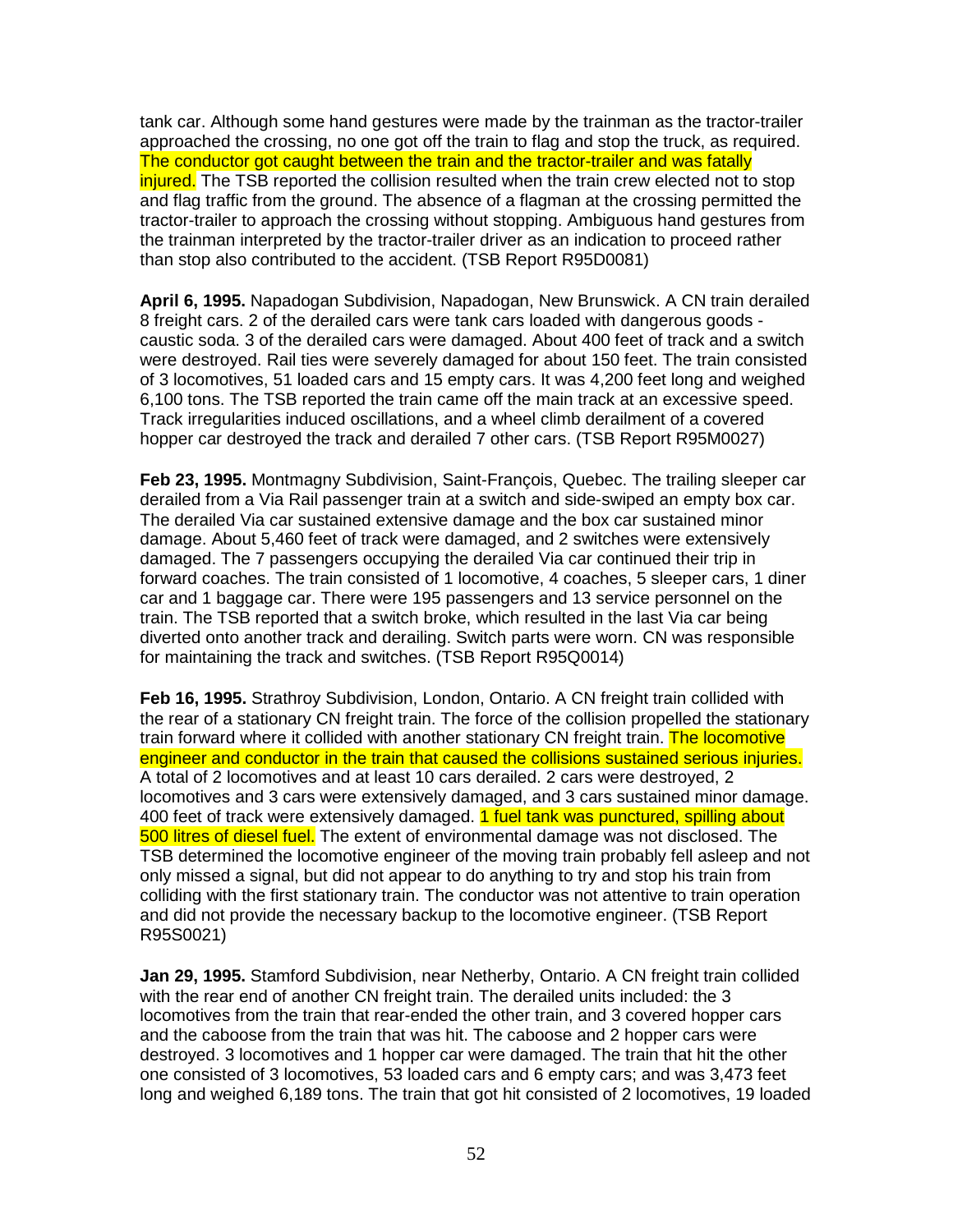tank car. Although some hand gestures were made by the trainman as the tractor-trailer approached the crossing, no one got off the train to flag and stop the truck, as required. The conductor got caught between the train and the tractor-trailer and was fatally injured. The TSB reported the collision resulted when the train crew elected not to stop and flag traffic from the ground. The absence of a flagman at the crossing permitted the tractor-trailer to approach the crossing without stopping. Ambiguous hand gestures from the trainman interpreted by the tractor-trailer driver as an indication to proceed rather than stop also contributed to the accident. (TSB Report R95D0081)

**April 6, 1995.** Napadogan Subdivision, Napadogan, New Brunswick. A CN train derailed 8 freight cars. 2 of the derailed cars were tank cars loaded with dangerous goods - caustic soda. 3 of the derailed cars were damaged. About 400 feet of track and a switch were destroyed. Rail ties were severely damaged for about 150 feet. The train consisted of 3 locomotives, 51 loaded cars and 15 empty cars. It was 4,200 feet long and weighed 6,100 tons. The TSB reported the train came off the main track at an excessive speed. Track irregularities induced oscillations, and a wheel climb derailment of a covered hopper car destroyed the track and derailed 7 other cars. (TSB Report R95M0027)

**Feb 23, 1995.** Montmagny Subdivision, Saint-François, Quebec. The trailing sleeper car derailed from a Via Rail passenger train at a switch and side-swiped an empty box car. The derailed Via car sustained extensive damage and the box car sustained minor damage. About 5,460 feet of track were damaged, and 2 switches were extensively damaged. The 7 passengers occupying the derailed Via car continued their trip in forward coaches. The train consisted of 1 locomotive, 4 coaches, 5 sleeper cars, 1 diner car and 1 baggage car. There were 195 passengers and 13 service personnel on the train. The TSB reported that a switch broke, which resulted in the last Via car being diverted onto another track and derailing. Switch parts were worn. CN was responsible for maintaining the track and switches. (TSB Report R95Q0014)

**Feb 16, 1995.** Strathroy Subdivision, London, Ontario. A CN freight train collided with the rear of a stationary CN freight train. The force of the collision propelled the stationary train forward where it collided with another stationary CN freight train. The locomotive engineer and conductor in the train that caused the collisions sustained serious injuries. A total of 2 locomotives and at least 10 cars derailed. 2 cars were destroyed, 2 locomotives and 3 cars were extensively damaged, and 3 cars sustained minor damage. 400 feet of track were extensively damaged. 1 fuel tank was punctured, spilling about 500 litres of diesel fuel. The extent of environmental damage was not disclosed. The TSB determined the locomotive engineer of the moving train probably fell asleep and not only missed a signal, but did not appear to do anything to try and stop his train from colliding with the first stationary train. The conductor was not attentive to train operation and did not provide the necessary backup to the locomotive engineer. (TSB Report R95S0021)

**Jan 29, 1995.** Stamford Subdivision, near Netherby, Ontario. A CN freight train collided with the rear end of another CN freight train. The derailed units included: the 3 locomotives from the train that rear-ended the other train, and 3 covered hopper cars and the caboose from the train that was hit. The caboose and 2 hopper cars were destroyed. 3 locomotives and 1 hopper car were damaged. The train that hit the other one consisted of 3 locomotives, 53 loaded cars and 6 empty cars; and was 3,473 feet long and weighed 6,189 tons. The train that got hit consisted of 2 locomotives, 19 loaded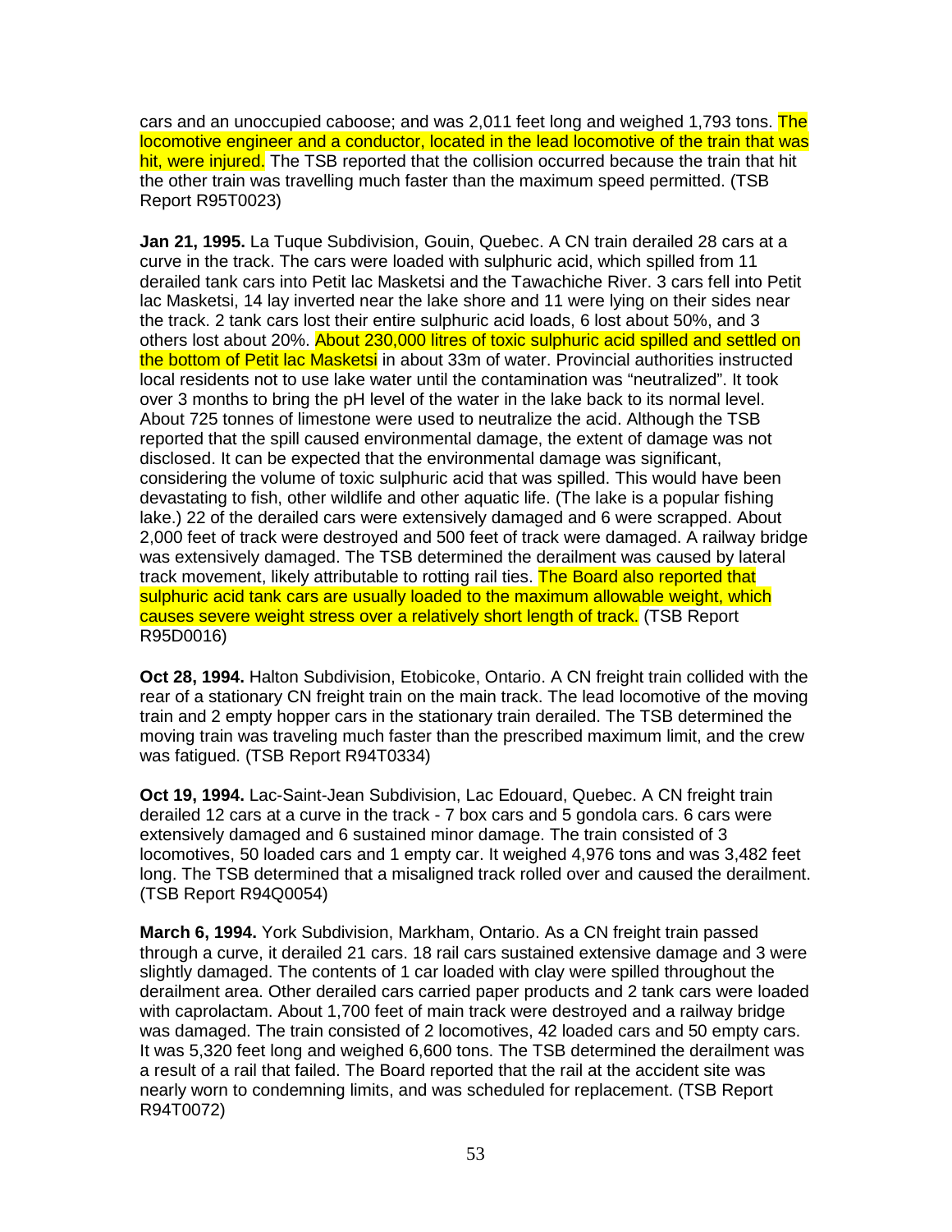cars and an unoccupied caboose; and was 2,011 feet long and weighed 1,793 tons. The locomotive engineer and a conductor, located in the lead locomotive of the train that was hit, were injured. The TSB reported that the collision occurred because the train that hit the other train was travelling much faster than the maximum speed permitted. (TSB Report R95T0023)

**Jan 21, 1995.** La Tuque Subdivision, Gouin, Quebec. A CN train derailed 28 cars at a curve in the track. The cars were loaded with sulphuric acid, which spilled from 11 derailed tank cars into Petit lac Masketsi and the Tawachiche River. 3 cars fell into Petit lac Masketsi, 14 lay inverted near the lake shore and 11 were lying on their sides near the track. 2 tank cars lost their entire sulphuric acid loads, 6 lost about 50%, and 3 others lost about 20%. About 230,000 litres of toxic sulphuric acid spilled and settled on the bottom of Petit lac Masketsi in about 33m of water. Provincial authorities instructed local residents not to use lake water until the contamination was "neutralized". It took over 3 months to bring the pH level of the water in the lake back to its normal level. About 725 tonnes of limestone were used to neutralize the acid. Although the TSB reported that the spill caused environmental damage, the extent of damage was not disclosed. It can be expected that the environmental damage was significant, considering the volume of toxic sulphuric acid that was spilled. This would have been devastating to fish, other wildlife and other aquatic life. (The lake is a popular fishing lake.) 22 of the derailed cars were extensively damaged and 6 were scrapped. About 2,000 feet of track were destroyed and 500 feet of track were damaged. A railway bridge was extensively damaged. The TSB determined the derailment was caused by lateral track movement, likely attributable to rotting rail ties. The Board also reported that sulphuric acid tank cars are usually loaded to the maximum allowable weight, which causes severe weight stress over a relatively short length of track. (TSB Report R95D0016)

**Oct 28, 1994.** Halton Subdivision, Etobicoke, Ontario. A CN freight train collided with the rear of a stationary CN freight train on the main track. The lead locomotive of the moving train and 2 empty hopper cars in the stationary train derailed. The TSB determined the moving train was traveling much faster than the prescribed maximum limit, and the crew was fatigued. (TSB Report R94T0334)

**Oct 19, 1994.** Lac-Saint-Jean Subdivision, Lac Edouard, Quebec. A CN freight train derailed 12 cars at a curve in the track - 7 box cars and 5 gondola cars. 6 cars were extensively damaged and 6 sustained minor damage. The train consisted of 3 locomotives, 50 loaded cars and 1 empty car. It weighed 4,976 tons and was 3,482 feet long. The TSB determined that a misaligned track rolled over and caused the derailment. (TSB Report R94Q0054)

**March 6, 1994.** York Subdivision, Markham, Ontario. As a CN freight train passed through a curve, it derailed 21 cars. 18 rail cars sustained extensive damage and 3 were slightly damaged. The contents of 1 car loaded with clay were spilled throughout the derailment area. Other derailed cars carried paper products and 2 tank cars were loaded with caprolactam. About 1,700 feet of main track were destroyed and a railway bridge was damaged. The train consisted of 2 locomotives, 42 loaded cars and 50 empty cars. It was 5,320 feet long and weighed 6,600 tons. The TSB determined the derailment was a result of a rail that failed. The Board reported that the rail at the accident site was nearly worn to condemning limits, and was scheduled for replacement. (TSB Report R94T0072)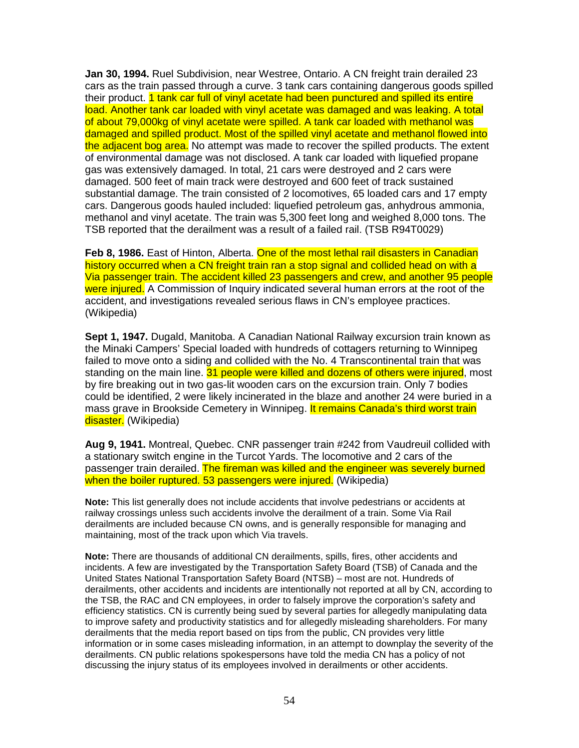**Jan 30, 1994.** Ruel Subdivision, near Westree, Ontario. A CN freight train derailed 23 cars as the train passed through a curve. 3 tank cars containing dangerous goods spilled their product. 1 tank car full of vinyl acetate had been punctured and spilled its entire load. Another tank car loaded with vinyl acetate was damaged and was leaking. A total of about 79,000kg of vinyl acetate were spilled. A tank car loaded with methanol was damaged and spilled product. Most of the spilled vinyl acetate and methanol flowed into the adjacent bog area. No attempt was made to recover the spilled products. The extent of environmental damage was not disclosed. A tank car loaded with liquefied propane gas was extensively damaged. In total, 21 cars were destroyed and 2 cars were damaged. 500 feet of main track were destroyed and 600 feet of track sustained substantial damage. The train consisted of 2 locomotives, 65 loaded cars and 17 empty cars. Dangerous goods hauled included: liquefied petroleum gas, anhydrous ammonia, methanol and vinyl acetate. The train was 5,300 feet long and weighed 8,000 tons. The TSB reported that the derailment was a result of a failed rail. (TSB R94T0029)

**Feb 8, 1986.** East of Hinton, Alberta. One of the most lethal rail disasters in Canadian history occurred when a CN freight train ran a stop signal and collided head on with a Via passenger train. The accident killed 23 passengers and crew, and another 95 people were injured. A Commission of Inquiry indicated several human errors at the root of the accident, and investigations revealed serious flaws in CN's employee practices. (Wikipedia)

**Sept 1, 1947.** Dugald, Manitoba. A Canadian National Railway excursion train known as the Minaki Campers' Special loaded with hundreds of cottagers returning to Winnipeg failed to move onto a siding and collided with the No. 4 Transcontinental train that was standing on the main line. 31 people were killed and dozens of others were injured, most by fire breaking out in two gas-lit wooden cars on the excursion train. Only 7 bodies could be identified, 2 were likely incinerated in the blaze and another 24 were buried in a mass grave in Brookside Cemetery in Winnipeg. It remains Canada's third worst train disaster. (Wikipedia)

**Aug 9, 1941.** Montreal, Quebec. CNR passenger train #242 from Vaudreuil collided with a stationary switch engine in the Turcot Yards. The locomotive and 2 cars of the passenger train derailed. The fireman was killed and the engineer was severely burned when the boiler ruptured. 53 passengers were injured. (Wikipedia)

**Note:** This list generally does not include accidents that involve pedestrians or accidents at railway crossings unless such accidents involve the derailment of a train. Some Via Rail derailments are included because CN owns, and is generally responsible for managing and maintaining, most of the track upon which Via travels.

**Note:** There are thousands of additional CN derailments, spills, fires, other accidents and incidents. A few are investigated by the Transportation Safety Board (TSB) of Canada and the United States National Transportation Safety Board (NTSB) – most are not. Hundreds of derailments, other accidents and incidents are intentionally not reported at all by CN, according to the TSB, the RAC and CN employees, in order to falsely improve the corporation's safety and efficiency statistics. CN is currently being sued by several parties for allegedly manipulating data to improve safety and productivity statistics and for allegedly misleading shareholders. For many derailments that the media report based on tips from the public, CN provides very little information or in some cases misleading information, in an attempt to downplay the severity of the derailments. CN public relations spokespersons have told the media CN has a policy of not discussing the injury status of its employees involved in derailments or other accidents.